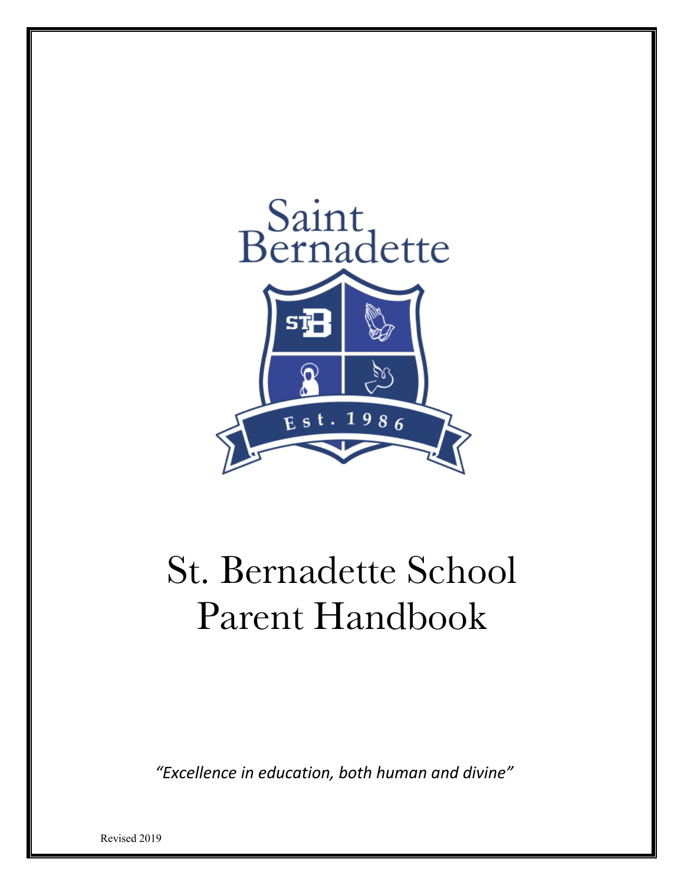Saint Bernadette

Est. 1986

# St. Bernadette School Parent Handbook

*"Excellence in education, both human and divine"*

Revised 2019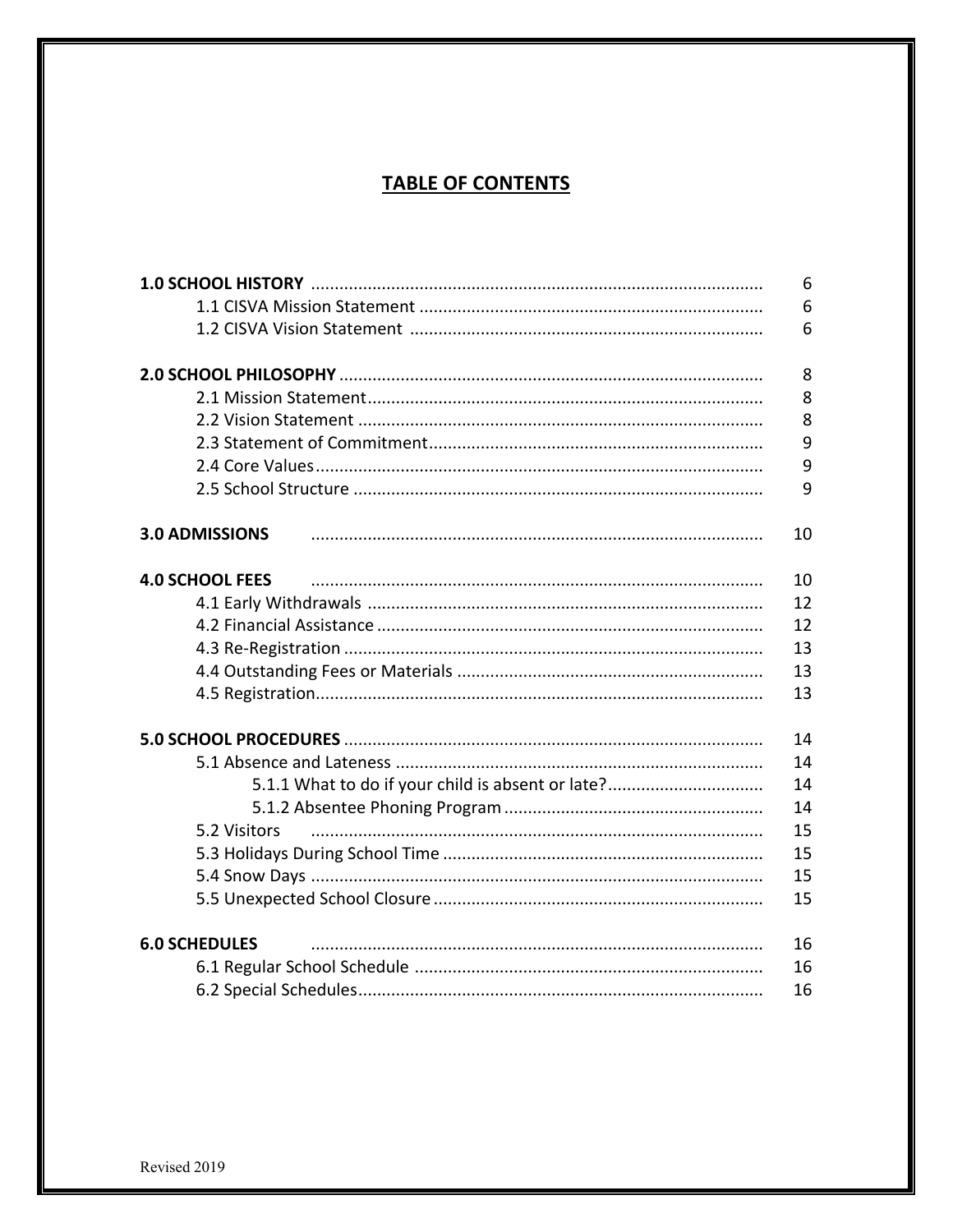# TABLE OF CONTENTS

| | |
|---|---|
| **1.0 SCHOOL HISTORY** | 6 |
| 1.1 CISVA Mission Statement | 6 |
| 1.2 CISVA Vision Statement | 6 |
| **2.0 SCHOOL PHILOSOPHY** | 8 |
| 2.1 Mission Statement | 8 |
| 2.2 Vision Statement | 8 |
| 2.3 Statement of Commitment | 9 |
| 2.4 Core Values | 9 |
| 2.5 School Structure | 9 |
| **3.0 ADMISSIONS** | 10 |
| **4.0 SCHOOL FEES** | 10 |
| 4.1 Early Withdrawals | 12 |
| 4.2 Financial Assistance | 12 |
| 4.3 Re-Registration | 13 |
| 4.4 Outstanding Fees or Materials | 13 |
| 4.5 Registration | 13 |
| **5.0 SCHOOL PROCEDURES** | 14 |
| 5.1 Absence and Lateness | 14 |
| 5.1.1 What to do if your child is absent or late? | 14 |
| 5.1.2 Absentee Phoning Program | 14 |
| 5.2 Visitors | 15 |
| 5.3 Holidays During School Time | 15 |
| 5.4 Snow Days | 15 |
| 5.5 Unexpected School Closure | 15 |
| **6.0 SCHEDULES** | 16 |
| 6.1 Regular School Schedule | 16 |
| 6.2 Special Schedules | 16 |

Revised 2019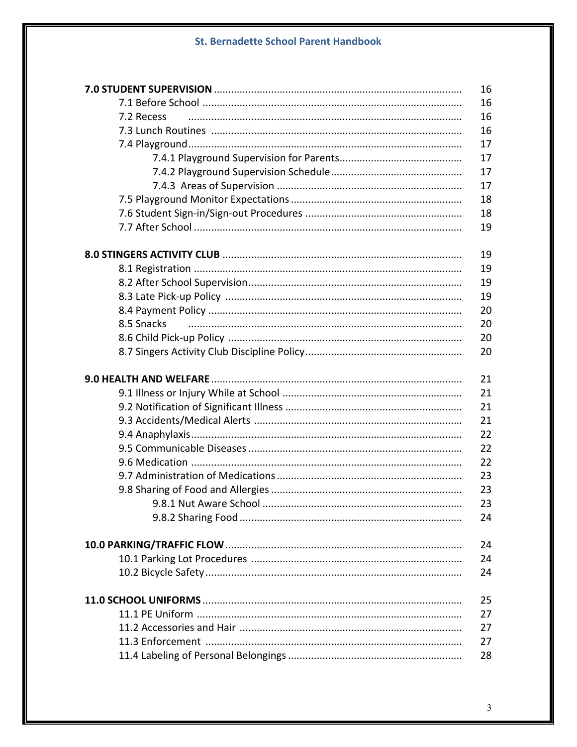| | |
|---|---|
| **7.0 STUDENT SUPERVISION** | 16 |
| 7.1 Before School | 16 |
| 7.2 Recess | 16 |
| 7.3 Lunch Routines | 16 |
| 7.4 Playground | 17 |
| 7.4.1 Playground Supervision for Parents | 17 |
| 7.4.2 Playground Supervision Schedule | 17 |
| 7.4.3 Areas of Supervision | 17 |
| 7.5 Playground Monitor Expectations | 18 |
| 7.6 Student Sign-in/Sign-out Procedures | 18 |
| 7.7 After School | 19 |
| **8.0 STINGERS ACTIVITY CLUB** | 19 |
| 8.1 Registration | 19 |
| 8.2 After School Supervision | 19 |
| 8.3 Late Pick-up Policy | 19 |
| 8.4 Payment Policy | 20 |
| 8.5 Snacks | 20 |
| 8.6 Child Pick-up Policy | 20 |
| 8.7 Singers Activity Club Discipline Policy | 20 |
| **9.0 HEALTH AND WELFARE** | 21 |
| 9.1 Illness or Injury While at School | 21 |
| 9.2 Notification of Significant Illness | 21 |
| 9.3 Accidents/Medical Alerts | 21 |
| 9.4 Anaphylaxis | 22 |
| 9.5 Communicable Diseases | 22 |
| 9.6 Medication | 22 |
| 9.7 Administration of Medications | 23 |
| 9.8 Sharing of Food and Allergies | 23 |
| 9.8.1 Nut Aware School | 23 |
| 9.8.2 Sharing Food | 24 |
| **10.0 PARKING/TRAFFIC FLOW** | 24 |
| 10.1 Parking Lot Procedures | 24 |
| 10.2 Bicycle Safety | 24 |
| **11.0 SCHOOL UNIFORMS** | 25 |
| 11.1 PE Uniform | 27 |
| 11.2 Accessories and Hair | 27 |
| 11.3 Enforcement | 27 |
| 11.4 Labeling of Personal Belongings | 28 |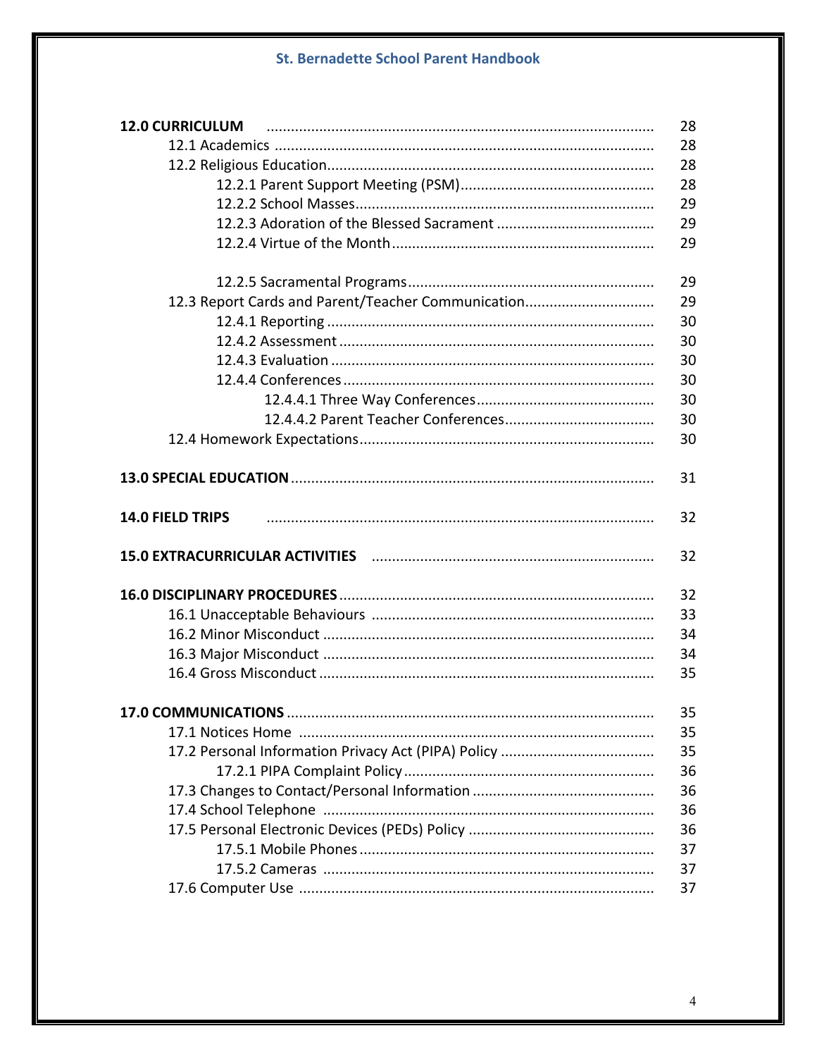| | |
|---|---|
| **12.0 CURRICULUM** | 28 |
| 12.1 Academics | 28 |
| 12.2 Religious Education | 28 |
| 12.2.1 Parent Support Meeting (PSM) | 28 |
| 12.2.2 School Masses | 29 |
| 12.2.3 Adoration of the Blessed Sacrament | 29 |
| 12.2.4 Virtue of the Month | 29 |
| 12.2.5 Sacramental Programs | 29 |
| 12.3 Report Cards and Parent/Teacher Communication | 29 |
| 12.4.1 Reporting | 30 |
| 12.4.2 Assessment | 30 |
| 12.4.3 Evaluation | 30 |
| 12.4.4 Conferences | 30 |
| 12.4.4.1 Three Way Conferences | 30 |
| 12.4.4.2 Parent Teacher Conferences | 30 |
| 12.4 Homework Expectations | 30 |
| **13.0 SPECIAL EDUCATION** | 31 |
| **14.0 FIELD TRIPS** | 32 |
| **15.0 EXTRACURRICULAR ACTIVITIES** | 32 |
| **16.0 DISCIPLINARY PROCEDURES** | 32 |
| 16.1 Unacceptable Behaviours | 33 |
| 16.2 Minor Misconduct | 34 |
| 16.3 Major Misconduct | 34 |
| 16.4 Gross Misconduct | 35 |
| **17.0 COMMUNICATIONS** | 35 |
| 17.1 Notices Home | 35 |
| 17.2 Personal Information Privacy Act (PIPA) Policy | 35 |
| 17.2.1 PIPA Complaint Policy | 36 |
| 17.3 Changes to Contact/Personal Information | 36 |
| 17.4 School Telephone | 36 |
| 17.5 Personal Electronic Devices (PEDs) Policy | 36 |
| 17.5.1 Mobile Phones | 37 |
| 17.5.2 Cameras | 37 |
| 17.6 Computer Use | 37 |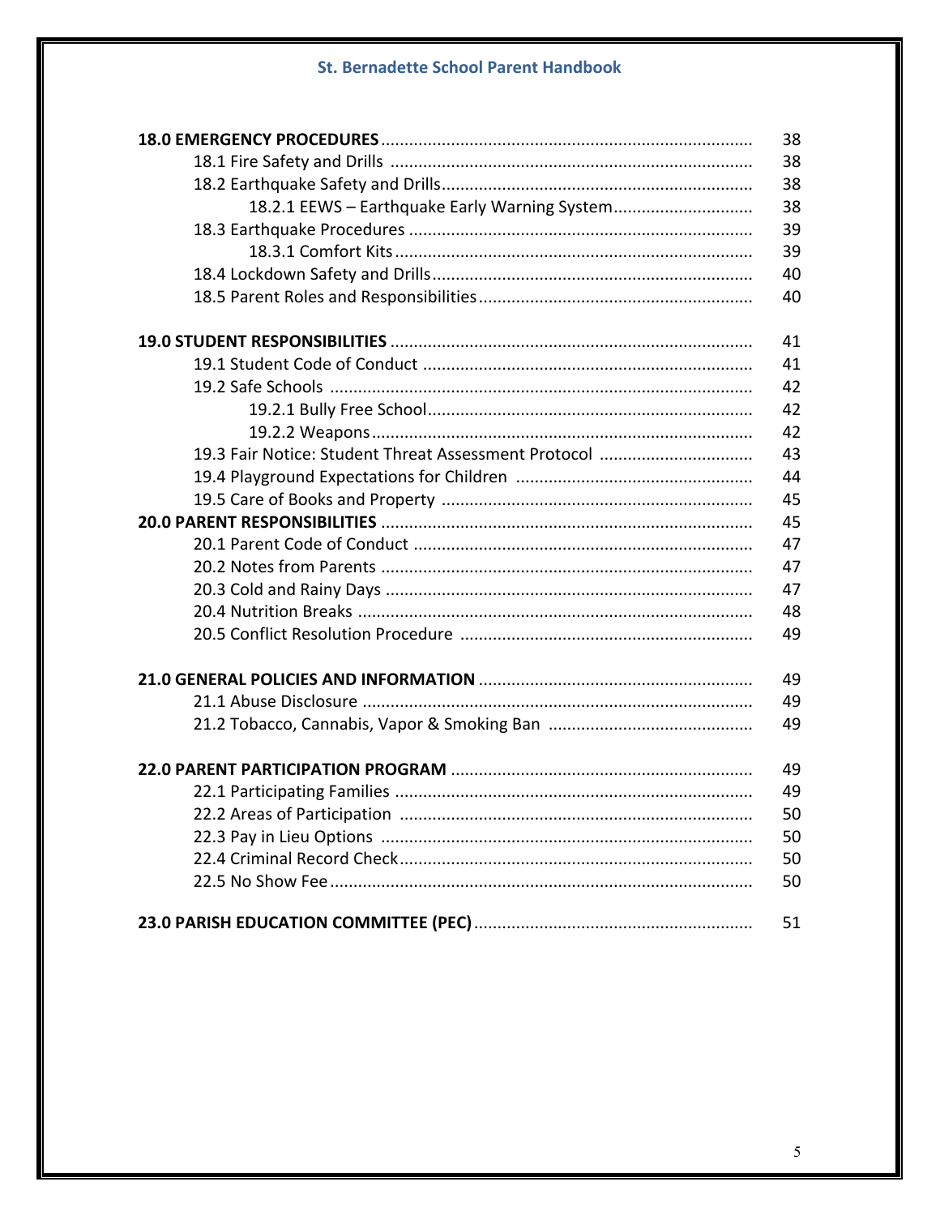| | |
|---|---|
| **18.0 EMERGENCY PROCEDURES** | 38 |
| 18.1 Fire Safety and Drills | 38 |
| 18.2 Earthquake Safety and Drills | 38 |
| 18.2.1 EEWS – Earthquake Early Warning System | 38 |
| 18.3 Earthquake Procedures | 39 |
| 18.3.1 Comfort Kits | 39 |
| 18.4 Lockdown Safety and Drills | 40 |
| 18.5 Parent Roles and Responsibilities | 40 |
| | |
| **19.0 STUDENT RESPONSIBILITIES** | 41 |
| 19.1 Student Code of Conduct | 41 |
| 19.2 Safe Schools | 42 |
| 19.2.1 Bully Free School | 42 |
| 19.2.2 Weapons | 42 |
| 19.3 Fair Notice: Student Threat Assessment Protocol | 43 |
| 19.4 Playground Expectations for Children | 44 |
| 19.5 Care of Books and Property | 45 |
| **20.0 PARENT RESPONSIBILITIES** | 45 |
| 20.1 Parent Code of Conduct | 47 |
| 20.2 Notes from Parents | 47 |
| 20.3 Cold and Rainy Days | 47 |
| 20.4 Nutrition Breaks | 48 |
| 20.5 Conflict Resolution Procedure | 49 |
| | |
| **21.0 GENERAL POLICIES AND INFORMATION** | 49 |
| 21.1 Abuse Disclosure | 49 |
| 21.2 Tobacco, Cannabis, Vapor & Smoking Ban | 49 |
| | |
| **22.0 PARENT PARTICIPATION PROGRAM** | 49 |
| 22.1 Participating Families | 49 |
| 22.2 Areas of Participation | 50 |
| 22.3 Pay in Lieu Options | 50 |
| 22.4 Criminal Record Check | 50 |
| 22.5 No Show Fee | 50 |
| | |
| **23.0 PARISH EDUCATION COMMITTEE (PEC)** | 51 |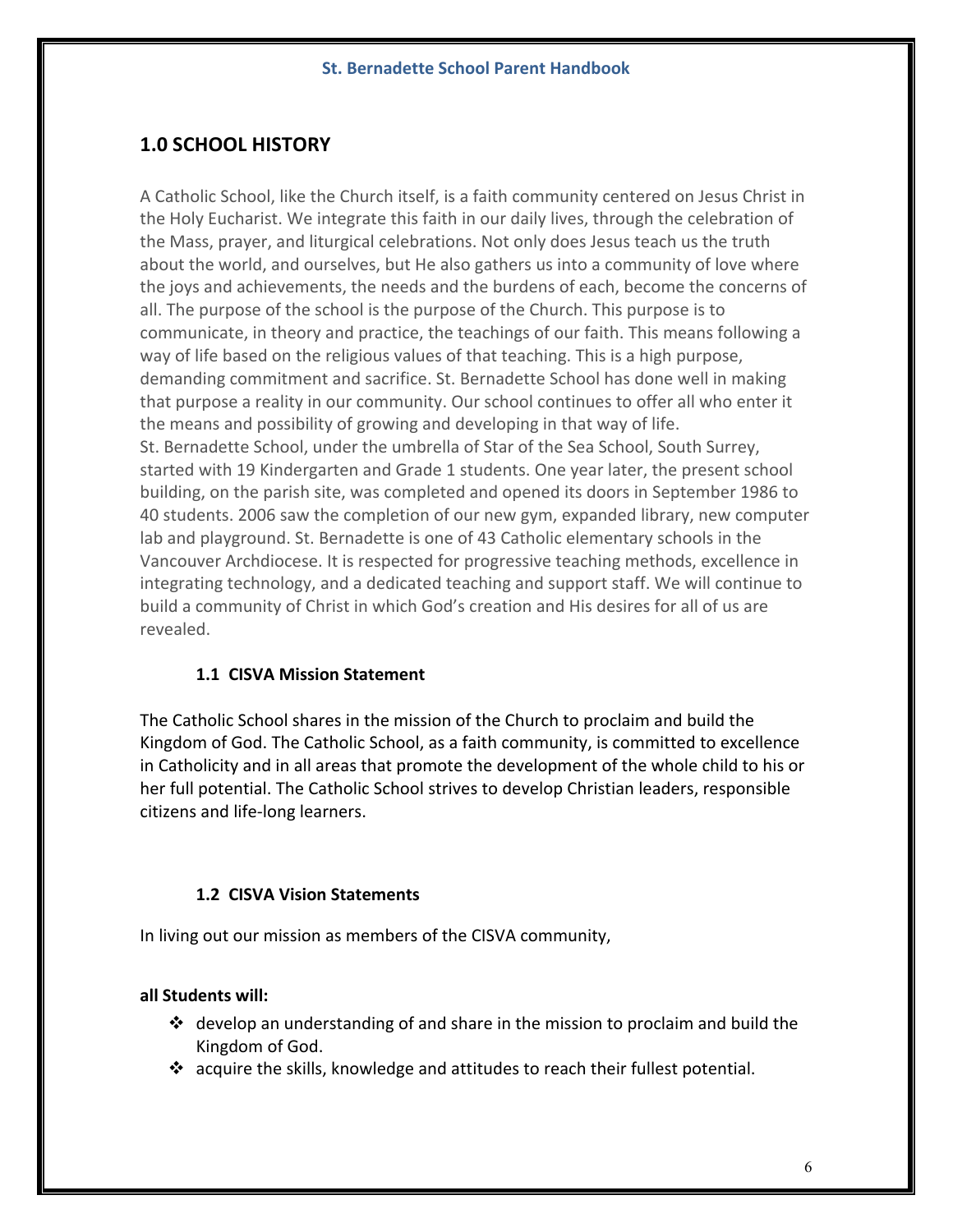## 1.0 SCHOOL HISTORY

A Catholic School, like the Church itself, is a faith community centered on Jesus Christ in the Holy Eucharist. We integrate this faith in our daily lives, through the celebration of the Mass, prayer, and liturgical celebrations. Not only does Jesus teach us the truth about the world, and ourselves, but He also gathers us into a community of love where the joys and achievements, the needs and the burdens of each, become the concerns of all. The purpose of the school is the purpose of the Church. This purpose is to communicate, in theory and practice, the teachings of our faith. This means following a way of life based on the religious values of that teaching. This is a high purpose, demanding commitment and sacrifice. St. Bernadette School has done well in making that purpose a reality in our community. Our school continues to offer all who enter it the means and possibility of growing and developing in that way of life.
St. Bernadette School, under the umbrella of Star of the Sea School, South Surrey, started with 19 Kindergarten and Grade 1 students. One year later, the present school building, on the parish site, was completed and opened its doors in September 1986 to 40 students. 2006 saw the completion of our new gym, expanded library, new computer lab and playground. St. Bernadette is one of 43 Catholic elementary schools in the Vancouver Archdiocese. It is respected for progressive teaching methods, excellence in integrating technology, and a dedicated teaching and support staff. We will continue to build a community of Christ in which God's creation and His desires for all of us are revealed.

### 1.1 CISVA Mission Statement

The Catholic School shares in the mission of the Church to proclaim and build the Kingdom of God. The Catholic School, as a faith community, is committed to excellence in Catholicity and in all areas that promote the development of the whole child to his or her full potential. The Catholic School strives to develop Christian leaders, responsible citizens and life-long learners.

### 1.2 CISVA Vision Statements

In living out our mission as members of the CISVA community,

**all Students will:**

- develop an understanding of and share in the mission to proclaim and build the Kingdom of God.
- acquire the skills, knowledge and attitudes to reach their fullest potential.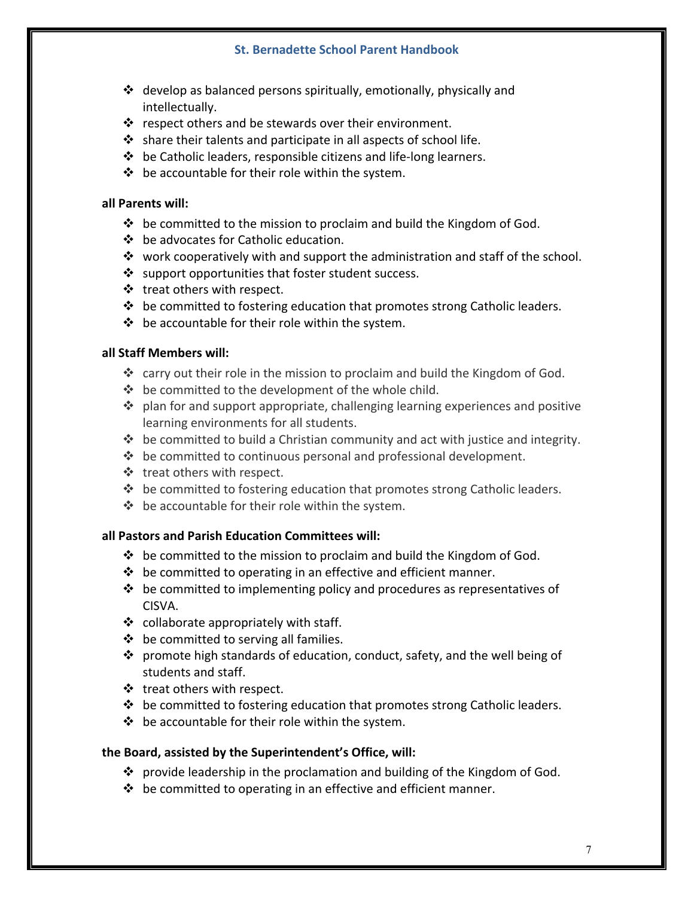- develop as balanced persons spiritually, emotionally, physically and intellectually.
- respect others and be stewards over their environment.
- share their talents and participate in all aspects of school life.
- be Catholic leaders, responsible citizens and life-long learners.
- be accountable for their role within the system.

**all Parents will:**

- be committed to the mission to proclaim and build the Kingdom of God.
- be advocates for Catholic education.
- work cooperatively with and support the administration and staff of the school.
- support opportunities that foster student success.
- treat others with respect.
- be committed to fostering education that promotes strong Catholic leaders.
- be accountable for their role within the system.

**all Staff Members will:**

- carry out their role in the mission to proclaim and build the Kingdom of God.
- be committed to the development of the whole child.
- plan for and support appropriate, challenging learning experiences and positive learning environments for all students.
- be committed to build a Christian community and act with justice and integrity.
- be committed to continuous personal and professional development.
- treat others with respect.
- be committed to fostering education that promotes strong Catholic leaders.
- be accountable for their role within the system.

**all Pastors and Parish Education Committees will:**

- be committed to the mission to proclaim and build the Kingdom of God.
- be committed to operating in an effective and efficient manner.
- be committed to implementing policy and procedures as representatives of CISVA.
- collaborate appropriately with staff.
- be committed to serving all families.
- promote high standards of education, conduct, safety, and the well being of students and staff.
- treat others with respect.
- be committed to fostering education that promotes strong Catholic leaders.
- be accountable for their role within the system.

**the Board, assisted by the Superintendent's Office, will:**

- provide leadership in the proclamation and building of the Kingdom of God.
- be committed to operating in an effective and efficient manner.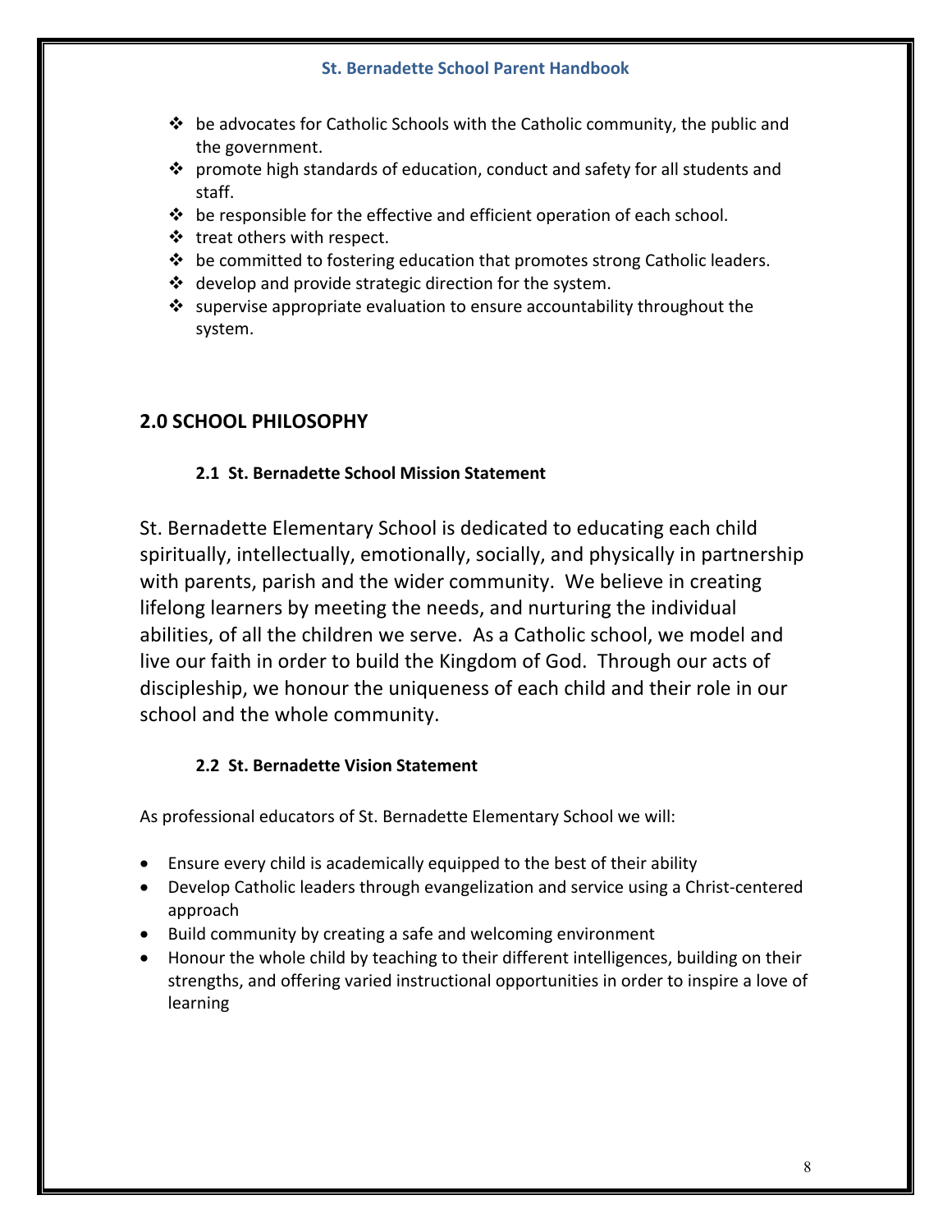- be advocates for Catholic Schools with the Catholic community, the public and the government.
- promote high standards of education, conduct and safety for all students and staff.
- be responsible for the effective and efficient operation of each school.
- treat others with respect.
- be committed to fostering education that promotes strong Catholic leaders.
- develop and provide strategic direction for the system.
- supervise appropriate evaluation to ensure accountability throughout the system.

## 2.0 SCHOOL PHILOSOPHY

### 2.1 St. Bernadette School Mission Statement

St. Bernadette Elementary School is dedicated to educating each child spiritually, intellectually, emotionally, socially, and physically in partnership with parents, parish and the wider community. We believe in creating lifelong learners by meeting the needs, and nurturing the individual abilities, of all the children we serve. As a Catholic school, we model and live our faith in order to build the Kingdom of God. Through our acts of discipleship, we honour the uniqueness of each child and their role in our school and the whole community.

### 2.2 St. Bernadette Vision Statement

As professional educators of St. Bernadette Elementary School we will:

- Ensure every child is academically equipped to the best of their ability
- Develop Catholic leaders through evangelization and service using a Christ-centered approach
- Build community by creating a safe and welcoming environment
- Honour the whole child by teaching to their different intelligences, building on their strengths, and offering varied instructional opportunities in order to inspire a love of learning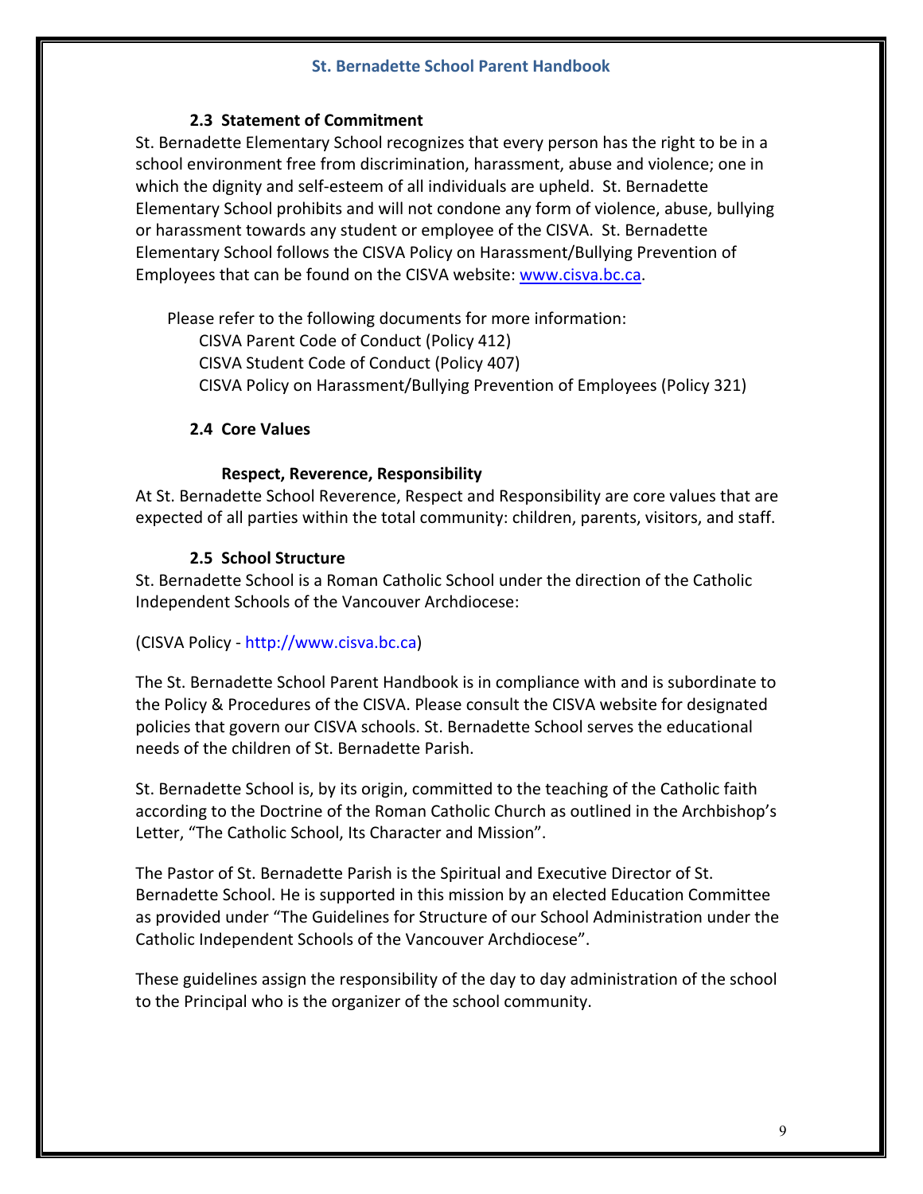### 2.3 Statement of Commitment

St. Bernadette Elementary School recognizes that every person has the right to be in a school environment free from discrimination, harassment, abuse and violence; one in which the dignity and self-esteem of all individuals are upheld. St. Bernadette Elementary School prohibits and will not condone any form of violence, abuse, bullying or harassment towards any student or employee of the CISVA. St. Bernadette Elementary School follows the CISVA Policy on Harassment/Bullying Prevention of Employees that can be found on the CISVA website: [www.cisva.bc.ca](http://www.cisva.bc.ca).

Please refer to the following documents for more information:

- CISVA Parent Code of Conduct (Policy 412)
- CISVA Student Code of Conduct (Policy 407)
- CISVA Policy on Harassment/Bullying Prevention of Employees (Policy 321)

### 2.4 Core Values

**Respect, Reverence, Responsibility**

At St. Bernadette School Reverence, Respect and Responsibility are core values that are expected of all parties within the total community: children, parents, visitors, and staff.

### 2.5 School Structure

St. Bernadette School is a Roman Catholic School under the direction of the Catholic Independent Schools of the Vancouver Archdiocese:

(CISVA Policy - http://www.cisva.bc.ca)

The St. Bernadette School Parent Handbook is in compliance with and is subordinate to the Policy & Procedures of the CISVA. Please consult the CISVA website for designated policies that govern our CISVA schools. St. Bernadette School serves the educational needs of the children of St. Bernadette Parish.

St. Bernadette School is, by its origin, committed to the teaching of the Catholic faith according to the Doctrine of the Roman Catholic Church as outlined in the Archbishop's Letter, "The Catholic School, Its Character and Mission".

The Pastor of St. Bernadette Parish is the Spiritual and Executive Director of St. Bernadette School. He is supported in this mission by an elected Education Committee as provided under "The Guidelines for Structure of our School Administration under the Catholic Independent Schools of the Vancouver Archdiocese".

These guidelines assign the responsibility of the day to day administration of the school to the Principal who is the organizer of the school community.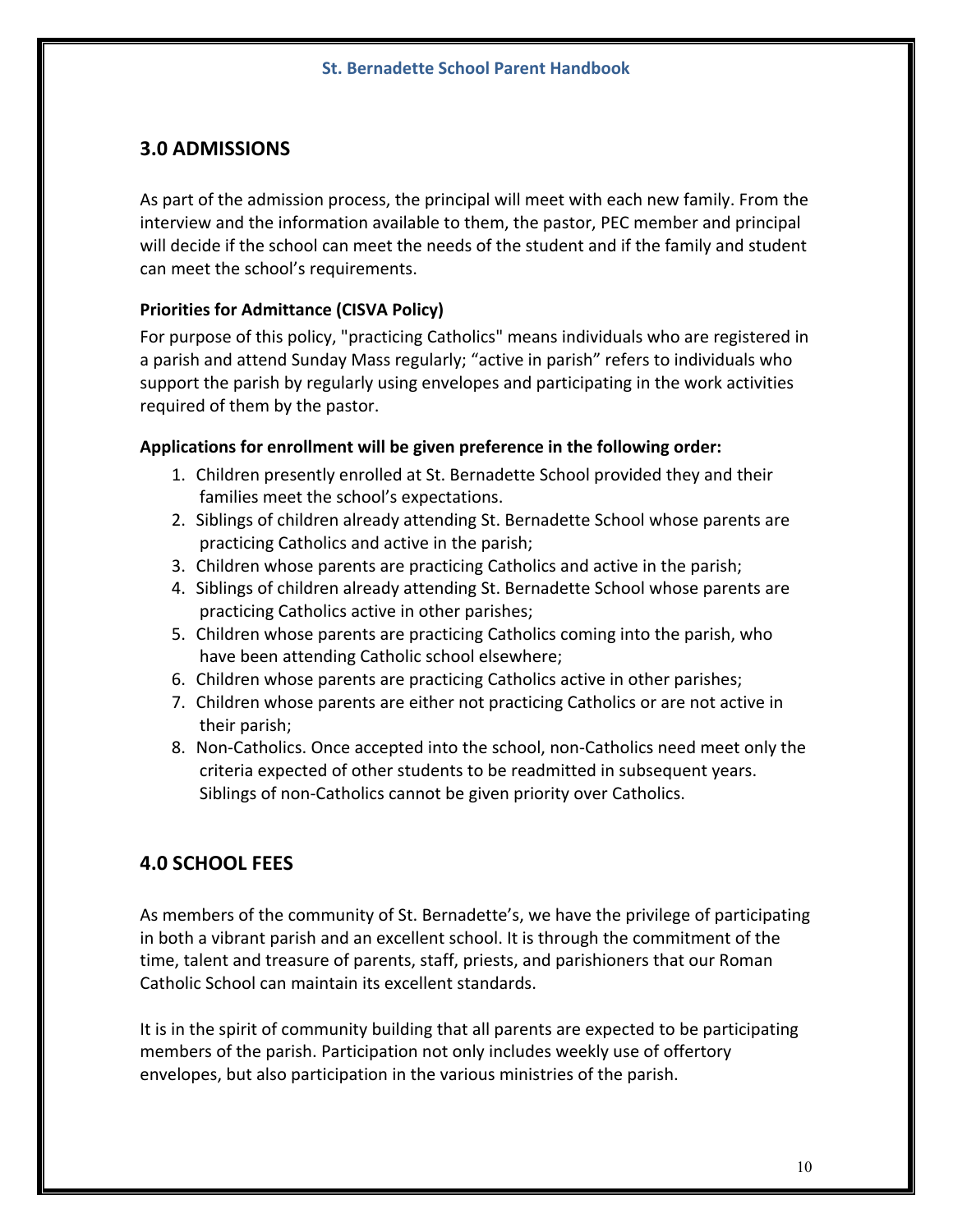## 3.0 ADMISSIONS

As part of the admission process, the principal will meet with each new family. From the interview and the information available to them, the pastor, PEC member and principal will decide if the school can meet the needs of the student and if the family and student can meet the school's requirements.

### Priorities for Admittance (CISVA Policy)

For purpose of this policy, "practicing Catholics" means individuals who are registered in a parish and attend Sunday Mass regularly; "active in parish" refers to individuals who support the parish by regularly using envelopes and participating in the work activities required of them by the pastor.

**Applications for enrollment will be given preference in the following order:**

1. Children presently enrolled at St. Bernadette School provided they and their families meet the school's expectations.
2. Siblings of children already attending St. Bernadette School whose parents are practicing Catholics and active in the parish;
3. Children whose parents are practicing Catholics and active in the parish;
4. Siblings of children already attending St. Bernadette School whose parents are practicing Catholics active in other parishes;
5. Children whose parents are practicing Catholics coming into the parish, who have been attending Catholic school elsewhere;
6. Children whose parents are practicing Catholics active in other parishes;
7. Children whose parents are either not practicing Catholics or are not active in their parish;
8. Non-Catholics. Once accepted into the school, non-Catholics need meet only the criteria expected of other students to be readmitted in subsequent years. Siblings of non-Catholics cannot be given priority over Catholics.

## 4.0 SCHOOL FEES

As members of the community of St. Bernadette's, we have the privilege of participating in both a vibrant parish and an excellent school. It is through the commitment of the time, talent and treasure of parents, staff, priests, and parishioners that our Roman Catholic School can maintain its excellent standards.

It is in the spirit of community building that all parents are expected to be participating members of the parish. Participation not only includes weekly use of offertory envelopes, but also participation in the various ministries of the parish.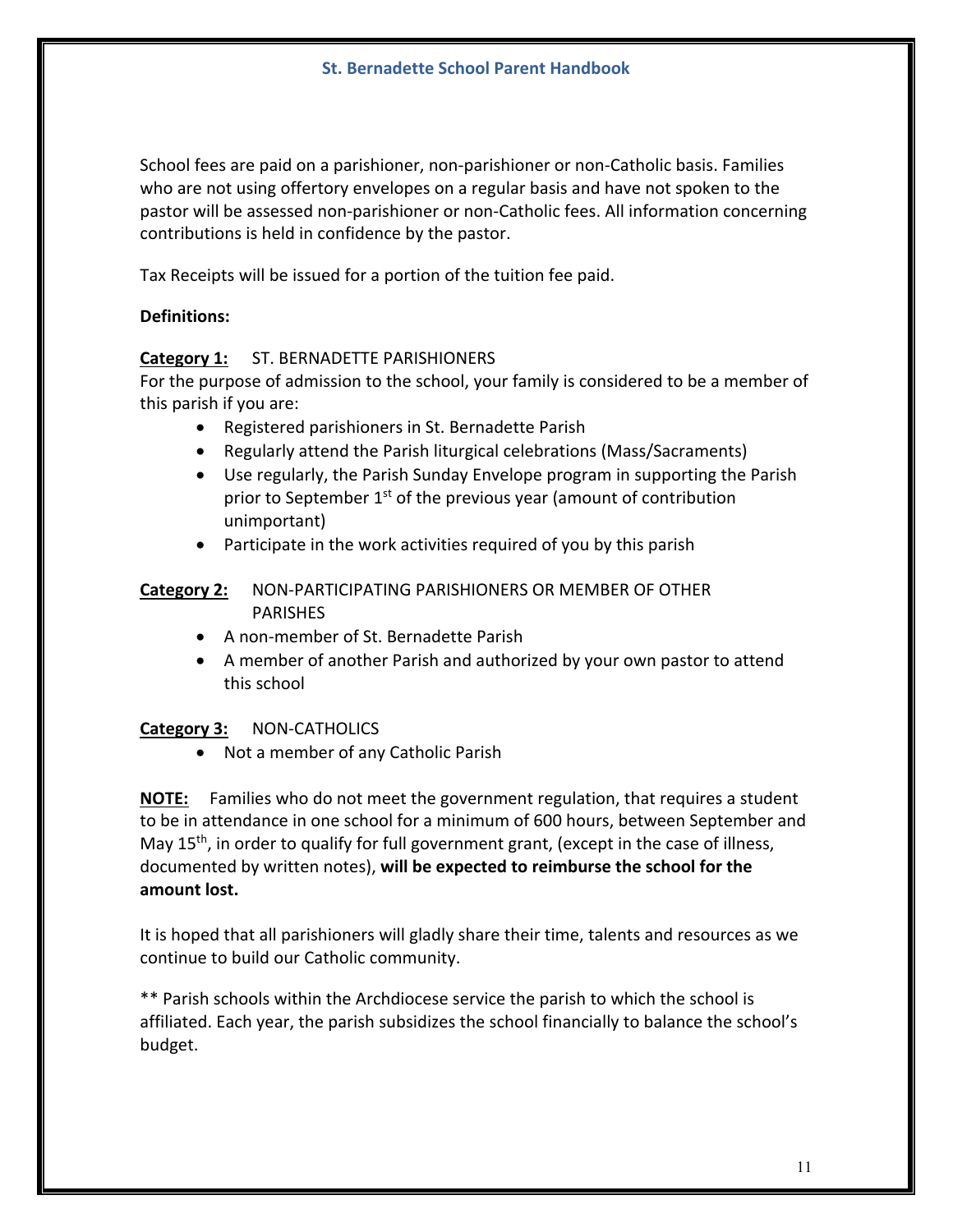School fees are paid on a parishioner, non-parishioner or non-Catholic basis. Families who are not using offertory envelopes on a regular basis and have not spoken to the pastor will be assessed non-parishioner or non-Catholic fees. All information concerning contributions is held in confidence by the pastor.

Tax Receipts will be issued for a portion of the tuition fee paid.

**Definitions:**

**<u>Category 1:</u>** ST. BERNADETTE PARISHIONERS

For the purpose of admission to the school, your family is considered to be a member of this parish if you are:

- Registered parishioners in St. Bernadette Parish
- Regularly attend the Parish liturgical celebrations (Mass/Sacraments)
- Use regularly, the Parish Sunday Envelope program in supporting the Parish prior to September 1st of the previous year (amount of contribution unimportant)
- Participate in the work activities required of you by this parish

**<u>Category 2:</u>** NON-PARTICIPATING PARISHIONERS OR MEMBER OF OTHER PARISHES

- A non-member of St. Bernadette Parish
- A member of another Parish and authorized by your own pastor to attend this school

**<u>Category 3:</u>** NON-CATHOLICS

- Not a member of any Catholic Parish

**<u>NOTE:</u>** Families who do not meet the government regulation, that requires a student to be in attendance in one school for a minimum of 600 hours, between September and May 15th, in order to qualify for full government grant, (except in the case of illness, documented by written notes), **will be expected to reimburse the school for the amount lost.**

It is hoped that all parishioners will gladly share their time, talents and resources as we continue to build our Catholic community.

** Parish schools within the Archdiocese service the parish to which the school is affiliated. Each year, the parish subsidizes the school financially to balance the school's budget.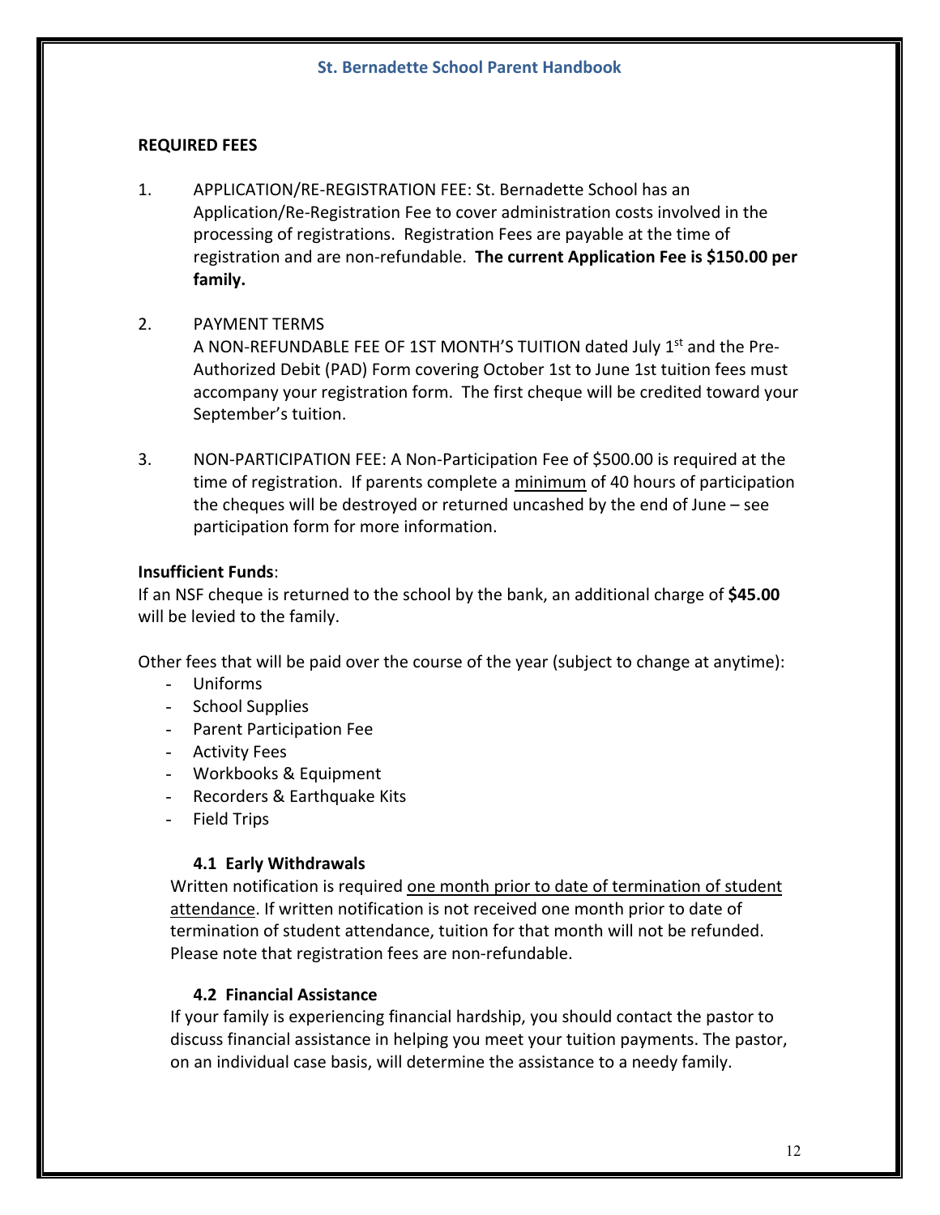## REQUIRED FEES

1. APPLICATION/RE-REGISTRATION FEE: St. Bernadette School has an Application/Re-Registration Fee to cover administration costs involved in the processing of registrations. Registration Fees are payable at the time of registration and are non-refundable. **The current Application Fee is $150.00 per family.**

2. PAYMENT TERMS
   A NON-REFUNDABLE FEE OF 1ST MONTH'S TUITION dated July 1st and the Pre-Authorized Debit (PAD) Form covering October 1st to June 1st tuition fees must accompany your registration form. The first cheque will be credited toward your September's tuition.

3. NON-PARTICIPATION FEE: A Non-Participation Fee of $500.00 is required at the time of registration. If parents complete a <u>minimum</u> of 40 hours of participation the cheques will be destroyed or returned uncashed by the end of June – see participation form for more information.

**Insufficient Funds**:
If an NSF cheque is returned to the school by the bank, an additional charge of **$45.00** will be levied to the family.

Other fees that will be paid over the course of the year (subject to change at anytime):

- Uniforms
- School Supplies
- Parent Participation Fee
- Activity Fees
- Workbooks & Equipment
- Recorders & Earthquake Kits
- Field Trips

### 4.1 Early Withdrawals

Written notification is required <u>one month prior to date of termination of student attendance</u>. If written notification is not received one month prior to date of termination of student attendance, tuition for that month will not be refunded. Please note that registration fees are non-refundable.

### 4.2 Financial Assistance

If your family is experiencing financial hardship, you should contact the pastor to discuss financial assistance in helping you meet your tuition payments. The pastor, on an individual case basis, will determine the assistance to a needy family.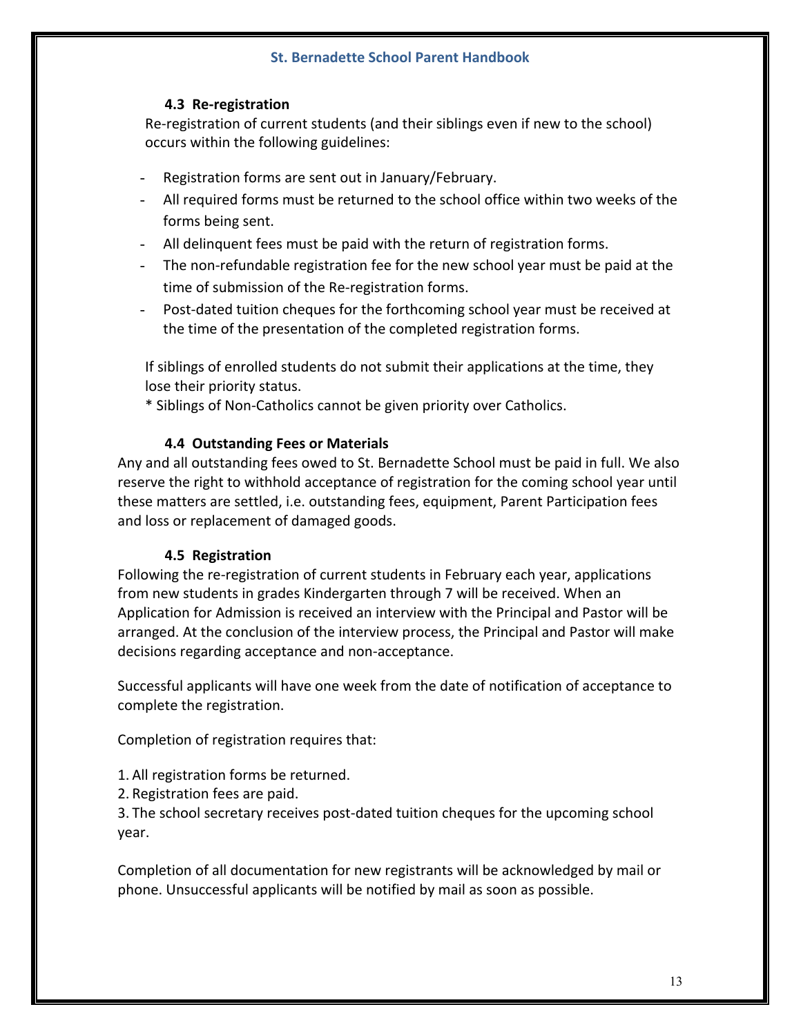### 4.3 Re-registration

Re-registration of current students (and their siblings even if new to the school) occurs within the following guidelines:

- Registration forms are sent out in January/February.
- All required forms must be returned to the school office within two weeks of the forms being sent.
- All delinquent fees must be paid with the return of registration forms.
- The non-refundable registration fee for the new school year must be paid at the time of submission of the Re-registration forms.
- Post-dated tuition cheques for the forthcoming school year must be received at the time of the presentation of the completed registration forms.

If siblings of enrolled students do not submit their applications at the time, they lose their priority status.

* Siblings of Non-Catholics cannot be given priority over Catholics.

### 4.4 Outstanding Fees or Materials

Any and all outstanding fees owed to St. Bernadette School must be paid in full. We also reserve the right to withhold acceptance of registration for the coming school year until these matters are settled, i.e. outstanding fees, equipment, Parent Participation fees and loss or replacement of damaged goods.

### 4.5 Registration

Following the re-registration of current students in February each year, applications from new students in grades Kindergarten through 7 will be received. When an Application for Admission is received an interview with the Principal and Pastor will be arranged. At the conclusion of the interview process, the Principal and Pastor will make decisions regarding acceptance and non-acceptance.

Successful applicants will have one week from the date of notification of acceptance to complete the registration.

Completion of registration requires that:

1. All registration forms be returned.
2. Registration fees are paid.
3. The school secretary receives post-dated tuition cheques for the upcoming school year.

Completion of all documentation for new registrants will be acknowledged by mail or phone. Unsuccessful applicants will be notified by mail as soon as possible.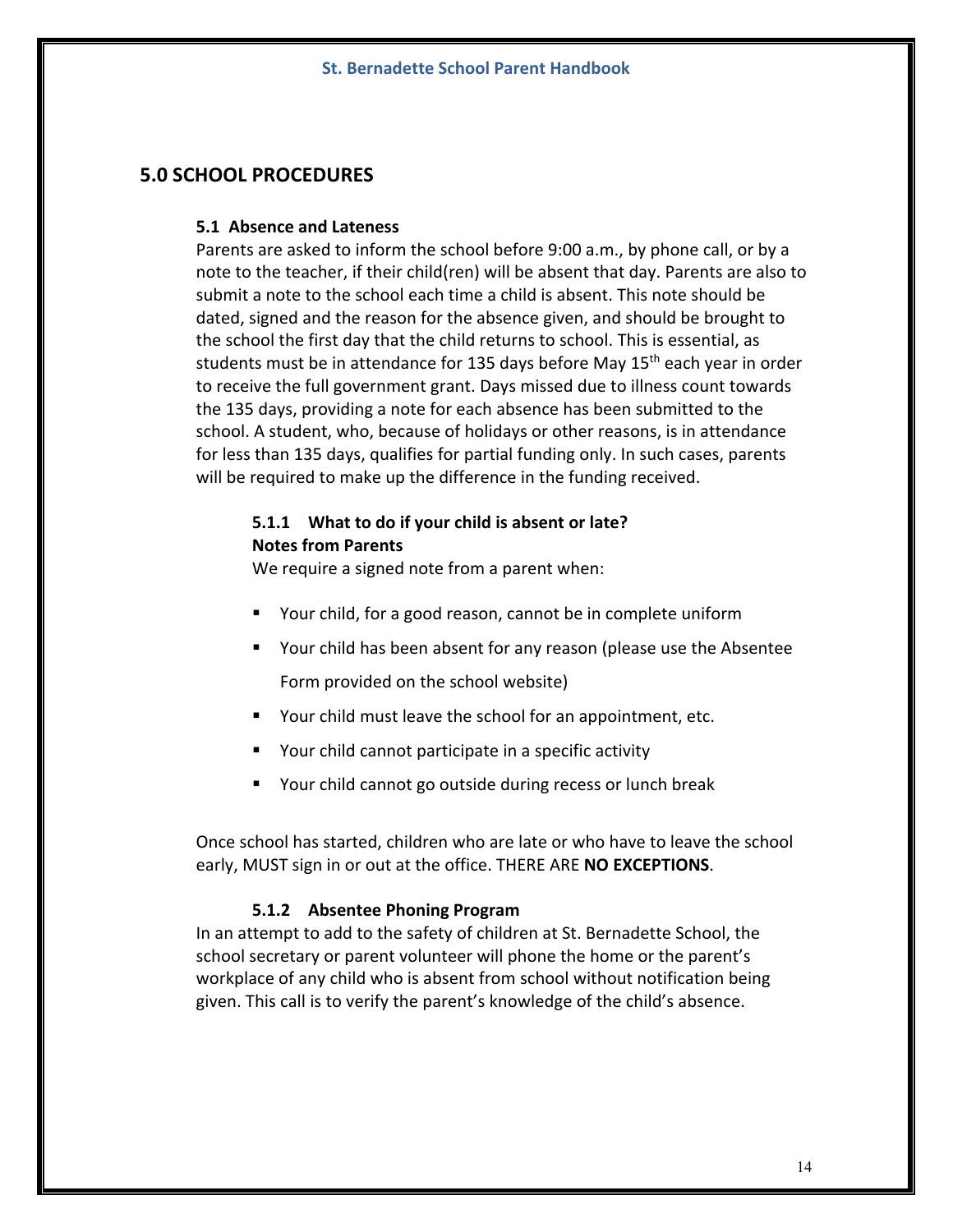## 5.0 SCHOOL PROCEDURES

### 5.1 Absence and Lateness

Parents are asked to inform the school before 9:00 a.m., by phone call, or by a note to the teacher, if their child(ren) will be absent that day. Parents are also to submit a note to the school each time a child is absent. This note should be dated, signed and the reason for the absence given, and should be brought to the school the first day that the child returns to school. This is essential, as students must be in attendance for 135 days before May 15th each year in order to receive the full government grant. Days missed due to illness count towards the 135 days, providing a note for each absence has been submitted to the school. A student, who, because of holidays or other reasons, is in attendance for less than 135 days, qualifies for partial funding only. In such cases, parents will be required to make up the difference in the funding received.

#### 5.1.1 What to do if your child is absent or late?

**Notes from Parents**

We require a signed note from a parent when:

- Your child, for a good reason, cannot be in complete uniform
- Your child has been absent for any reason (please use the Absentee Form provided on the school website)
- Your child must leave the school for an appointment, etc.
- Your child cannot participate in a specific activity
- Your child cannot go outside during recess or lunch break

Once school has started, children who are late or who have to leave the school early, MUST sign in or out at the office. THERE ARE **NO EXCEPTIONS**.

#### 5.1.2 Absentee Phoning Program

In an attempt to add to the safety of children at St. Bernadette School, the school secretary or parent volunteer will phone the home or the parent's workplace of any child who is absent from school without notification being given. This call is to verify the parent's knowledge of the child's absence.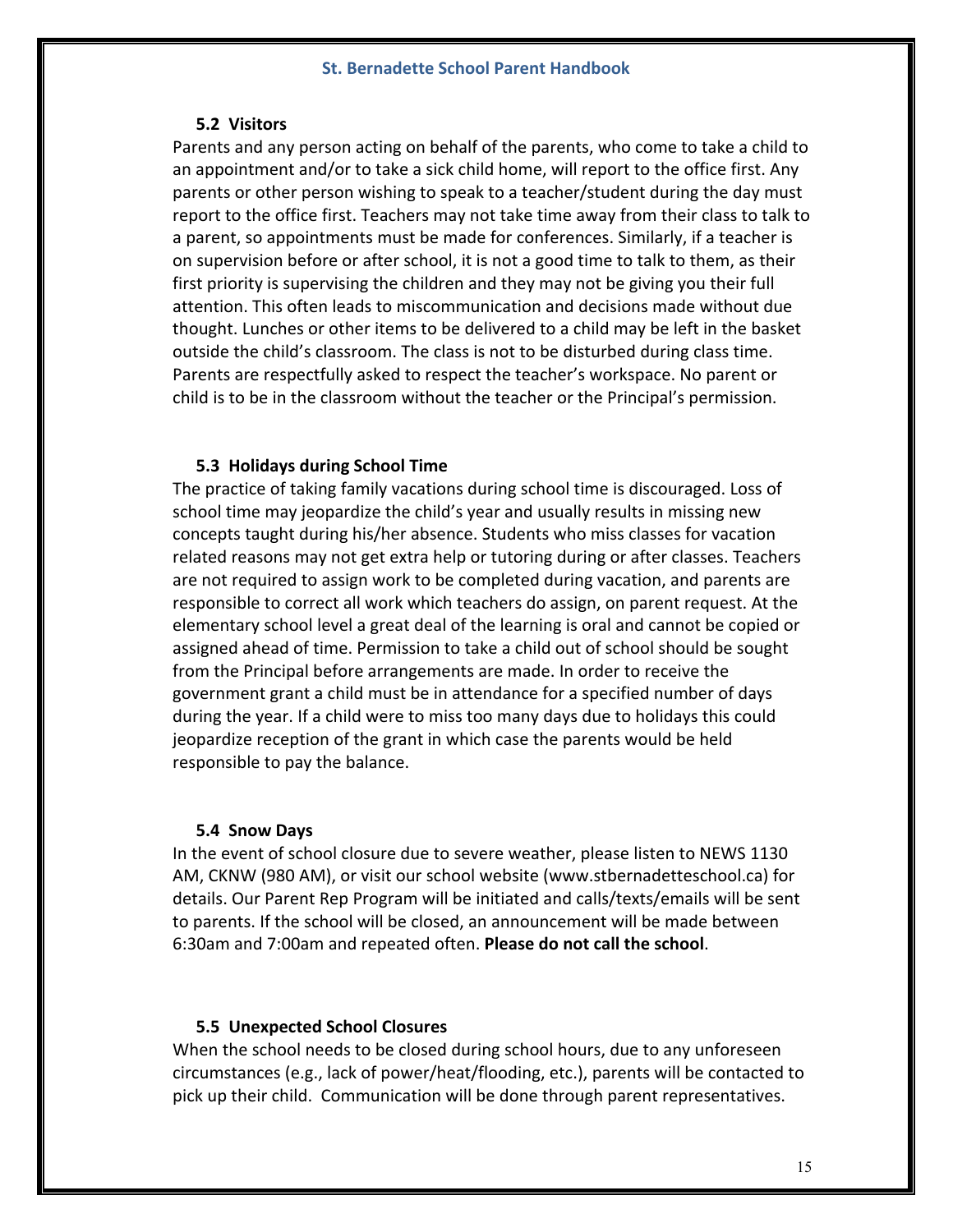### 5.2 Visitors

Parents and any person acting on behalf of the parents, who come to take a child to an appointment and/or to take a sick child home, will report to the office first. Any parents or other person wishing to speak to a teacher/student during the day must report to the office first. Teachers may not take time away from their class to talk to a parent, so appointments must be made for conferences. Similarly, if a teacher is on supervision before or after school, it is not a good time to talk to them, as their first priority is supervising the children and they may not be giving you their full attention. This often leads to miscommunication and decisions made without due thought. Lunches or other items to be delivered to a child may be left in the basket outside the child's classroom. The class is not to be disturbed during class time. Parents are respectfully asked to respect the teacher's workspace. No parent or child is to be in the classroom without the teacher or the Principal's permission.

### 5.3 Holidays during School Time

The practice of taking family vacations during school time is discouraged. Loss of school time may jeopardize the child's year and usually results in missing new concepts taught during his/her absence. Students who miss classes for vacation related reasons may not get extra help or tutoring during or after classes. Teachers are not required to assign work to be completed during vacation, and parents are responsible to correct all work which teachers do assign, on parent request. At the elementary school level a great deal of the learning is oral and cannot be copied or assigned ahead of time. Permission to take a child out of school should be sought from the Principal before arrangements are made. In order to receive the government grant a child must be in attendance for a specified number of days during the year. If a child were to miss too many days due to holidays this could jeopardize reception of the grant in which case the parents would be held responsible to pay the balance.

### 5.4 Snow Days

In the event of school closure due to severe weather, please listen to NEWS 1130 AM, CKNW (980 AM), or visit our school website (www.stbernadetteschool.ca) for details. Our Parent Rep Program will be initiated and calls/texts/emails will be sent to parents. If the school will be closed, an announcement will be made between 6:30am and 7:00am and repeated often. **Please do not call the school**.

### 5.5 Unexpected School Closures

When the school needs to be closed during school hours, due to any unforeseen circumstances (e.g., lack of power/heat/flooding, etc.), parents will be contacted to pick up their child. Communication will be done through parent representatives.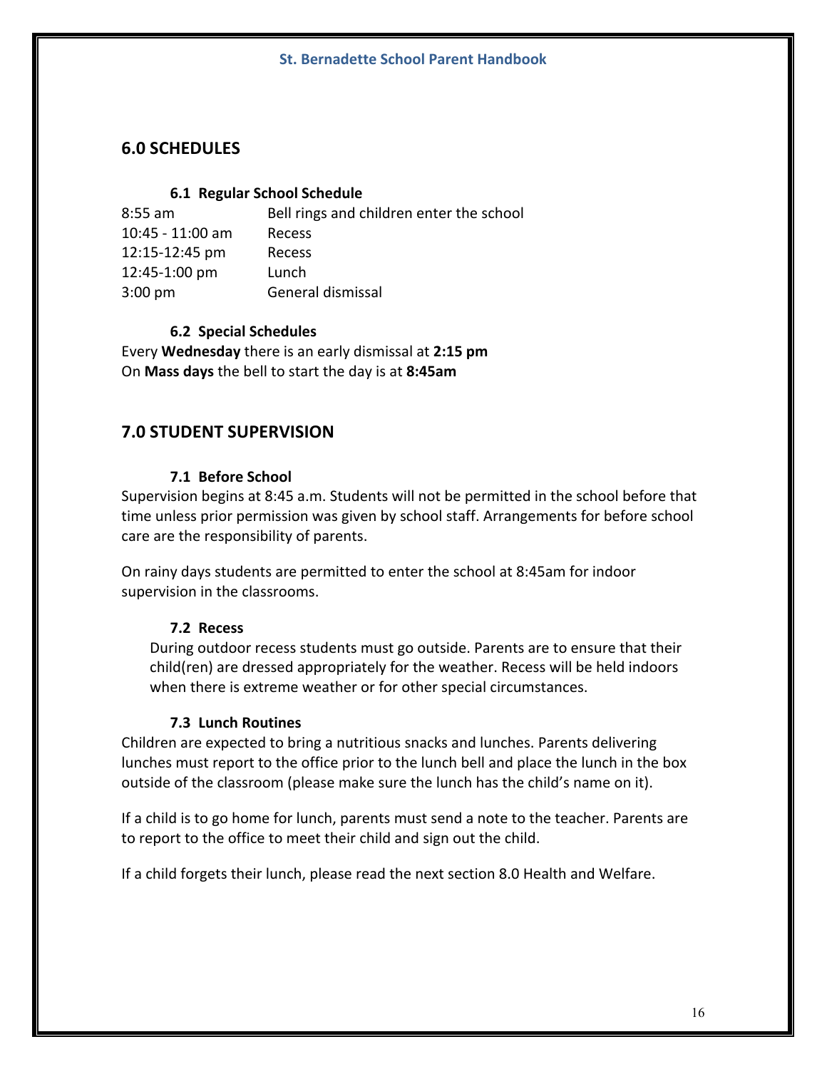## 6.0 SCHEDULES

### 6.1 Regular School Schedule

| | |
|---|---|
| 8:55 am | Bell rings and children enter the school |
| 10:45 - 11:00 am | Recess |
| 12:15-12:45 pm | Recess |
| 12:45-1:00 pm | Lunch |
| 3:00 pm | General dismissal |

### 6.2 Special Schedules

Every **Wednesday** there is an early dismissal at **2:15 pm**
On **Mass days** the bell to start the day is at **8:45am**

## 7.0 STUDENT SUPERVISION

### 7.1 Before School

Supervision begins at 8:45 a.m. Students will not be permitted in the school before that time unless prior permission was given by school staff. Arrangements for before school care are the responsibility of parents.

On rainy days students are permitted to enter the school at 8:45am for indoor supervision in the classrooms.

### 7.2 Recess

During outdoor recess students must go outside. Parents are to ensure that their child(ren) are dressed appropriately for the weather. Recess will be held indoors when there is extreme weather or for other special circumstances.

### 7.3 Lunch Routines

Children are expected to bring a nutritious snacks and lunches. Parents delivering lunches must report to the office prior to the lunch bell and place the lunch in the box outside of the classroom (please make sure the lunch has the child's name on it).

If a child is to go home for lunch, parents must send a note to the teacher. Parents are to report to the office to meet their child and sign out the child.

If a child forgets their lunch, please read the next section 8.0 Health and Welfare.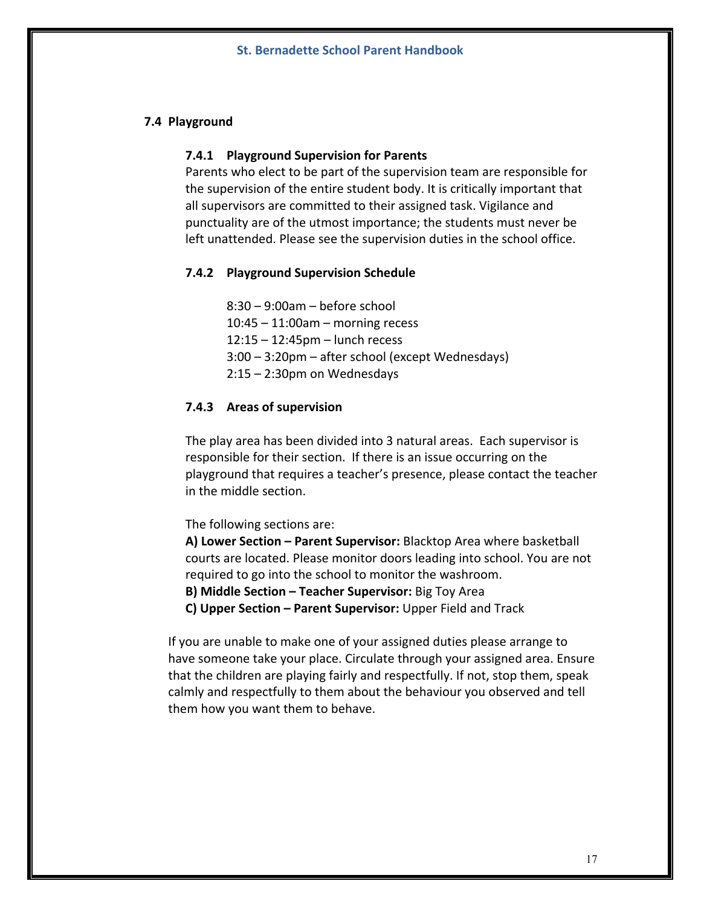## 7.4 Playground

### 7.4.1 Playground Supervision for Parents

Parents who elect to be part of the supervision team are responsible for the supervision of the entire student body. It is critically important that all supervisors are committed to their assigned task. Vigilance and punctuality are of the utmost importance; the students must never be left unattended. Please see the supervision duties in the school office.

### 7.4.2 Playground Supervision Schedule

8:30 – 9:00am – before school
10:45 – 11:00am – morning recess
12:15 – 12:45pm – lunch recess
3:00 – 3:20pm – after school (except Wednesdays)
2:15 – 2:30pm on Wednesdays

### 7.4.3 Areas of supervision

The play area has been divided into 3 natural areas. Each supervisor is responsible for their section. If there is an issue occurring on the playground that requires a teacher's presence, please contact the teacher in the middle section.

The following sections are:

**A) Lower Section – Parent Supervisor:** Blacktop Area where basketball courts are located. Please monitor doors leading into school. You are not required to go into the school to monitor the washroom.
**B) Middle Section – Teacher Supervisor:** Big Toy Area
**C) Upper Section – Parent Supervisor:** Upper Field and Track

If you are unable to make one of your assigned duties please arrange to have someone take your place. Circulate through your assigned area. Ensure that the children are playing fairly and respectfully. If not, stop them, speak calmly and respectfully to them about the behaviour you observed and tell them how you want them to behave.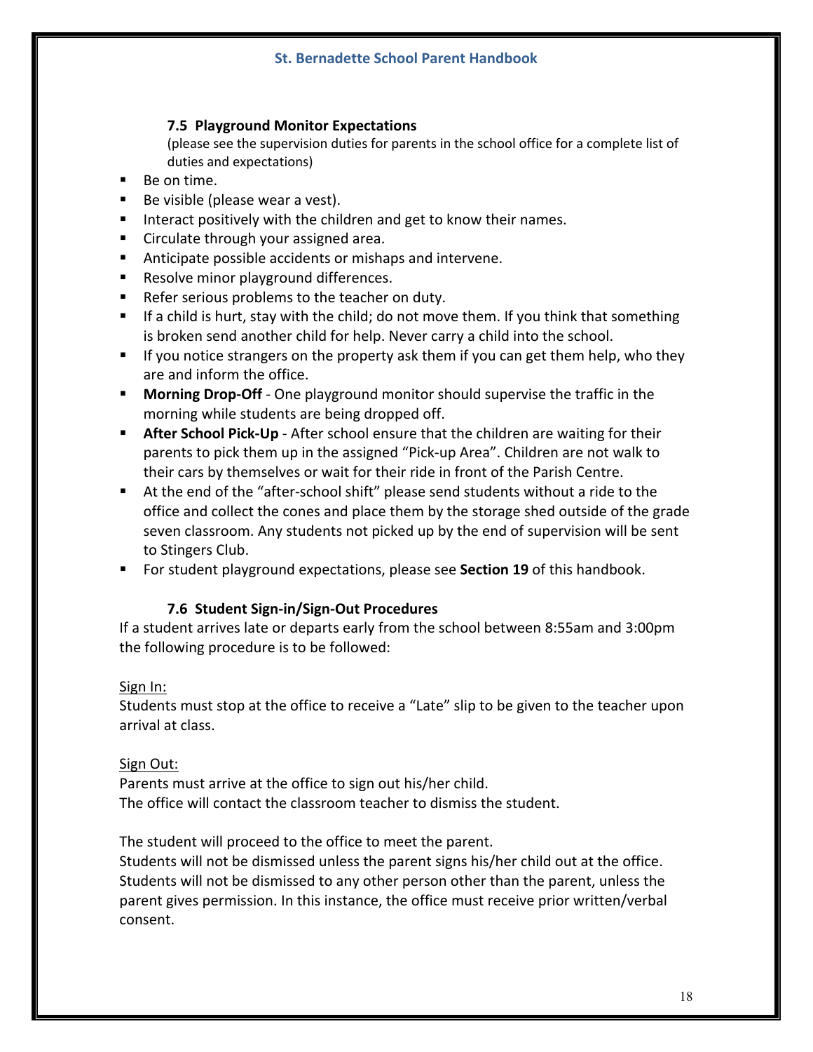### 7.5 Playground Monitor Expectations

(please see the supervision duties for parents in the school office for a complete list of duties and expectations)

- Be on time.
- Be visible (please wear a vest).
- Interact positively with the children and get to know their names.
- Circulate through your assigned area.
- Anticipate possible accidents or mishaps and intervene.
- Resolve minor playground differences.
- Refer serious problems to the teacher on duty.
- If a child is hurt, stay with the child; do not move them. If you think that something is broken send another child for help. Never carry a child into the school.
- If you notice strangers on the property ask them if you can get them help, who they are and inform the office.
- **Morning Drop-Off** - One playground monitor should supervise the traffic in the morning while students are being dropped off.
- **After School Pick-Up** - After school ensure that the children are waiting for their parents to pick them up in the assigned "Pick-up Area". Children are not walk to their cars by themselves or wait for their ride in front of the Parish Centre.
- At the end of the "after-school shift" please send students without a ride to the office and collect the cones and place them by the storage shed outside of the grade seven classroom. Any students not picked up by the end of supervision will be sent to Stingers Club.
- For student playground expectations, please see **Section 19** of this handbook.

### 7.6 Student Sign-in/Sign-Out Procedures

If a student arrives late or departs early from the school between 8:55am and 3:00pm the following procedure is to be followed:

Sign In:

Students must stop at the office to receive a "Late" slip to be given to the teacher upon arrival at class.

Sign Out:

Parents must arrive at the office to sign out his/her child.
The office will contact the classroom teacher to dismiss the student.

The student will proceed to the office to meet the parent.
Students will not be dismissed unless the parent signs his/her child out at the office.
Students will not be dismissed to any other person other than the parent, unless the parent gives permission. In this instance, the office must receive prior written/verbal consent.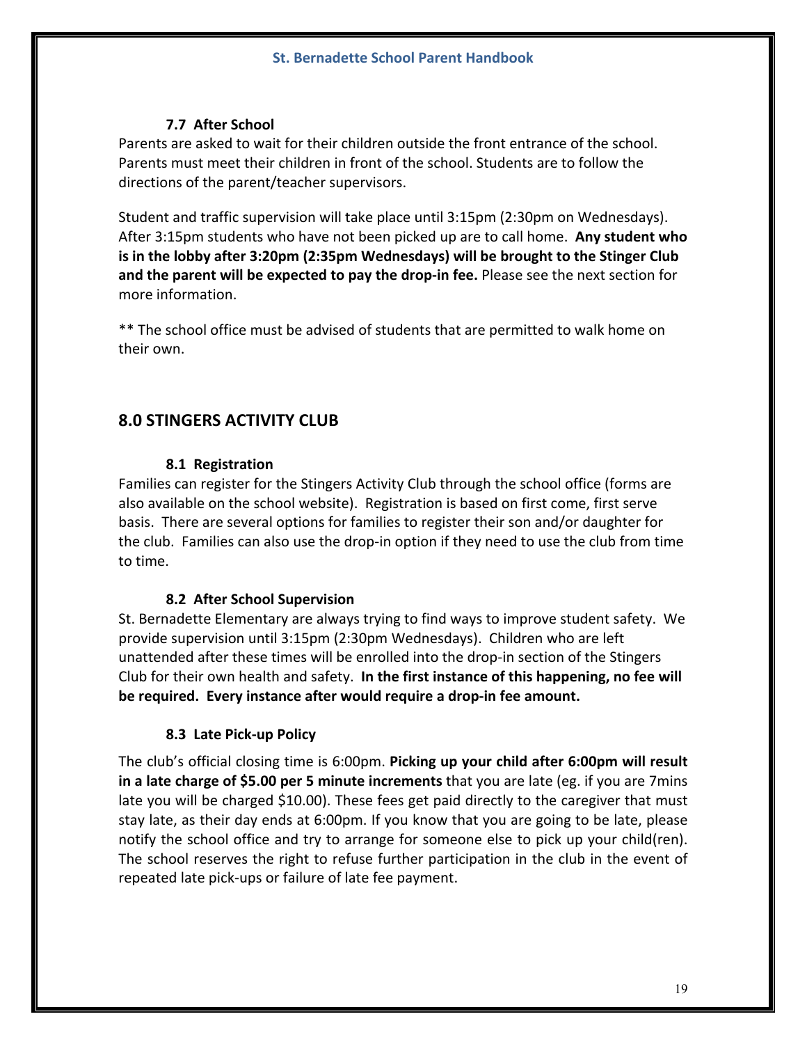### 7.7 After School

Parents are asked to wait for their children outside the front entrance of the school. Parents must meet their children in front of the school. Students are to follow the directions of the parent/teacher supervisors.

Student and traffic supervision will take place until 3:15pm (2:30pm on Wednesdays). After 3:15pm students who have not been picked up are to call home. **Any student who is in the lobby after 3:20pm (2:35pm Wednesdays) will be brought to the Stinger Club and the parent will be expected to pay the drop-in fee.** Please see the next section for more information.

** The school office must be advised of students that are permitted to walk home on their own.

## 8.0 STINGERS ACTIVITY CLUB

### 8.1 Registration

Families can register for the Stingers Activity Club through the school office (forms are also available on the school website). Registration is based on first come, first serve basis. There are several options for families to register their son and/or daughter for the club. Families can also use the drop-in option if they need to use the club from time to time.

### 8.2 After School Supervision

St. Bernadette Elementary are always trying to find ways to improve student safety. We provide supervision until 3:15pm (2:30pm Wednesdays). Children who are left unattended after these times will be enrolled into the drop-in section of the Stingers Club for their own health and safety. **In the first instance of this happening, no fee will be required. Every instance after would require a drop-in fee amount.**

### 8.3 Late Pick-up Policy

The club's official closing time is 6:00pm. **Picking up your child after 6:00pm will result in a late charge of $5.00 per 5 minute increments** that you are late (eg. if you are 7mins late you will be charged $10.00). These fees get paid directly to the caregiver that must stay late, as their day ends at 6:00pm. If you know that you are going to be late, please notify the school office and try to arrange for someone else to pick up your child(ren). The school reserves the right to refuse further participation in the club in the event of repeated late pick-ups or failure of late fee payment.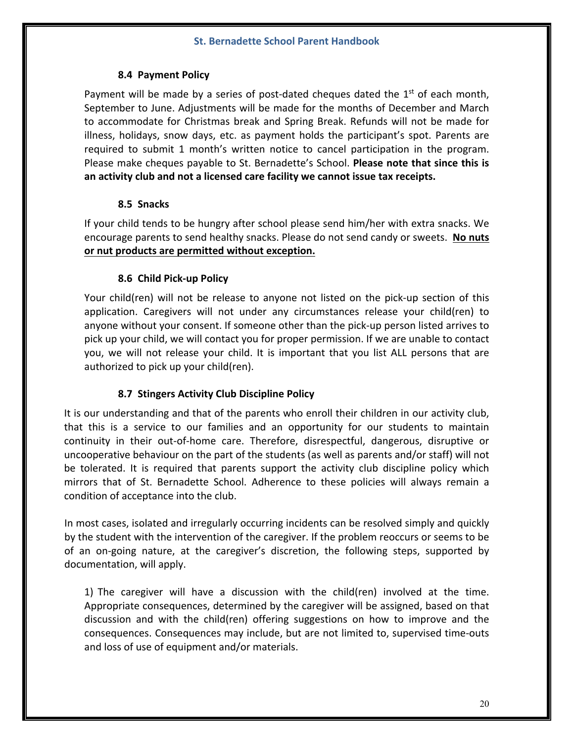### 8.4 Payment Policy

Payment will be made by a series of post-dated cheques dated the 1st of each month, September to June. Adjustments will be made for the months of December and March to accommodate for Christmas break and Spring Break. Refunds will not be made for illness, holidays, snow days, etc. as payment holds the participant's spot. Parents are required to submit 1 month's written notice to cancel participation in the program. Please make cheques payable to St. Bernadette's School. **Please note that since this is an activity club and not a licensed care facility we cannot issue tax receipts.**

### 8.5 Snacks

If your child tends to be hungry after school please send him/her with extra snacks. We encourage parents to send healthy snacks. Please do not send candy or sweets. **<u>No nuts or nut products are permitted without exception.</u>**

### 8.6 Child Pick-up Policy

Your child(ren) will not be release to anyone not listed on the pick-up section of this application. Caregivers will not under any circumstances release your child(ren) to anyone without your consent. If someone other than the pick-up person listed arrives to pick up your child, we will contact you for proper permission. If we are unable to contact you, we will not release your child. It is important that you list ALL persons that are authorized to pick up your child(ren).

### 8.7 Stingers Activity Club Discipline Policy

It is our understanding and that of the parents who enroll their children in our activity club, that this is a service to our families and an opportunity for our students to maintain continuity in their out-of-home care. Therefore, disrespectful, dangerous, disruptive or uncooperative behaviour on the part of the students (as well as parents and/or staff) will not be tolerated. It is required that parents support the activity club discipline policy which mirrors that of St. Bernadette School. Adherence to these policies will always remain a condition of acceptance into the club.

In most cases, isolated and irregularly occurring incidents can be resolved simply and quickly by the student with the intervention of the caregiver. If the problem reoccurs or seems to be of an on-going nature, at the caregiver's discretion, the following steps, supported by documentation, will apply.

1) The caregiver will have a discussion with the child(ren) involved at the time. Appropriate consequences, determined by the caregiver will be assigned, based on that discussion and with the child(ren) offering suggestions on how to improve and the consequences. Consequences may include, but are not limited to, supervised time-outs and loss of use of equipment and/or materials.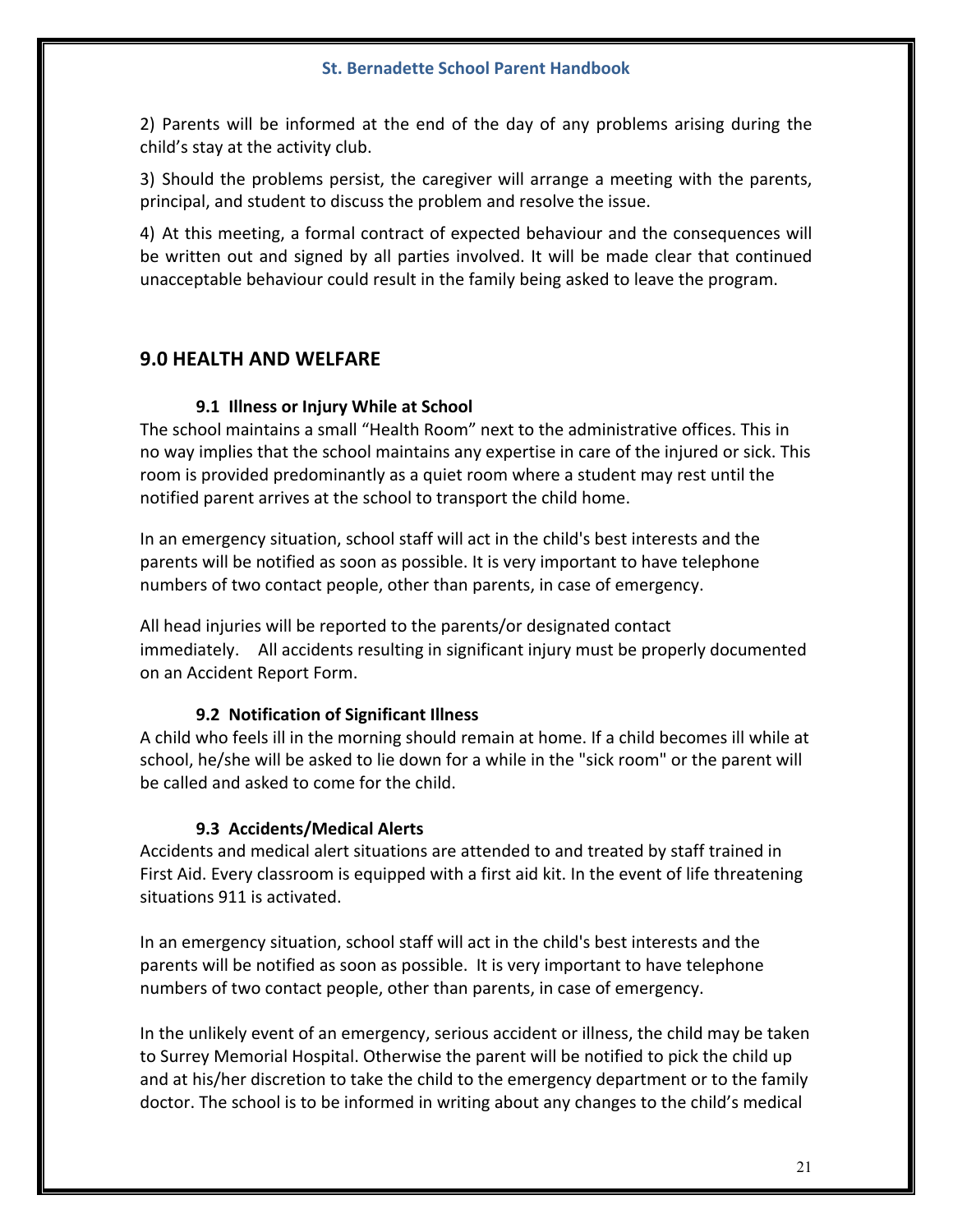2) Parents will be informed at the end of the day of any problems arising during the child's stay at the activity club.

3) Should the problems persist, the caregiver will arrange a meeting with the parents, principal, and student to discuss the problem and resolve the issue.

4) At this meeting, a formal contract of expected behaviour and the consequences will be written out and signed by all parties involved. It will be made clear that continued unacceptable behaviour could result in the family being asked to leave the program.

## 9.0 HEALTH AND WELFARE

### 9.1 Illness or Injury While at School

The school maintains a small "Health Room" next to the administrative offices. This in no way implies that the school maintains any expertise in care of the injured or sick. This room is provided predominantly as a quiet room where a student may rest until the notified parent arrives at the school to transport the child home.

In an emergency situation, school staff will act in the child's best interests and the parents will be notified as soon as possible. It is very important to have telephone numbers of two contact people, other than parents, in case of emergency.

All head injuries will be reported to the parents/or designated contact immediately. All accidents resulting in significant injury must be properly documented on an Accident Report Form.

### 9.2 Notification of Significant Illness

A child who feels ill in the morning should remain at home. If a child becomes ill while at school, he/she will be asked to lie down for a while in the "sick room" or the parent will be called and asked to come for the child.

### 9.3 Accidents/Medical Alerts

Accidents and medical alert situations are attended to and treated by staff trained in First Aid. Every classroom is equipped with a first aid kit. In the event of life threatening situations 911 is activated.

In an emergency situation, school staff will act in the child's best interests and the parents will be notified as soon as possible. It is very important to have telephone numbers of two contact people, other than parents, in case of emergency.

In the unlikely event of an emergency, serious accident or illness, the child may be taken to Surrey Memorial Hospital. Otherwise the parent will be notified to pick the child up and at his/her discretion to take the child to the emergency department or to the family doctor. The school is to be informed in writing about any changes to the child's medical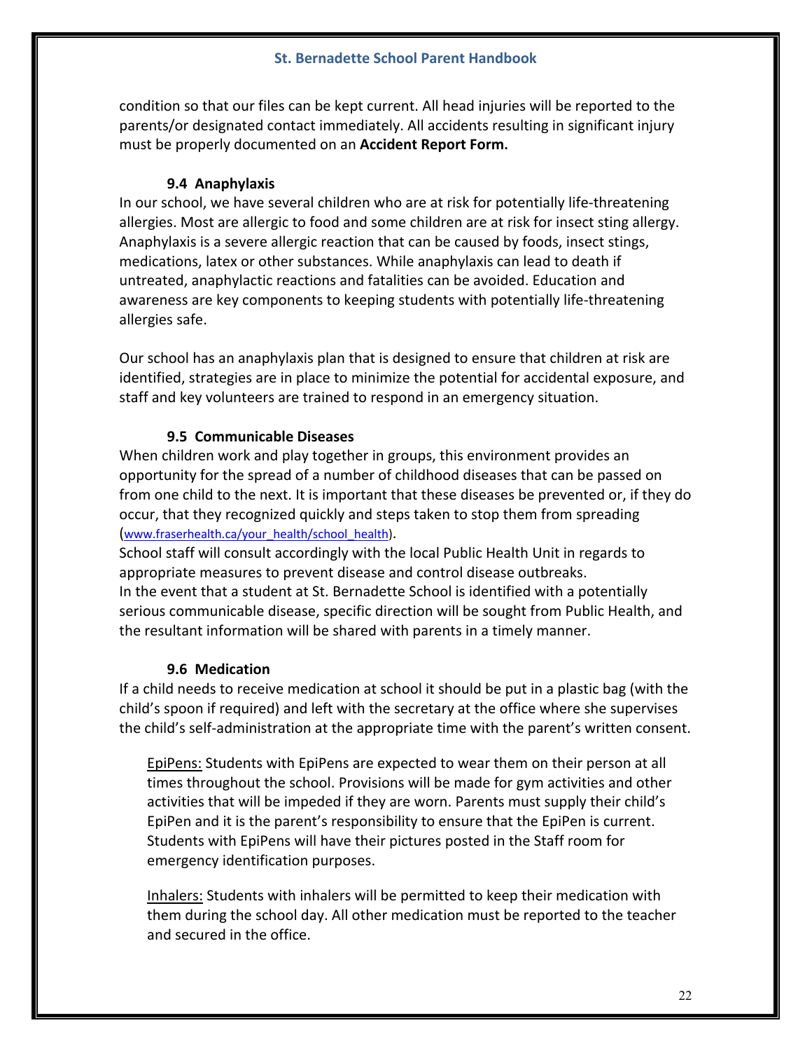condition so that our files can be kept current. All head injuries will be reported to the parents/or designated contact immediately. All accidents resulting in significant injury must be properly documented on an **Accident Report Form.**

### 9.4 Anaphylaxis

In our school, we have several children who are at risk for potentially life-threatening allergies. Most are allergic to food and some children are at risk for insect sting allergy. Anaphylaxis is a severe allergic reaction that can be caused by foods, insect stings, medications, latex or other substances. While anaphylaxis can lead to death if untreated, anaphylactic reactions and fatalities can be avoided. Education and awareness are key components to keeping students with potentially life-threatening allergies safe.

Our school has an anaphylaxis plan that is designed to ensure that children at risk are identified, strategies are in place to minimize the potential for accidental exposure, and staff and key volunteers are trained to respond in an emergency situation.

### 9.5 Communicable Diseases

When children work and play together in groups, this environment provides an opportunity for the spread of a number of childhood diseases that can be passed on from one child to the next. It is important that these diseases be prevented or, if they do occur, that they recognized quickly and steps taken to stop them from spreading (www.fraserhealth.ca/your_health/school_health).

School staff will consult accordingly with the local Public Health Unit in regards to appropriate measures to prevent disease and control disease outbreaks.

In the event that a student at St. Bernadette School is identified with a potentially serious communicable disease, specific direction will be sought from Public Health, and the resultant information will be shared with parents in a timely manner.

### 9.6 Medication

If a child needs to receive medication at school it should be put in a plastic bag (with the child's spoon if required) and left with the secretary at the office where she supervises the child's self-administration at the appropriate time with the parent's written consent.

<u>EpiPens:</u> Students with EpiPens are expected to wear them on their person at all times throughout the school. Provisions will be made for gym activities and other activities that will be impeded if they are worn. Parents must supply their child's EpiPen and it is the parent's responsibility to ensure that the EpiPen is current. Students with EpiPens will have their pictures posted in the Staff room for emergency identification purposes.

<u>Inhalers:</u> Students with inhalers will be permitted to keep their medication with them during the school day. All other medication must be reported to the teacher and secured in the office.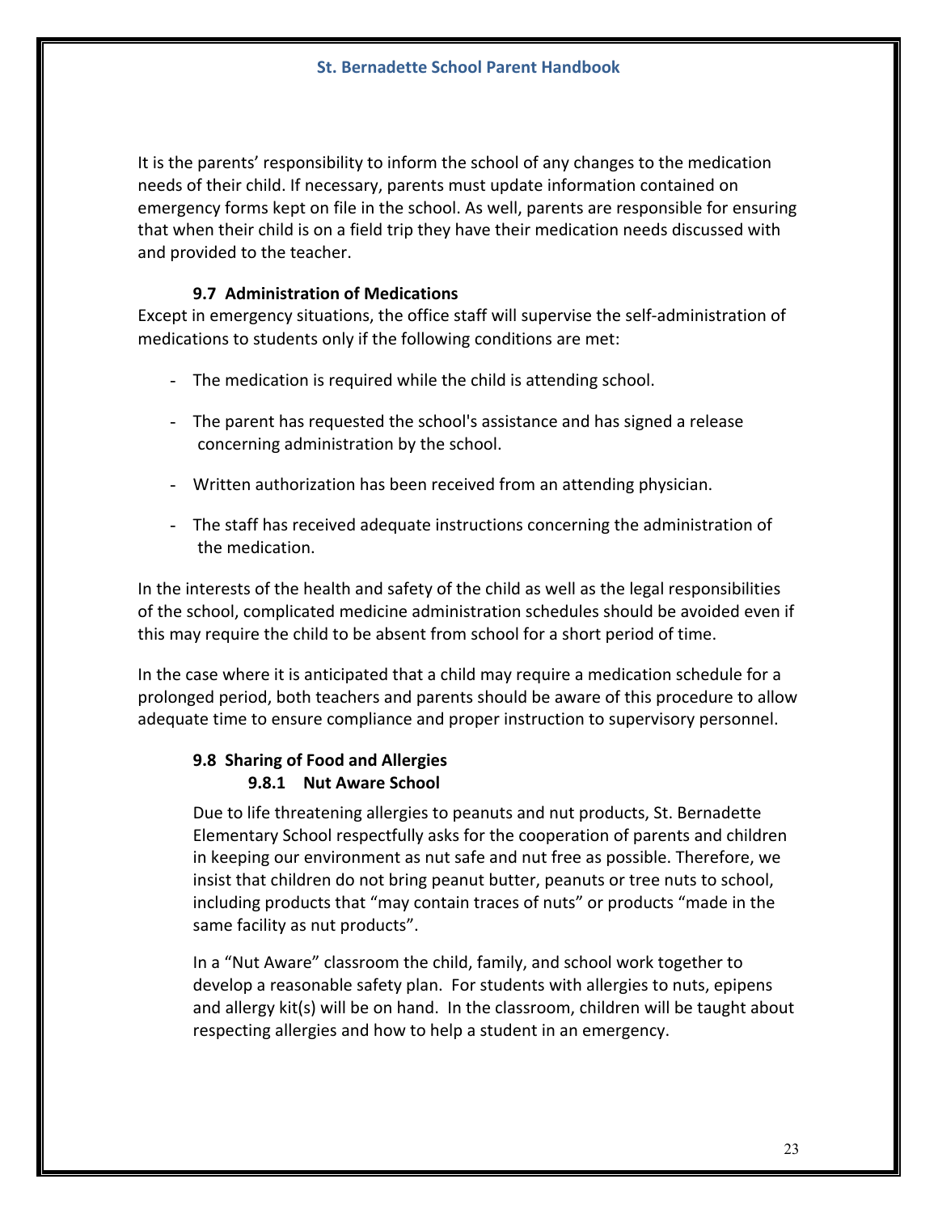It is the parents' responsibility to inform the school of any changes to the medication needs of their child. If necessary, parents must update information contained on emergency forms kept on file in the school. As well, parents are responsible for ensuring that when their child is on a field trip they have their medication needs discussed with and provided to the teacher.

### 9.7 Administration of Medications

Except in emergency situations, the office staff will supervise the self-administration of medications to students only if the following conditions are met:

- The medication is required while the child is attending school.
- The parent has requested the school's assistance and has signed a release concerning administration by the school.
- Written authorization has been received from an attending physician.
- The staff has received adequate instructions concerning the administration of the medication.

In the interests of the health and safety of the child as well as the legal responsibilities of the school, complicated medicine administration schedules should be avoided even if this may require the child to be absent from school for a short period of time.

In the case where it is anticipated that a child may require a medication schedule for a prolonged period, both teachers and parents should be aware of this procedure to allow adequate time to ensure compliance and proper instruction to supervisory personnel.

### 9.8 Sharing of Food and Allergies

#### 9.8.1 Nut Aware School

Due to life threatening allergies to peanuts and nut products, St. Bernadette Elementary School respectfully asks for the cooperation of parents and children in keeping our environment as nut safe and nut free as possible. Therefore, we insist that children do not bring peanut butter, peanuts or tree nuts to school, including products that "may contain traces of nuts" or products "made in the same facility as nut products".

In a "Nut Aware" classroom the child, family, and school work together to develop a reasonable safety plan. For students with allergies to nuts, epipens and allergy kit(s) will be on hand. In the classroom, children will be taught about respecting allergies and how to help a student in an emergency.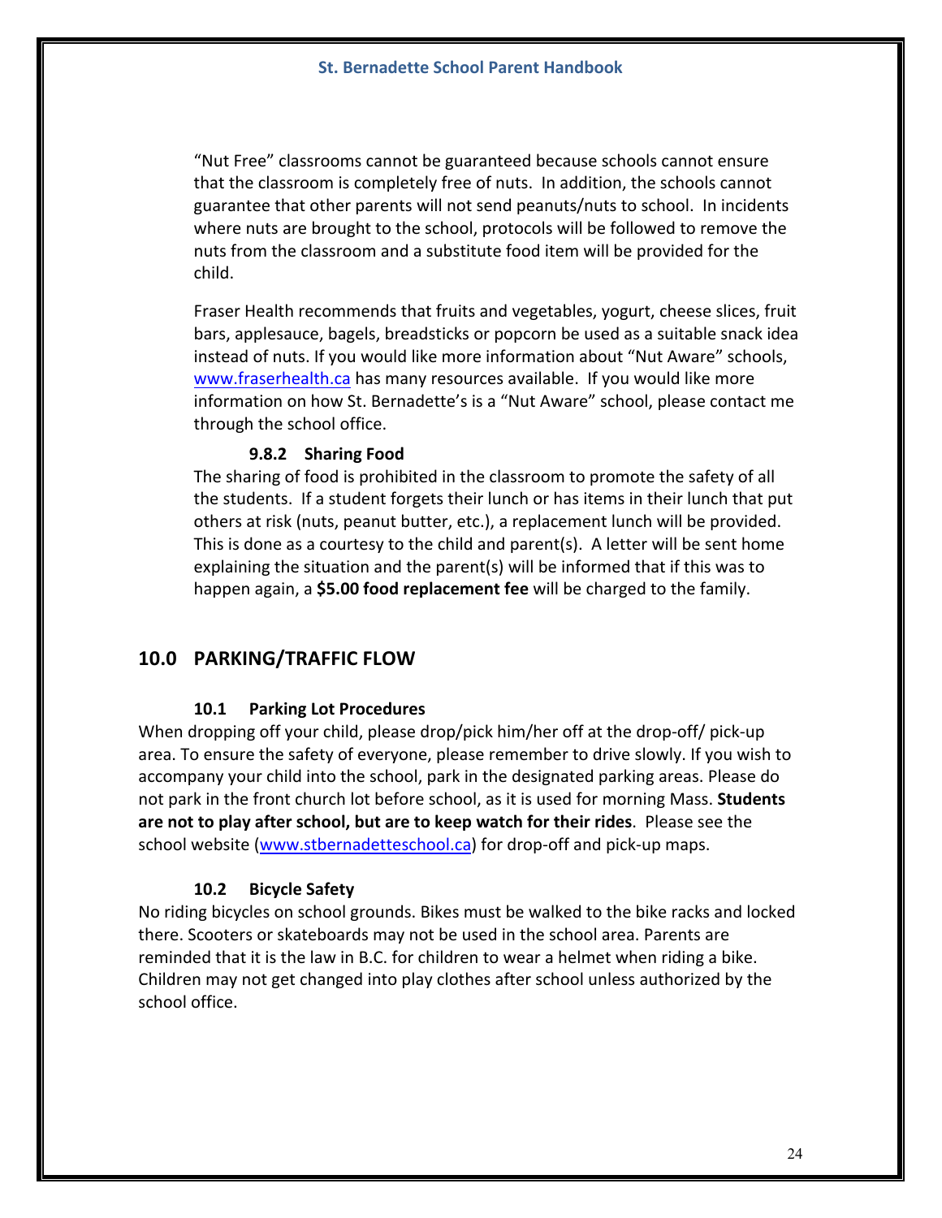"Nut Free" classrooms cannot be guaranteed because schools cannot ensure that the classroom is completely free of nuts. In addition, the schools cannot guarantee that other parents will not send peanuts/nuts to school. In incidents where nuts are brought to the school, protocols will be followed to remove the nuts from the classroom and a substitute food item will be provided for the child.

Fraser Health recommends that fruits and vegetables, yogurt, cheese slices, fruit bars, applesauce, bagels, breadsticks or popcorn be used as a suitable snack idea instead of nuts. If you would like more information about "Nut Aware" schools, [www.fraserhealth.ca](http://www.fraserhealth.ca) has many resources available. If you would like more information on how St. Bernadette's is a "Nut Aware" school, please contact me through the school office.

#### 9.8.2 Sharing Food

The sharing of food is prohibited in the classroom to promote the safety of all the students. If a student forgets their lunch or has items in their lunch that put others at risk (nuts, peanut butter, etc.), a replacement lunch will be provided. This is done as a courtesy to the child and parent(s). A letter will be sent home explaining the situation and the parent(s) will be informed that if this was to happen again, a **$5.00 food replacement fee** will be charged to the family.

## 10.0 PARKING/TRAFFIC FLOW

### 10.1 Parking Lot Procedures

When dropping off your child, please drop/pick him/her off at the drop-off/ pick-up area. To ensure the safety of everyone, please remember to drive slowly. If you wish to accompany your child into the school, park in the designated parking areas. Please do not park in the front church lot before school, as it is used for morning Mass. **Students are not to play after school, but are to keep watch for their rides**. Please see the school website ([www.stbernadetteschool.ca](http://www.stbernadetteschool.ca)) for drop-off and pick-up maps.

### 10.2 Bicycle Safety

No riding bicycles on school grounds. Bikes must be walked to the bike racks and locked there. Scooters or skateboards may not be used in the school area. Parents are reminded that it is the law in B.C. for children to wear a helmet when riding a bike. Children may not get changed into play clothes after school unless authorized by the school office.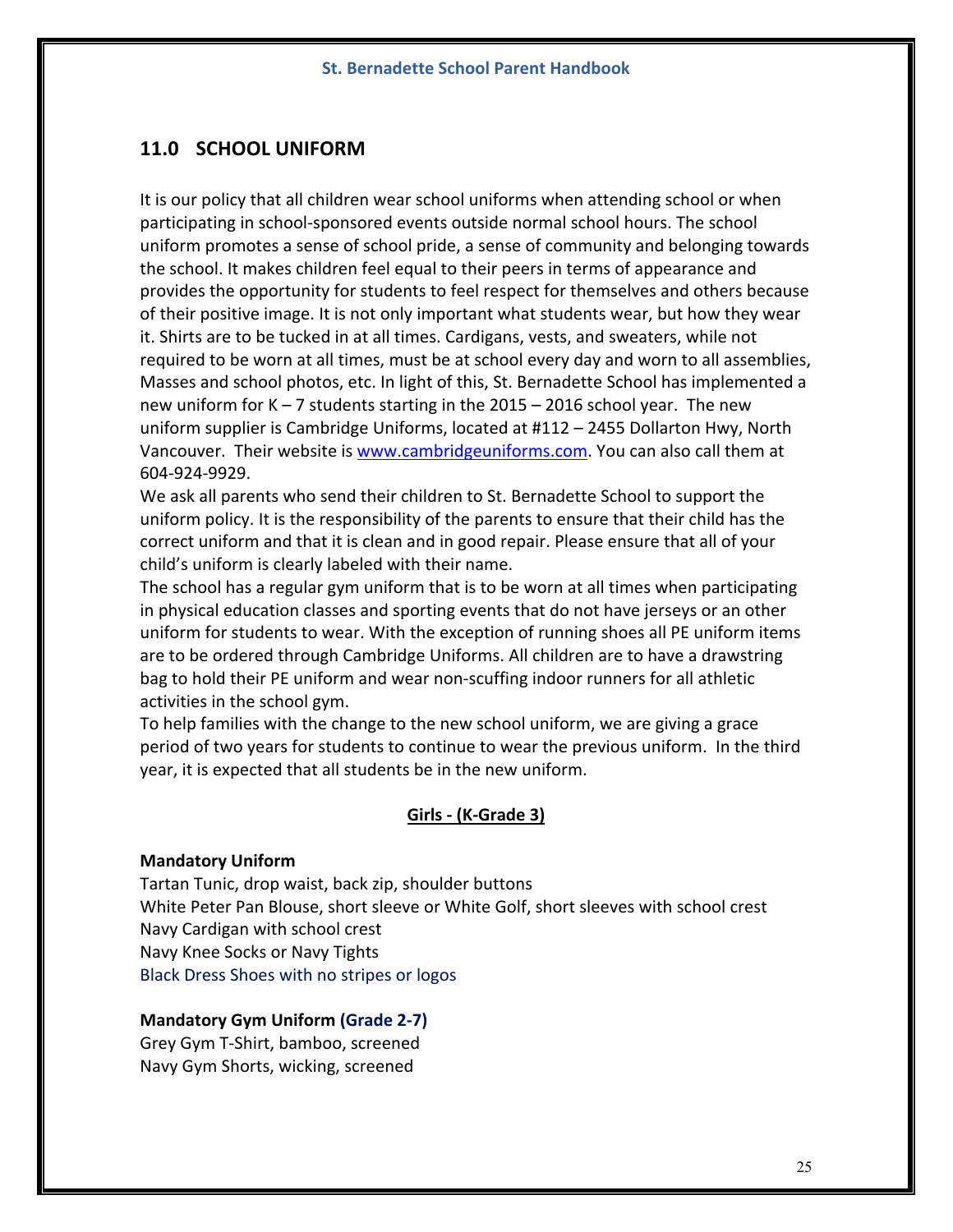## 11.0 SCHOOL UNIFORM

It is our policy that all children wear school uniforms when attending school or when participating in school-sponsored events outside normal school hours. The school uniform promotes a sense of school pride, a sense of community and belonging towards the school. It makes children feel equal to their peers in terms of appearance and provides the opportunity for students to feel respect for themselves and others because of their positive image. It is not only important what students wear, but how they wear it. Shirts are to be tucked in at all times. Cardigans, vests, and sweaters, while not required to be worn at all times, must be at school every day and worn to all assemblies, Masses and school photos, etc. In light of this, St. Bernadette School has implemented a new uniform for K – 7 students starting in the 2015 – 2016 school year. The new uniform supplier is Cambridge Uniforms, located at #112 – 2455 Dollarton Hwy, North Vancouver. Their website is [www.cambridgeuniforms.com](http://www.cambridgeuniforms.com). You can also call them at 604-924-9929.

We ask all parents who send their children to St. Bernadette School to support the uniform policy. It is the responsibility of the parents to ensure that their child has the correct uniform and that it is clean and in good repair. Please ensure that all of your child's uniform is clearly labeled with their name.

The school has a regular gym uniform that is to be worn at all times when participating in physical education classes and sporting events that do not have jerseys or an other uniform for students to wear. With the exception of running shoes all PE uniform items are to be ordered through Cambridge Uniforms. All children are to have a drawstring bag to hold their PE uniform and wear non-scuffing indoor runners for all athletic activities in the school gym.

To help families with the change to the new school uniform, we are giving a grace period of two years for students to continue to wear the previous uniform. In the third year, it is expected that all students be in the new uniform.

### Girls - (K-Grade 3)

**Mandatory Uniform**

Tartan Tunic, drop waist, back zip, shoulder buttons
White Peter Pan Blouse, short sleeve or White Golf, short sleeves with school crest
Navy Cardigan with school crest
Navy Knee Socks or Navy Tights
Black Dress Shoes with no stripes or logos

**Mandatory Gym Uniform (Grade 2-7)**

Grey Gym T-Shirt, bamboo, screened
Navy Gym Shorts, wicking, screened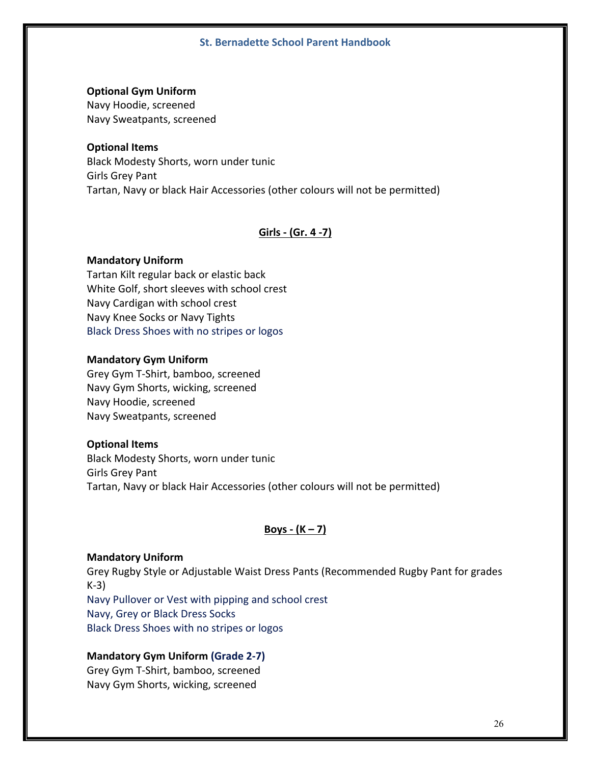**Optional Gym Uniform**
Navy Hoodie, screened
Navy Sweatpants, screened

**Optional Items**
Black Modesty Shorts, worn under tunic
Girls Grey Pant
Tartan, Navy or black Hair Accessories (other colours will not be permitted)

## Girls - (Gr. 4 -7)

**Mandatory Uniform**
Tartan Kilt regular back or elastic back
White Golf, short sleeves with school crest
Navy Cardigan with school crest
Navy Knee Socks or Navy Tights
Black Dress Shoes with no stripes or logos

**Mandatory Gym Uniform**
Grey Gym T-Shirt, bamboo, screened
Navy Gym Shorts, wicking, screened
Navy Hoodie, screened
Navy Sweatpants, screened

**Optional Items**
Black Modesty Shorts, worn under tunic
Girls Grey Pant
Tartan, Navy or black Hair Accessories (other colours will not be permitted)

## Boys - (K – 7)

**Mandatory Uniform**
Grey Rugby Style or Adjustable Waist Dress Pants (Recommended Rugby Pant for grades K-3)
Navy Pullover or Vest with pipping and school crest
Navy, Grey or Black Dress Socks
Black Dress Shoes with no stripes or logos

**Mandatory Gym Uniform (Grade 2-7)**
Grey Gym T-Shirt, bamboo, screened
Navy Gym Shorts, wicking, screened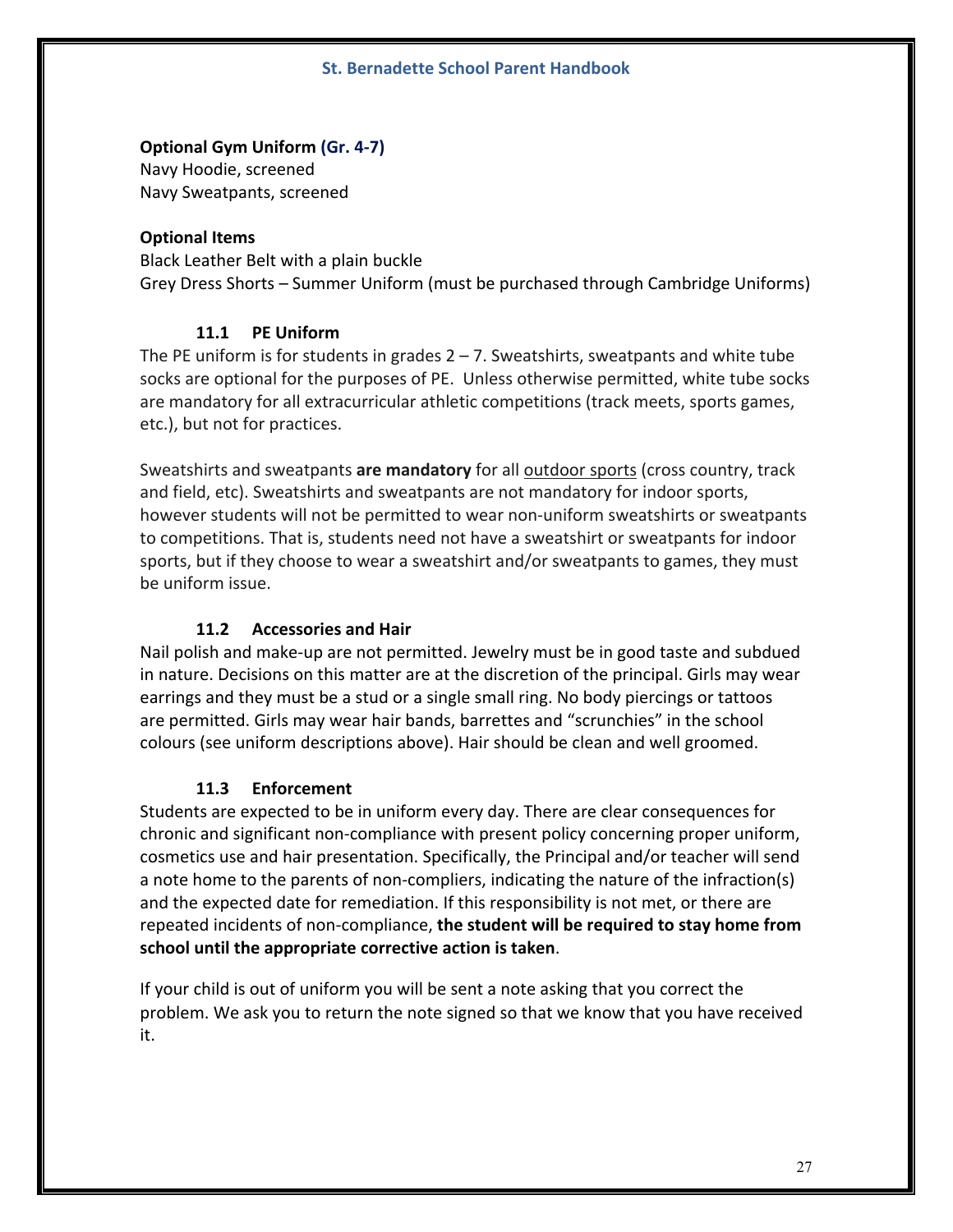**Optional Gym Uniform (Gr. 4-7)**
Navy Hoodie, screened
Navy Sweatpants, screened

**Optional Items**
Black Leather Belt with a plain buckle
Grey Dress Shorts – Summer Uniform (must be purchased through Cambridge Uniforms)

### 11.1 PE Uniform

The PE uniform is for students in grades 2 – 7. Sweatshirts, sweatpants and white tube socks are optional for the purposes of PE. Unless otherwise permitted, white tube socks are mandatory for all extracurricular athletic competitions (track meets, sports games, etc.), but not for practices.

Sweatshirts and sweatpants **are mandatory** for all outdoor sports (cross country, track and field, etc). Sweatshirts and sweatpants are not mandatory for indoor sports, however students will not be permitted to wear non-uniform sweatshirts or sweatpants to competitions. That is, students need not have a sweatshirt or sweatpants for indoor sports, but if they choose to wear a sweatshirt and/or sweatpants to games, they must be uniform issue.

### 11.2 Accessories and Hair

Nail polish and make-up are not permitted. Jewelry must be in good taste and subdued in nature. Decisions on this matter are at the discretion of the principal. Girls may wear earrings and they must be a stud or a single small ring. No body piercings or tattoos are permitted. Girls may wear hair bands, barrettes and "scrunchies" in the school colours (see uniform descriptions above). Hair should be clean and well groomed.

### 11.3 Enforcement

Students are expected to be in uniform every day. There are clear consequences for chronic and significant non-compliance with present policy concerning proper uniform, cosmetics use and hair presentation. Specifically, the Principal and/or teacher will send a note home to the parents of non-compliers, indicating the nature of the infraction(s) and the expected date for remediation. If this responsibility is not met, or there are repeated incidents of non-compliance, **the student will be required to stay home from school until the appropriate corrective action is taken**.

If your child is out of uniform you will be sent a note asking that you correct the problem. We ask you to return the note signed so that we know that you have received it.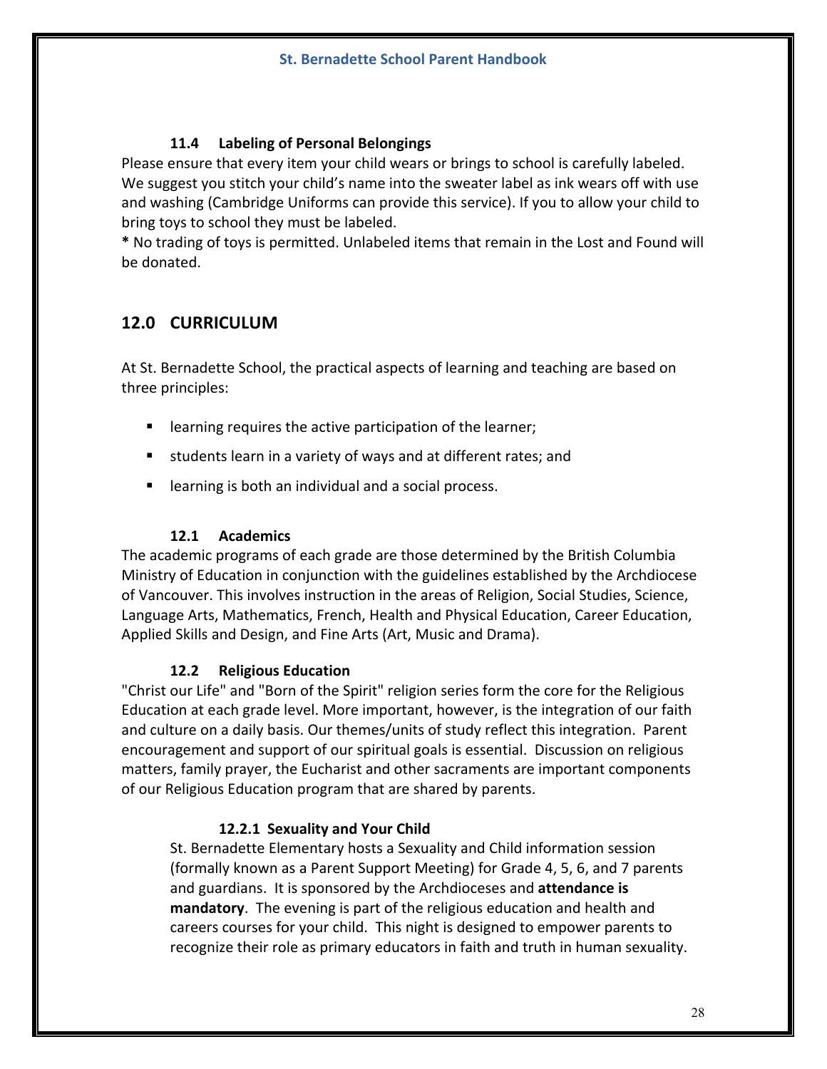### 11.4 Labeling of Personal Belongings

Please ensure that every item your child wears or brings to school is carefully labeled. We suggest you stitch your child's name into the sweater label as ink wears off with use and washing (Cambridge Uniforms can provide this service). If you to allow your child to bring toys to school they must be labeled.

**\*** No trading of toys is permitted. Unlabeled items that remain in the Lost and Found will be donated.

## 12.0 CURRICULUM

At St. Bernadette School, the practical aspects of learning and teaching are based on three principles:

- learning requires the active participation of the learner;
- students learn in a variety of ways and at different rates; and
- learning is both an individual and a social process.

### 12.1 Academics

The academic programs of each grade are those determined by the British Columbia Ministry of Education in conjunction with the guidelines established by the Archdiocese of Vancouver. This involves instruction in the areas of Religion, Social Studies, Science, Language Arts, Mathematics, French, Health and Physical Education, Career Education, Applied Skills and Design, and Fine Arts (Art, Music and Drama).

### 12.2 Religious Education

"Christ our Life" and "Born of the Spirit" religion series form the core for the Religious Education at each grade level. More important, however, is the integration of our faith and culture on a daily basis. Our themes/units of study reflect this integration. Parent encouragement and support of our spiritual goals is essential. Discussion on religious matters, family prayer, the Eucharist and other sacraments are important components of our Religious Education program that are shared by parents.

#### 12.2.1 Sexuality and Your Child

St. Bernadette Elementary hosts a Sexuality and Child information session (formally known as a Parent Support Meeting) for Grade 4, 5, 6, and 7 parents and guardians. It is sponsored by the Archdioceses and **attendance is mandatory**. The evening is part of the religious education and health and careers courses for your child. This night is designed to empower parents to recognize their role as primary educators in faith and truth in human sexuality.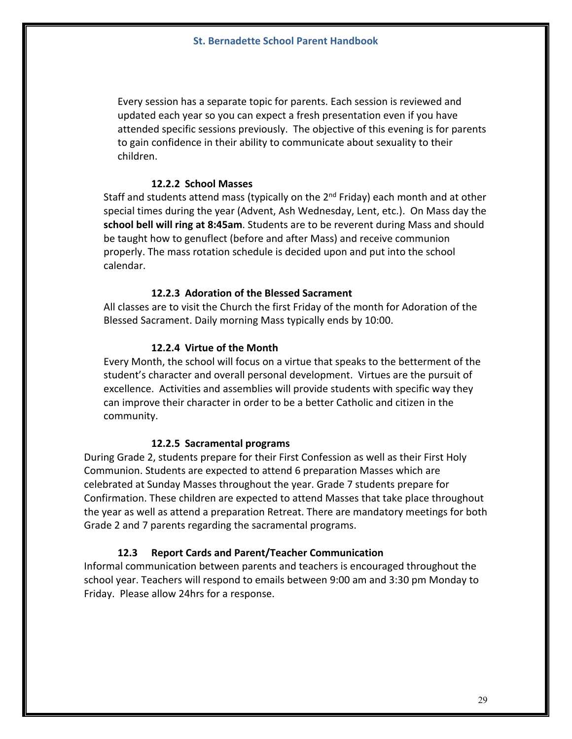Every session has a separate topic for parents. Each session is reviewed and updated each year so you can expect a fresh presentation even if you have attended specific sessions previously. The objective of this evening is for parents to gain confidence in their ability to communicate about sexuality to their children.

#### 12.2.2 School Masses

Staff and students attend mass (typically on the 2nd Friday) each month and at other special times during the year (Advent, Ash Wednesday, Lent, etc.). On Mass day the **school bell will ring at 8:45am**. Students are to be reverent during Mass and should be taught how to genuflect (before and after Mass) and receive communion properly. The mass rotation schedule is decided upon and put into the school calendar.

#### 12.2.3 Adoration of the Blessed Sacrament

All classes are to visit the Church the first Friday of the month for Adoration of the Blessed Sacrament. Daily morning Mass typically ends by 10:00.

#### 12.2.4 Virtue of the Month

Every Month, the school will focus on a virtue that speaks to the betterment of the student's character and overall personal development. Virtues are the pursuit of excellence. Activities and assemblies will provide students with specific way they can improve their character in order to be a better Catholic and citizen in the community.

#### 12.2.5 Sacramental programs

During Grade 2, students prepare for their First Confession as well as their First Holy Communion. Students are expected to attend 6 preparation Masses which are celebrated at Sunday Masses throughout the year. Grade 7 students prepare for Confirmation. These children are expected to attend Masses that take place throughout the year as well as attend a preparation Retreat. There are mandatory meetings for both Grade 2 and 7 parents regarding the sacramental programs.

### 12.3 Report Cards and Parent/Teacher Communication

Informal communication between parents and teachers is encouraged throughout the school year. Teachers will respond to emails between 9:00 am and 3:30 pm Monday to Friday. Please allow 24hrs for a response.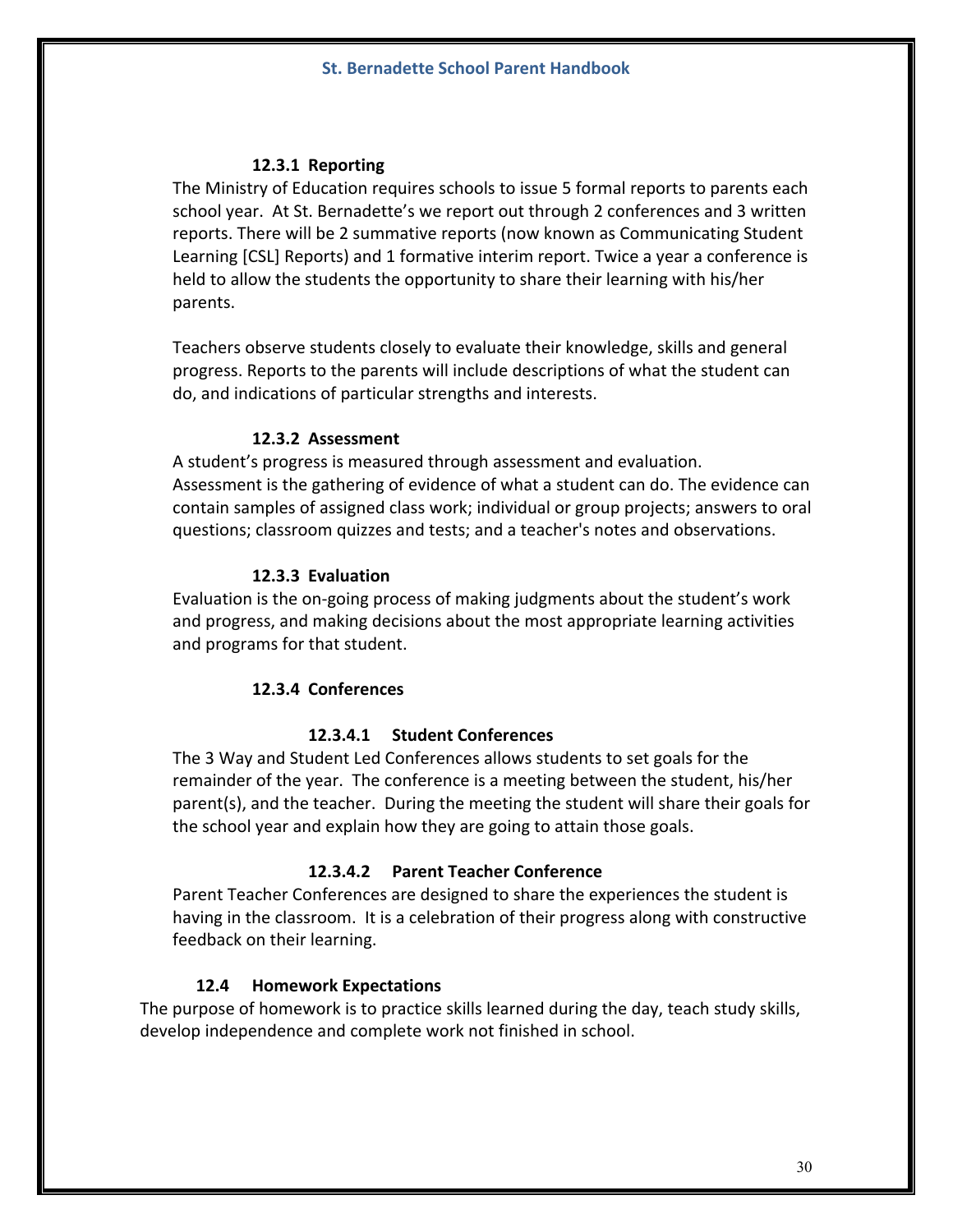#### 12.3.1 Reporting

The Ministry of Education requires schools to issue 5 formal reports to parents each school year. At St. Bernadette's we report out through 2 conferences and 3 written reports. There will be 2 summative reports (now known as Communicating Student Learning [CSL] Reports) and 1 formative interim report. Twice a year a conference is held to allow the students the opportunity to share their learning with his/her parents.

Teachers observe students closely to evaluate their knowledge, skills and general progress. Reports to the parents will include descriptions of what the student can do, and indications of particular strengths and interests.

#### 12.3.2 Assessment

A student's progress is measured through assessment and evaluation. Assessment is the gathering of evidence of what a student can do. The evidence can contain samples of assigned class work; individual or group projects; answers to oral questions; classroom quizzes and tests; and a teacher's notes and observations.

#### 12.3.3 Evaluation

Evaluation is the on-going process of making judgments about the student's work and progress, and making decisions about the most appropriate learning activities and programs for that student.

#### 12.3.4 Conferences

##### 12.3.4.1 Student Conferences

The 3 Way and Student Led Conferences allows students to set goals for the remainder of the year. The conference is a meeting between the student, his/her parent(s), and the teacher. During the meeting the student will share their goals for the school year and explain how they are going to attain those goals.

##### 12.3.4.2 Parent Teacher Conference

Parent Teacher Conferences are designed to share the experiences the student is having in the classroom. It is a celebration of their progress along with constructive feedback on their learning.

### 12.4 Homework Expectations

The purpose of homework is to practice skills learned during the day, teach study skills, develop independence and complete work not finished in school.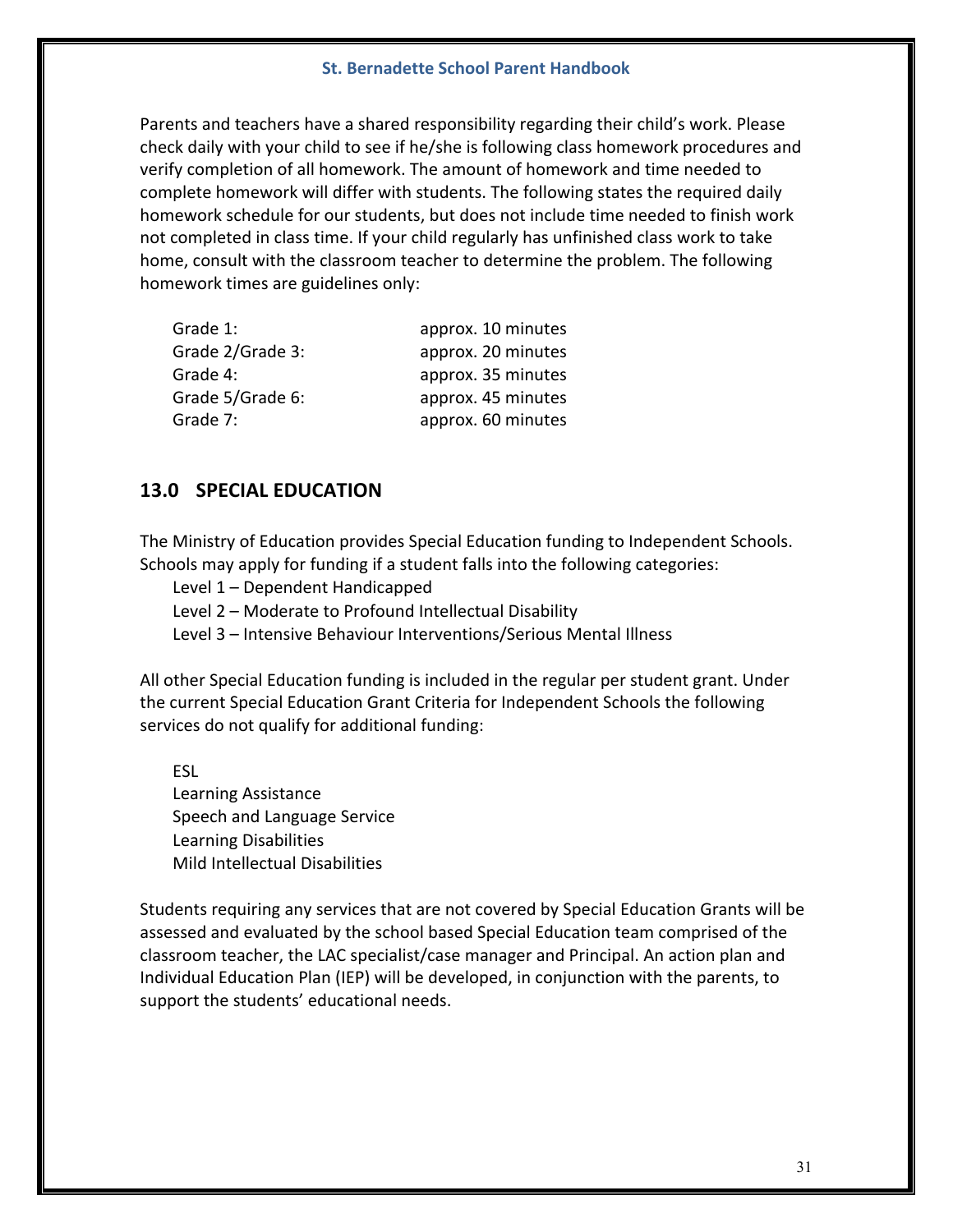Parents and teachers have a shared responsibility regarding their child's work. Please check daily with your child to see if he/she is following class homework procedures and verify completion of all homework. The amount of homework and time needed to complete homework will differ with students. The following states the required daily homework schedule for our students, but does not include time needed to finish work not completed in class time. If your child regularly has unfinished class work to take home, consult with the classroom teacher to determine the problem. The following homework times are guidelines only:

| | |
|---|---|
| Grade 1: | approx. 10 minutes |
| Grade 2/Grade 3: | approx. 20 minutes |
| Grade 4: | approx. 35 minutes |
| Grade 5/Grade 6: | approx. 45 minutes |
| Grade 7: | approx. 60 minutes |

## 13.0 SPECIAL EDUCATION

The Ministry of Education provides Special Education funding to Independent Schools. Schools may apply for funding if a student falls into the following categories:

- Level 1 – Dependent Handicapped
- Level 2 – Moderate to Profound Intellectual Disability
- Level 3 – Intensive Behaviour Interventions/Serious Mental Illness

All other Special Education funding is included in the regular per student grant. Under the current Special Education Grant Criteria for Independent Schools the following services do not qualify for additional funding:

- ESL
- Learning Assistance
- Speech and Language Service
- Learning Disabilities
- Mild Intellectual Disabilities

Students requiring any services that are not covered by Special Education Grants will be assessed and evaluated by the school based Special Education team comprised of the classroom teacher, the LAC specialist/case manager and Principal. An action plan and Individual Education Plan (IEP) will be developed, in conjunction with the parents, to support the students' educational needs.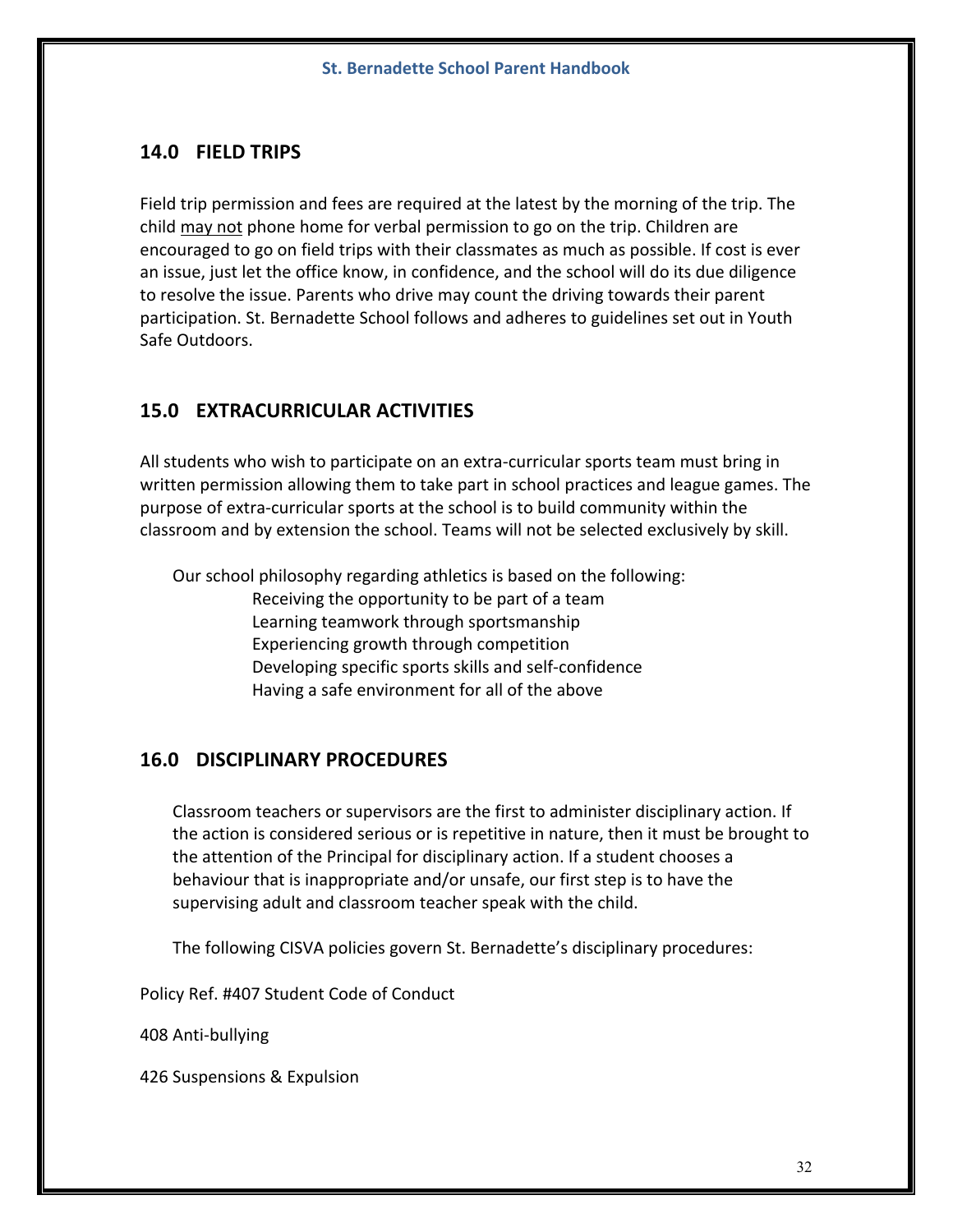## 14.0 FIELD TRIPS

Field trip permission and fees are required at the latest by the morning of the trip. The child <u>may not</u> phone home for verbal permission to go on the trip. Children are encouraged to go on field trips with their classmates as much as possible. If cost is ever an issue, just let the office know, in confidence, and the school will do its due diligence to resolve the issue. Parents who drive may count the driving towards their parent participation. St. Bernadette School follows and adheres to guidelines set out in Youth Safe Outdoors.

## 15.0 EXTRACURRICULAR ACTIVITIES

All students who wish to participate on an extra-curricular sports team must bring in written permission allowing them to take part in school practices and league games. The purpose of extra-curricular sports at the school is to build community within the classroom and by extension the school. Teams will not be selected exclusively by skill.

Our school philosophy regarding athletics is based on the following:

- Receiving the opportunity to be part of a team
- Learning teamwork through sportsmanship
- Experiencing growth through competition
- Developing specific sports skills and self-confidence
- Having a safe environment for all of the above

## 16.0 DISCIPLINARY PROCEDURES

Classroom teachers or supervisors are the first to administer disciplinary action. If the action is considered serious or is repetitive in nature, then it must be brought to the attention of the Principal for disciplinary action. If a student chooses a behaviour that is inappropriate and/or unsafe, our first step is to have the supervising adult and classroom teacher speak with the child.

The following CISVA policies govern St. Bernadette's disciplinary procedures:

Policy Ref. #407 Student Code of Conduct

408 Anti-bullying

426 Suspensions & Expulsion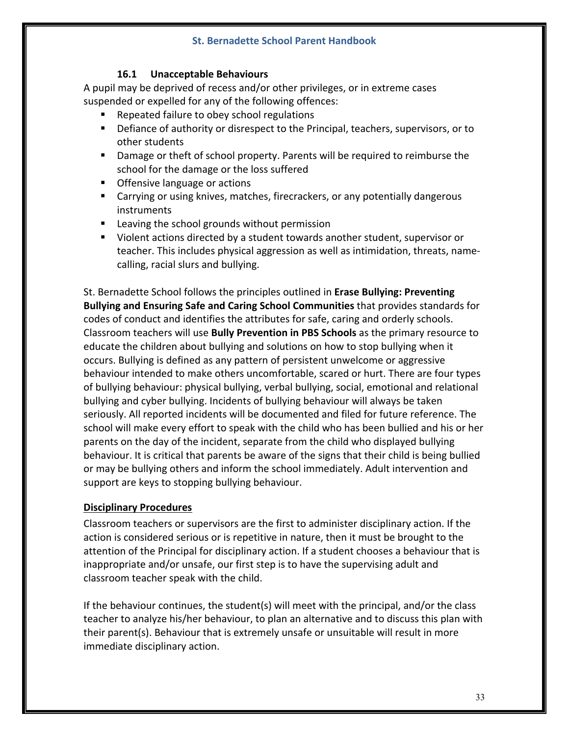### 16.1 Unacceptable Behaviours

A pupil may be deprived of recess and/or other privileges, or in extreme cases suspended or expelled for any of the following offences:

- Repeated failure to obey school regulations
- Defiance of authority or disrespect to the Principal, teachers, supervisors, or to other students
- Damage or theft of school property. Parents will be required to reimburse the school for the damage or the loss suffered
- Offensive language or actions
- Carrying or using knives, matches, firecrackers, or any potentially dangerous instruments
- Leaving the school grounds without permission
- Violent actions directed by a student towards another student, supervisor or teacher. This includes physical aggression as well as intimidation, threats, name-calling, racial slurs and bullying.

St. Bernadette School follows the principles outlined in **Erase Bullying: Preventing Bullying and Ensuring Safe and Caring School Communities** that provides standards for codes of conduct and identifies the attributes for safe, caring and orderly schools. Classroom teachers will use **Bully Prevention in PBS Schools** as the primary resource to educate the children about bullying and solutions on how to stop bullying when it occurs. Bullying is defined as any pattern of persistent unwelcome or aggressive behaviour intended to make others uncomfortable, scared or hurt. There are four types of bullying behaviour: physical bullying, verbal bullying, social, emotional and relational bullying and cyber bullying. Incidents of bullying behaviour will always be taken seriously. All reported incidents will be documented and filed for future reference. The school will make every effort to speak with the child who has been bullied and his or her parents on the day of the incident, separate from the child who displayed bullying behaviour. It is critical that parents be aware of the signs that their child is being bullied or may be bullying others and inform the school immediately. Adult intervention and support are keys to stopping bullying behaviour.

**Disciplinary Procedures**

Classroom teachers or supervisors are the first to administer disciplinary action. If the action is considered serious or is repetitive in nature, then it must be brought to the attention of the Principal for disciplinary action. If a student chooses a behaviour that is inappropriate and/or unsafe, our first step is to have the supervising adult and classroom teacher speak with the child.

If the behaviour continues, the student(s) will meet with the principal, and/or the class teacher to analyze his/her behaviour, to plan an alternative and to discuss this plan with their parent(s). Behaviour that is extremely unsafe or unsuitable will result in more immediate disciplinary action.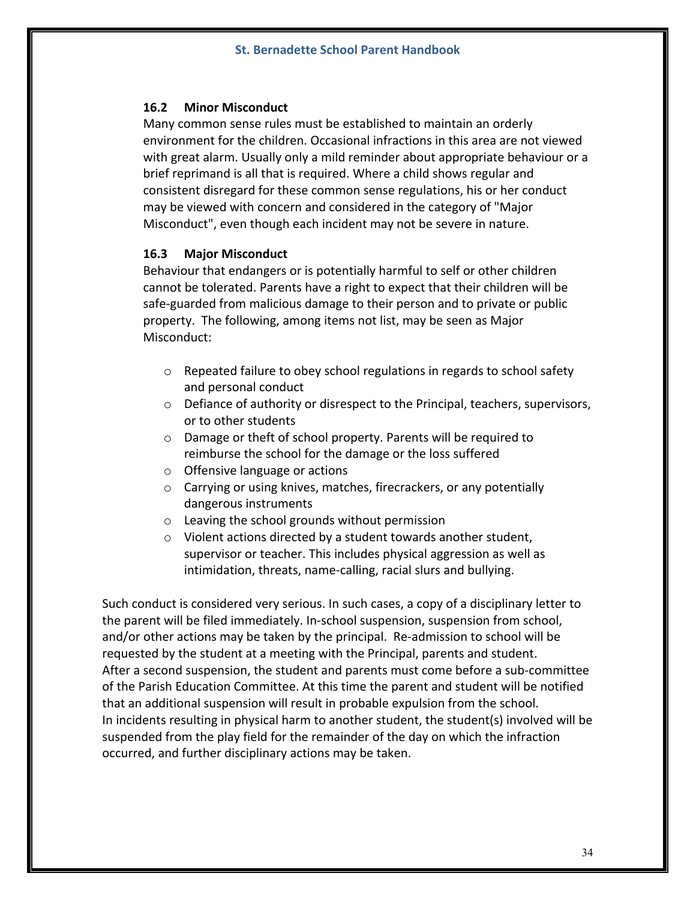### 16.2 Minor Misconduct

Many common sense rules must be established to maintain an orderly environment for the children. Occasional infractions in this area are not viewed with great alarm. Usually only a mild reminder about appropriate behaviour or a brief reprimand is all that is required. Where a child shows regular and consistent disregard for these common sense regulations, his or her conduct may be viewed with concern and considered in the category of "Major Misconduct", even though each incident may not be severe in nature.

### 16.3 Major Misconduct

Behaviour that endangers or is potentially harmful to self or other children cannot be tolerated. Parents have a right to expect that their children will be safe-guarded from malicious damage to their person and to private or public property. The following, among items not list, may be seen as Major Misconduct:

- Repeated failure to obey school regulations in regards to school safety and personal conduct
- Defiance of authority or disrespect to the Principal, teachers, supervisors, or to other students
- Damage or theft of school property. Parents will be required to reimburse the school for the damage or the loss suffered
- Offensive language or actions
- Carrying or using knives, matches, firecrackers, or any potentially dangerous instruments
- Leaving the school grounds without permission
- Violent actions directed by a student towards another student, supervisor or teacher. This includes physical aggression as well as intimidation, threats, name-calling, racial slurs and bullying.

Such conduct is considered very serious. In such cases, a copy of a disciplinary letter to the parent will be filed immediately. In-school suspension, suspension from school, and/or other actions may be taken by the principal. Re-admission to school will be requested by the student at a meeting with the Principal, parents and student.
After a second suspension, the student and parents must come before a sub-committee of the Parish Education Committee. At this time the parent and student will be notified that an additional suspension will result in probable expulsion from the school.
In incidents resulting in physical harm to another student, the student(s) involved will be suspended from the play field for the remainder of the day on which the infraction occurred, and further disciplinary actions may be taken.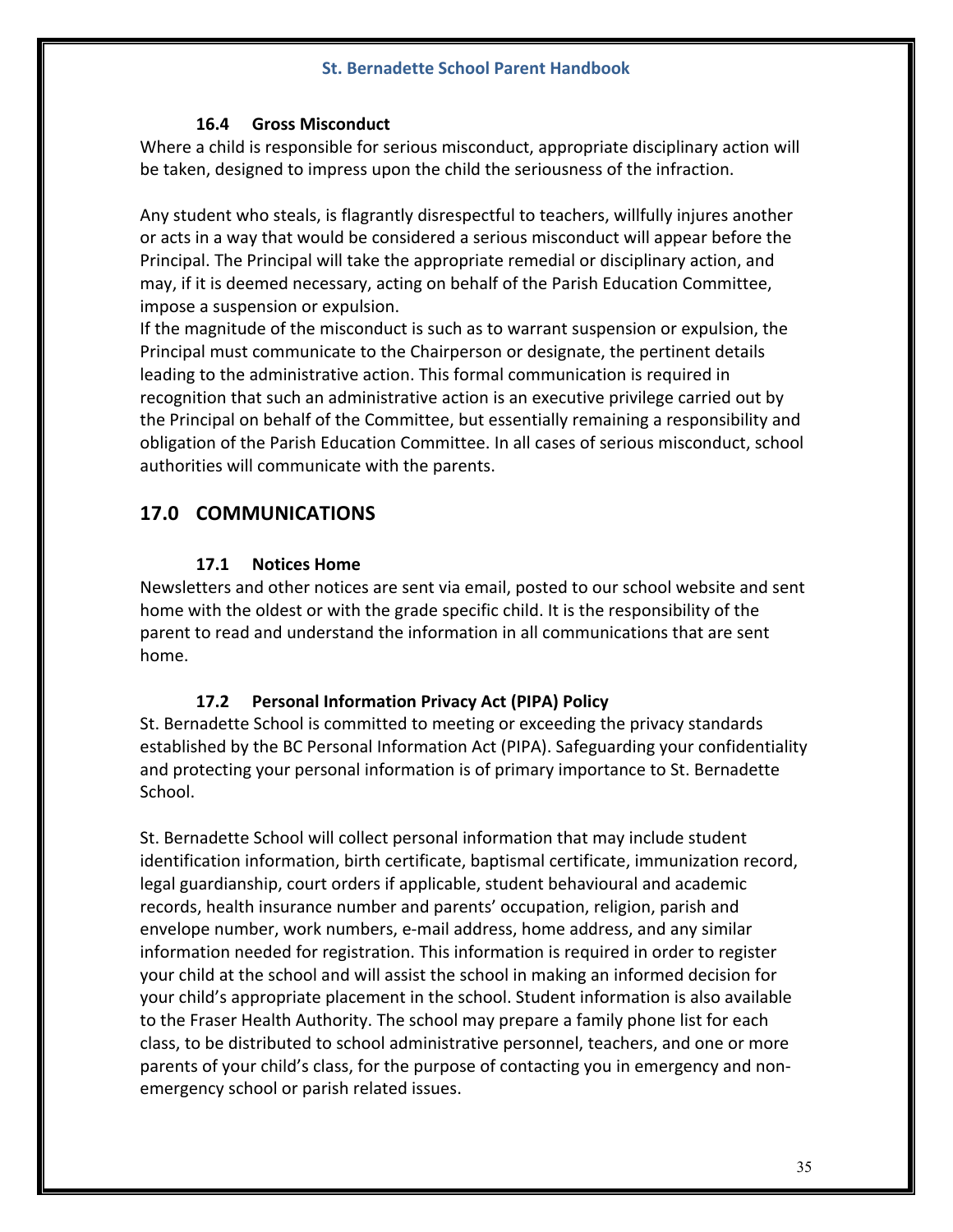### 16.4 Gross Misconduct

Where a child is responsible for serious misconduct, appropriate disciplinary action will be taken, designed to impress upon the child the seriousness of the infraction.

Any student who steals, is flagrantly disrespectful to teachers, willfully injures another or acts in a way that would be considered a serious misconduct will appear before the Principal. The Principal will take the appropriate remedial or disciplinary action, and may, if it is deemed necessary, acting on behalf of the Parish Education Committee, impose a suspension or expulsion.

If the magnitude of the misconduct is such as to warrant suspension or expulsion, the Principal must communicate to the Chairperson or designate, the pertinent details leading to the administrative action. This formal communication is required in recognition that such an administrative action is an executive privilege carried out by the Principal on behalf of the Committee, but essentially remaining a responsibility and obligation of the Parish Education Committee. In all cases of serious misconduct, school authorities will communicate with the parents.

## 17.0 COMMUNICATIONS

### 17.1 Notices Home

Newsletters and other notices are sent via email, posted to our school website and sent home with the oldest or with the grade specific child. It is the responsibility of the parent to read and understand the information in all communications that are sent home.

### 17.2 Personal Information Privacy Act (PIPA) Policy

St. Bernadette School is committed to meeting or exceeding the privacy standards established by the BC Personal Information Act (PIPA). Safeguarding your confidentiality and protecting your personal information is of primary importance to St. Bernadette School.

St. Bernadette School will collect personal information that may include student identification information, birth certificate, baptismal certificate, immunization record, legal guardianship, court orders if applicable, student behavioural and academic records, health insurance number and parents' occupation, religion, parish and envelope number, work numbers, e-mail address, home address, and any similar information needed for registration. This information is required in order to register your child at the school and will assist the school in making an informed decision for your child's appropriate placement in the school. Student information is also available to the Fraser Health Authority. The school may prepare a family phone list for each class, to be distributed to school administrative personnel, teachers, and one or more parents of your child's class, for the purpose of contacting you in emergency and non-emergency school or parish related issues.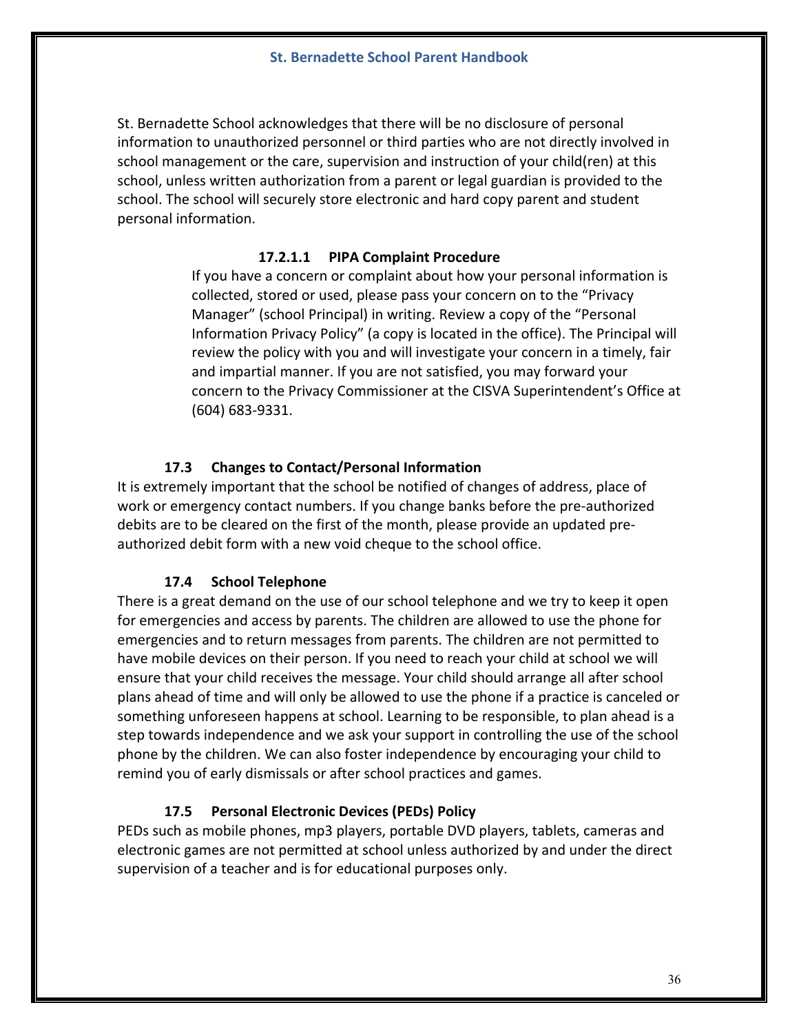St. Bernadette School acknowledges that there will be no disclosure of personal information to unauthorized personnel or third parties who are not directly involved in school management or the care, supervision and instruction of your child(ren) at this school, unless written authorization from a parent or legal guardian is provided to the school. The school will securely store electronic and hard copy parent and student personal information.

#### 17.2.1.1 PIPA Complaint Procedure

If you have a concern or complaint about how your personal information is collected, stored or used, please pass your concern on to the "Privacy Manager" (school Principal) in writing. Review a copy of the "Personal Information Privacy Policy" (a copy is located in the office). The Principal will review the policy with you and will investigate your concern in a timely, fair and impartial manner. If you are not satisfied, you may forward your concern to the Privacy Commissioner at the CISVA Superintendent's Office at (604) 683-9331.

### 17.3 Changes to Contact/Personal Information

It is extremely important that the school be notified of changes of address, place of work or emergency contact numbers. If you change banks before the pre-authorized debits are to be cleared on the first of the month, please provide an updated pre-authorized debit form with a new void cheque to the school office.

### 17.4 School Telephone

There is a great demand on the use of our school telephone and we try to keep it open for emergencies and access by parents. The children are allowed to use the phone for emergencies and to return messages from parents. The children are not permitted to have mobile devices on their person. If you need to reach your child at school we will ensure that your child receives the message. Your child should arrange all after school plans ahead of time and will only be allowed to use the phone if a practice is canceled or something unforeseen happens at school. Learning to be responsible, to plan ahead is a step towards independence and we ask your support in controlling the use of the school phone by the children. We can also foster independence by encouraging your child to remind you of early dismissals or after school practices and games.

### 17.5 Personal Electronic Devices (PEDs) Policy

PEDs such as mobile phones, mp3 players, portable DVD players, tablets, cameras and electronic games are not permitted at school unless authorized by and under the direct supervision of a teacher and is for educational purposes only.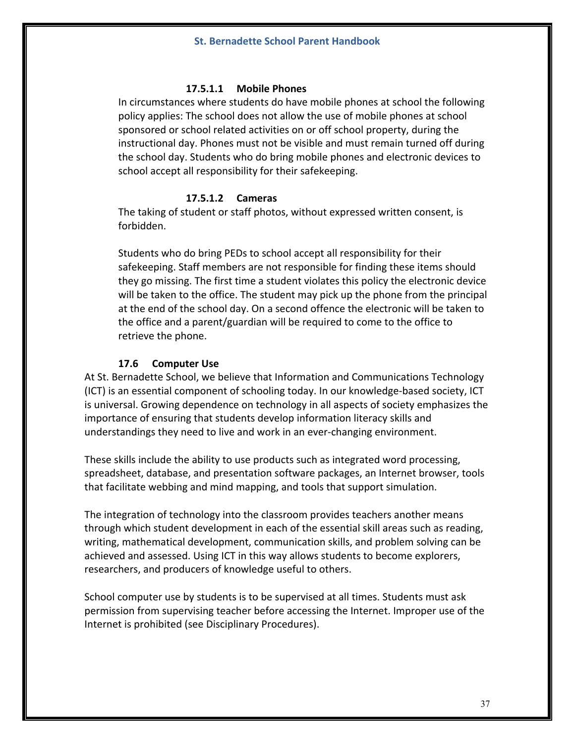##### 17.5.1.1 Mobile Phones

In circumstances where students do have mobile phones at school the following policy applies: The school does not allow the use of mobile phones at school sponsored or school related activities on or off school property, during the instructional day. Phones must not be visible and must remain turned off during the school day. Students who do bring mobile phones and electronic devices to school accept all responsibility for their safekeeping.

##### 17.5.1.2 Cameras

The taking of student or staff photos, without expressed written consent, is forbidden.

Students who do bring PEDs to school accept all responsibility for their safekeeping. Staff members are not responsible for finding these items should they go missing. The first time a student violates this policy the electronic device will be taken to the office. The student may pick up the phone from the principal at the end of the school day. On a second offence the electronic will be taken to the office and a parent/guardian will be required to come to the office to retrieve the phone.

### 17.6 Computer Use

At St. Bernadette School, we believe that Information and Communications Technology (ICT) is an essential component of schooling today. In our knowledge-based society, ICT is universal. Growing dependence on technology in all aspects of society emphasizes the importance of ensuring that students develop information literacy skills and understandings they need to live and work in an ever-changing environment.

These skills include the ability to use products such as integrated word processing, spreadsheet, database, and presentation software packages, an Internet browser, tools that facilitate webbing and mind mapping, and tools that support simulation.

The integration of technology into the classroom provides teachers another means through which student development in each of the essential skill areas such as reading, writing, mathematical development, communication skills, and problem solving can be achieved and assessed. Using ICT in this way allows students to become explorers, researchers, and producers of knowledge useful to others.

School computer use by students is to be supervised at all times. Students must ask permission from supervising teacher before accessing the Internet. Improper use of the Internet is prohibited (see Disciplinary Procedures).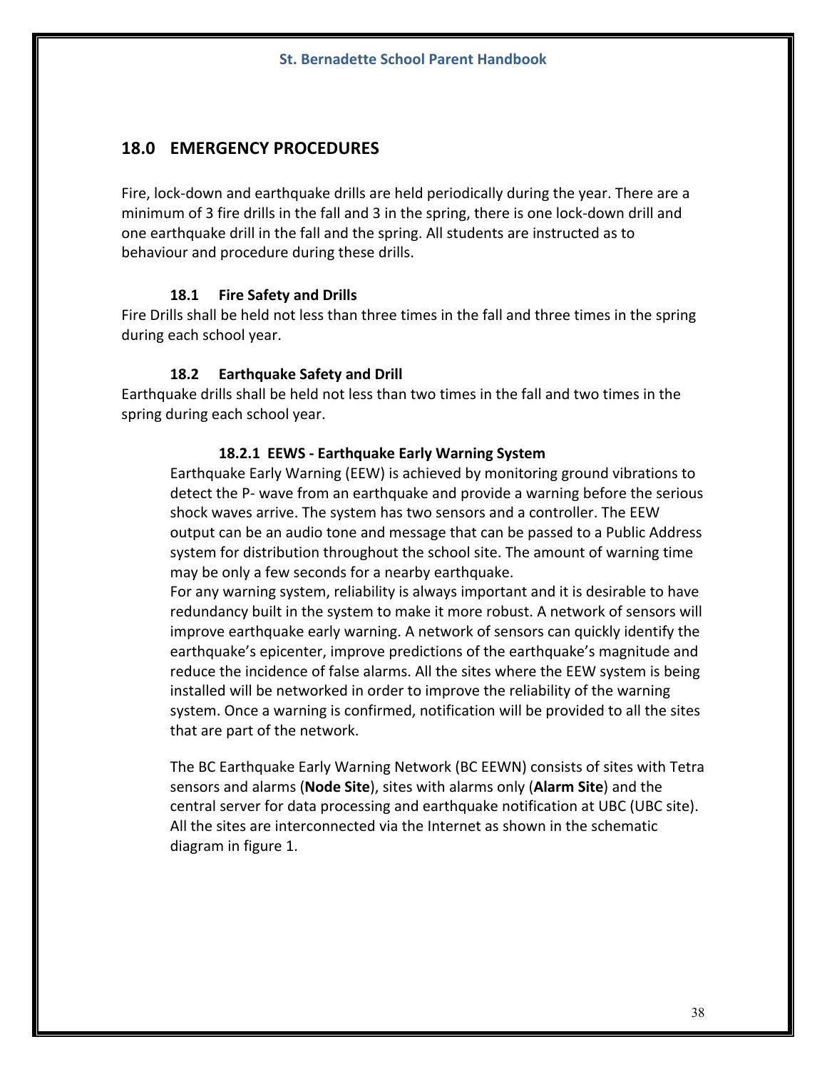## 18.0 EMERGENCY PROCEDURES

Fire, lock-down and earthquake drills are held periodically during the year. There are a minimum of 3 fire drills in the fall and 3 in the spring, there is one lock-down drill and one earthquake drill in the fall and the spring. All students are instructed as to behaviour and procedure during these drills.

### 18.1 Fire Safety and Drills

Fire Drills shall be held not less than three times in the fall and three times in the spring during each school year.

### 18.2 Earthquake Safety and Drill

Earthquake drills shall be held not less than two times in the fall and two times in the spring during each school year.

#### 18.2.1 EEWS - Earthquake Early Warning System

Earthquake Early Warning (EEW) is achieved by monitoring ground vibrations to detect the P- wave from an earthquake and provide a warning before the serious shock waves arrive. The system has two sensors and a controller. The EEW output can be an audio tone and message that can be passed to a Public Address system for distribution throughout the school site. The amount of warning time may be only a few seconds for a nearby earthquake.

For any warning system, reliability is always important and it is desirable to have redundancy built in the system to make it more robust. A network of sensors will improve earthquake early warning. A network of sensors can quickly identify the earthquake's epicenter, improve predictions of the earthquake's magnitude and reduce the incidence of false alarms. All the sites where the EEW system is being installed will be networked in order to improve the reliability of the warning system. Once a warning is confirmed, notification will be provided to all the sites that are part of the network.

The BC Earthquake Early Warning Network (BC EEWN) consists of sites with Tetra sensors and alarms (**Node Site**), sites with alarms only (**Alarm Site**) and the central server for data processing and earthquake notification at UBC (UBC site). All the sites are interconnected via the Internet as shown in the schematic diagram in figure 1.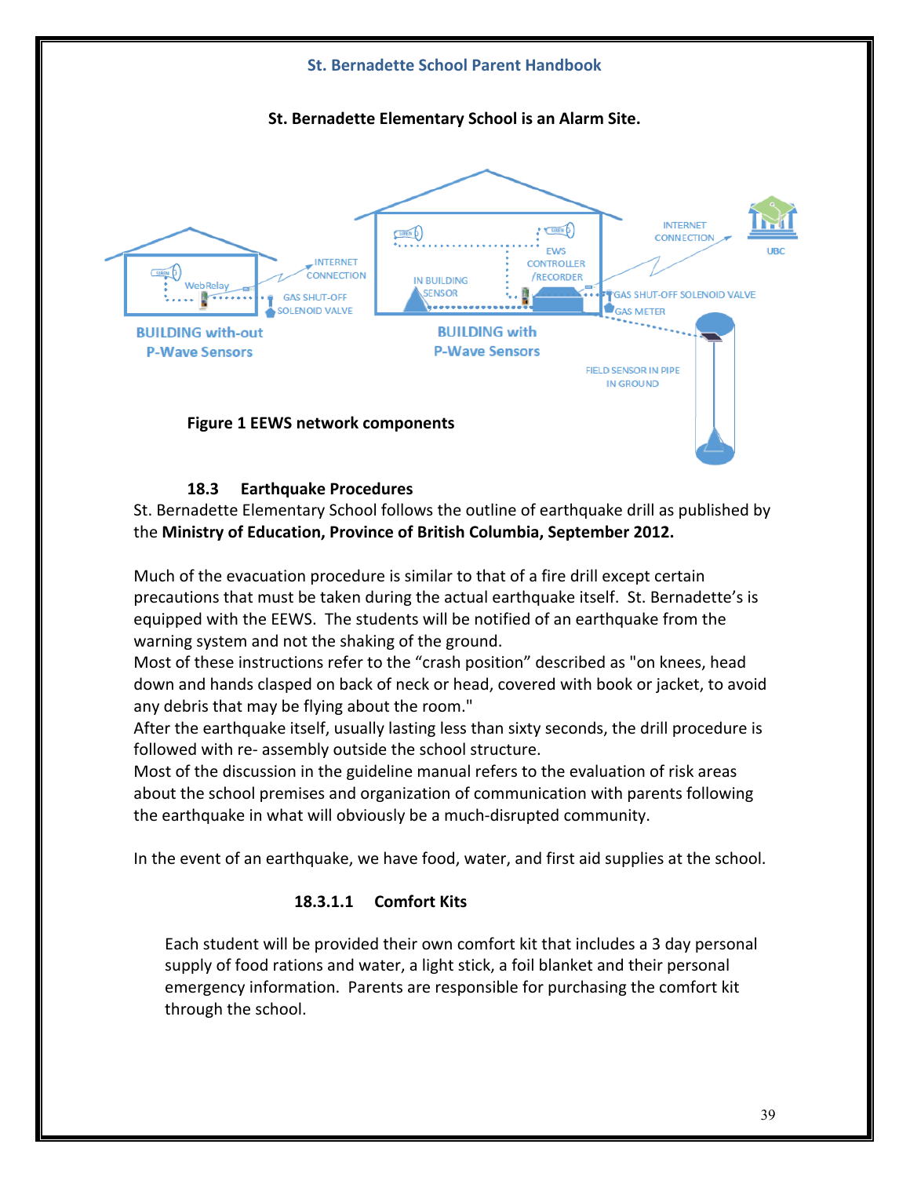**St. Bernadette Elementary School is an Alarm Site.**

**Figure 1 EEWS network components**

### 18.3 Earthquake Procedures

St. Bernadette Elementary School follows the outline of earthquake drill as published by the **Ministry of Education, Province of British Columbia, September 2012.**

Much of the evacuation procedure is similar to that of a fire drill except certain precautions that must be taken during the actual earthquake itself. St. Bernadette's is equipped with the EEWS. The students will be notified of an earthquake from the warning system and not the shaking of the ground.

Most of these instructions refer to the "crash position" described as "on knees, head down and hands clasped on back of neck or head, covered with book or jacket, to avoid any debris that may be flying about the room."

After the earthquake itself, usually lasting less than sixty seconds, the drill procedure is followed with re- assembly outside the school structure.

Most of the discussion in the guideline manual refers to the evaluation of risk areas about the school premises and organization of communication with parents following the earthquake in what will obviously be a much-disrupted community.

In the event of an earthquake, we have food, water, and first aid supplies at the school.

#### 18.3.1.1 Comfort Kits

Each student will be provided their own comfort kit that includes a 3 day personal supply of food rations and water, a light stick, a foil blanket and their personal emergency information. Parents are responsible for purchasing the comfort kit through the school.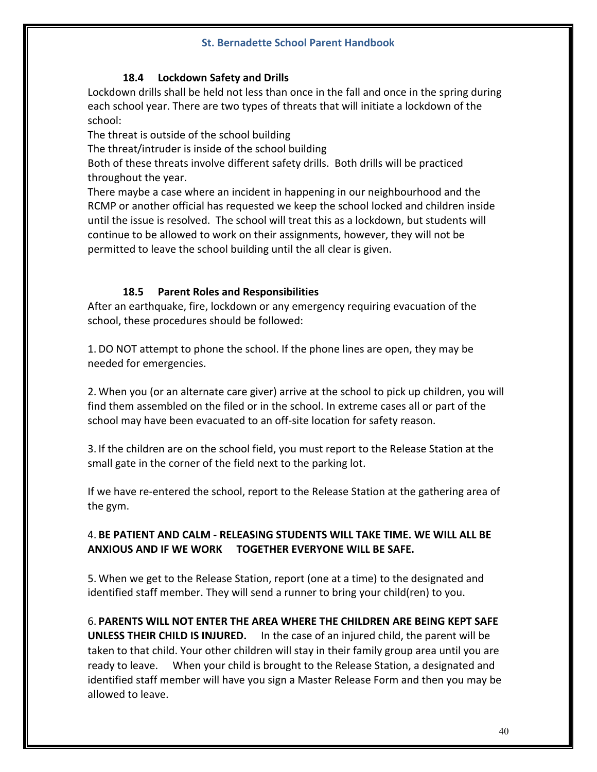### 18.4 Lockdown Safety and Drills

Lockdown drills shall be held not less than once in the fall and once in the spring during each school year. There are two types of threats that will initiate a lockdown of the school:

The threat is outside of the school building

The threat/intruder is inside of the school building

Both of these threats involve different safety drills. Both drills will be practiced throughout the year.

There maybe a case where an incident in happening in our neighbourhood and the RCMP or another official has requested we keep the school locked and children inside until the issue is resolved. The school will treat this as a lockdown, but students will continue to be allowed to work on their assignments, however, they will not be permitted to leave the school building until the all clear is given.

### 18.5 Parent Roles and Responsibilities

After an earthquake, fire, lockdown or any emergency requiring evacuation of the school, these procedures should be followed:

1. DO NOT attempt to phone the school. If the phone lines are open, they may be needed for emergencies.

2. When you (or an alternate care giver) arrive at the school to pick up children, you will find them assembled on the filed or in the school. In extreme cases all or part of the school may have been evacuated to an off-site location for safety reason.

3. If the children are on the school field, you must report to the Release Station at the small gate in the corner of the field next to the parking lot.

If we have re-entered the school, report to the Release Station at the gathering area of the gym.

4. **BE PATIENT AND CALM - RELEASING STUDENTS WILL TAKE TIME. WE WILL ALL BE ANXIOUS AND IF WE WORK TOGETHER EVERYONE WILL BE SAFE.**

5. When we get to the Release Station, report (one at a time) to the designated and identified staff member. They will send a runner to bring your child(ren) to you.

6. **PARENTS WILL NOT ENTER THE AREA WHERE THE CHILDREN ARE BEING KEPT SAFE UNLESS THEIR CHILD IS INJURED.** In the case of an injured child, the parent will be taken to that child. Your other children will stay in their family group area until you are ready to leave. When your child is brought to the Release Station, a designated and identified staff member will have you sign a Master Release Form and then you may be allowed to leave.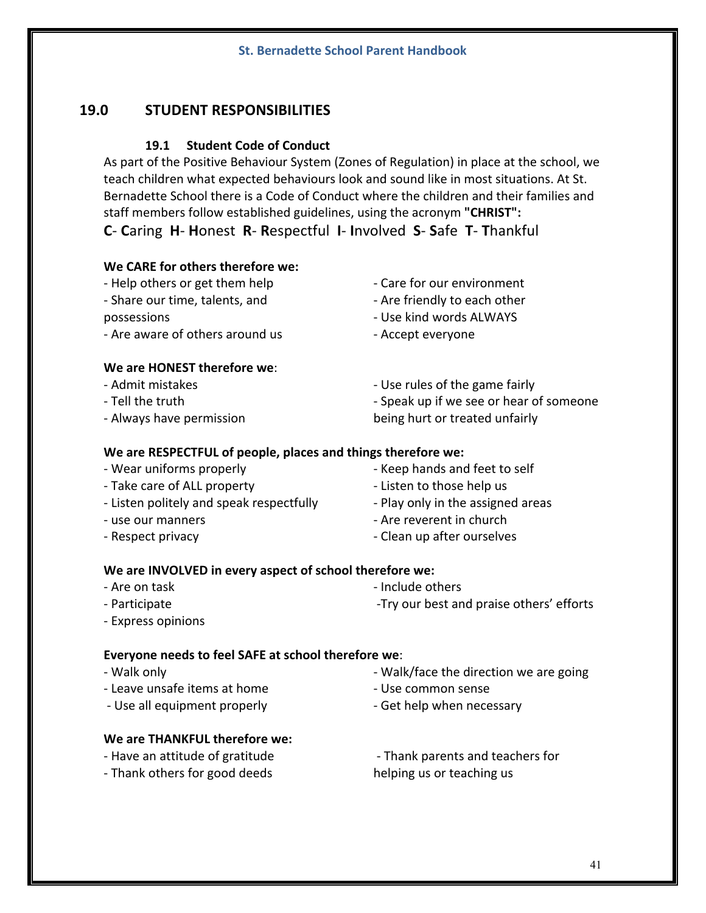## 19.0 STUDENT RESPONSIBILITIES

### 19.1 Student Code of Conduct

As part of the Positive Behaviour System (Zones of Regulation) in place at the school, we teach children what expected behaviours look and sound like in most situations. At St. Bernadette School there is a Code of Conduct where the children and their families and staff members follow established guidelines, using the acronym **"CHRIST":**

**C**- **C**aring **H**- **H**onest **R**- **R**espectful **I**- **I**nvolved **S**- **S**afe **T**- **T**hankful

**We CARE for others therefore we:**

- Help others or get them help
- Share our time, talents, and possessions
- Are aware of others around us
- Care for our environment
- Are friendly to each other
- Use kind words ALWAYS
- Accept everyone

**We are HONEST therefore we**:

- Admit mistakes
- Tell the truth
- Always have permission
- Use rules of the game fairly
- Speak up if we see or hear of someone being hurt or treated unfairly

**We are RESPECTFUL of people, places and things therefore we:**

- Wear uniforms properly
- Take care of ALL property
- Listen politely and speak respectfully
- use our manners
- Respect privacy
- Keep hands and feet to self
- Listen to those help us
- Play only in the assigned areas
- Are reverent in church
- Clean up after ourselves

**We are INVOLVED in every aspect of school therefore we:**

- Are on task
- Participate
- Express opinions
- Include others
- Try our best and praise others' efforts

**Everyone needs to feel SAFE at school therefore we**:

- Walk only
- Leave unsafe items at home
- Use all equipment properly
- Walk/face the direction we are going
- Use common sense
- Get help when necessary

**We are THANKFUL therefore we:**

- Have an attitude of gratitude
- Thank others for good deeds
- Thank parents and teachers for helping us or teaching us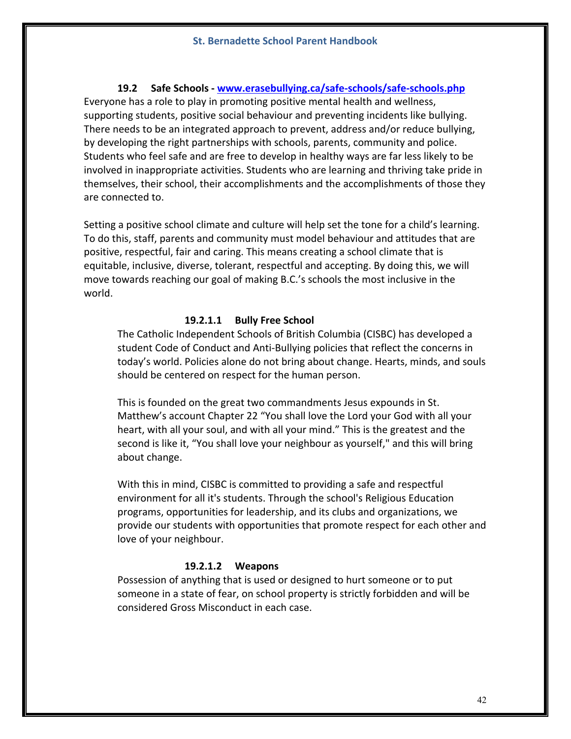### 19.2 Safe Schools - [www.erasebullying.ca/safe-schools/safe-schools.php](www.erasebullying.ca/safe-schools/safe-schools.php)

Everyone has a role to play in promoting positive mental health and wellness, supporting students, positive social behaviour and preventing incidents like bullying. There needs to be an integrated approach to prevent, address and/or reduce bullying, by developing the right partnerships with schools, parents, community and police. Students who feel safe and are free to develop in healthy ways are far less likely to be involved in inappropriate activities. Students who are learning and thriving take pride in themselves, their school, their accomplishments and the accomplishments of those they are connected to.

Setting a positive school climate and culture will help set the tone for a child's learning. To do this, staff, parents and community must model behaviour and attitudes that are positive, respectful, fair and caring. This means creating a school climate that is equitable, inclusive, diverse, tolerant, respectful and accepting. By doing this, we will move towards reaching our goal of making B.C.'s schools the most inclusive in the world.

#### 19.2.1.1 Bully Free School

The Catholic Independent Schools of British Columbia (CISBC) has developed a student Code of Conduct and Anti-Bullying policies that reflect the concerns in today's world. Policies alone do not bring about change. Hearts, minds, and souls should be centered on respect for the human person.

This is founded on the great two commandments Jesus expounds in St. Matthew's account Chapter 22 "You shall love the Lord your God with all your heart, with all your soul, and with all your mind." This is the greatest and the second is like it, "You shall love your neighbour as yourself," and this will bring about change.

With this in mind, CISBC is committed to providing a safe and respectful environment for all it's students. Through the school's Religious Education programs, opportunities for leadership, and its clubs and organizations, we provide our students with opportunities that promote respect for each other and love of your neighbour.

#### 19.2.1.2 Weapons

Possession of anything that is used or designed to hurt someone or to put someone in a state of fear, on school property is strictly forbidden and will be considered Gross Misconduct in each case.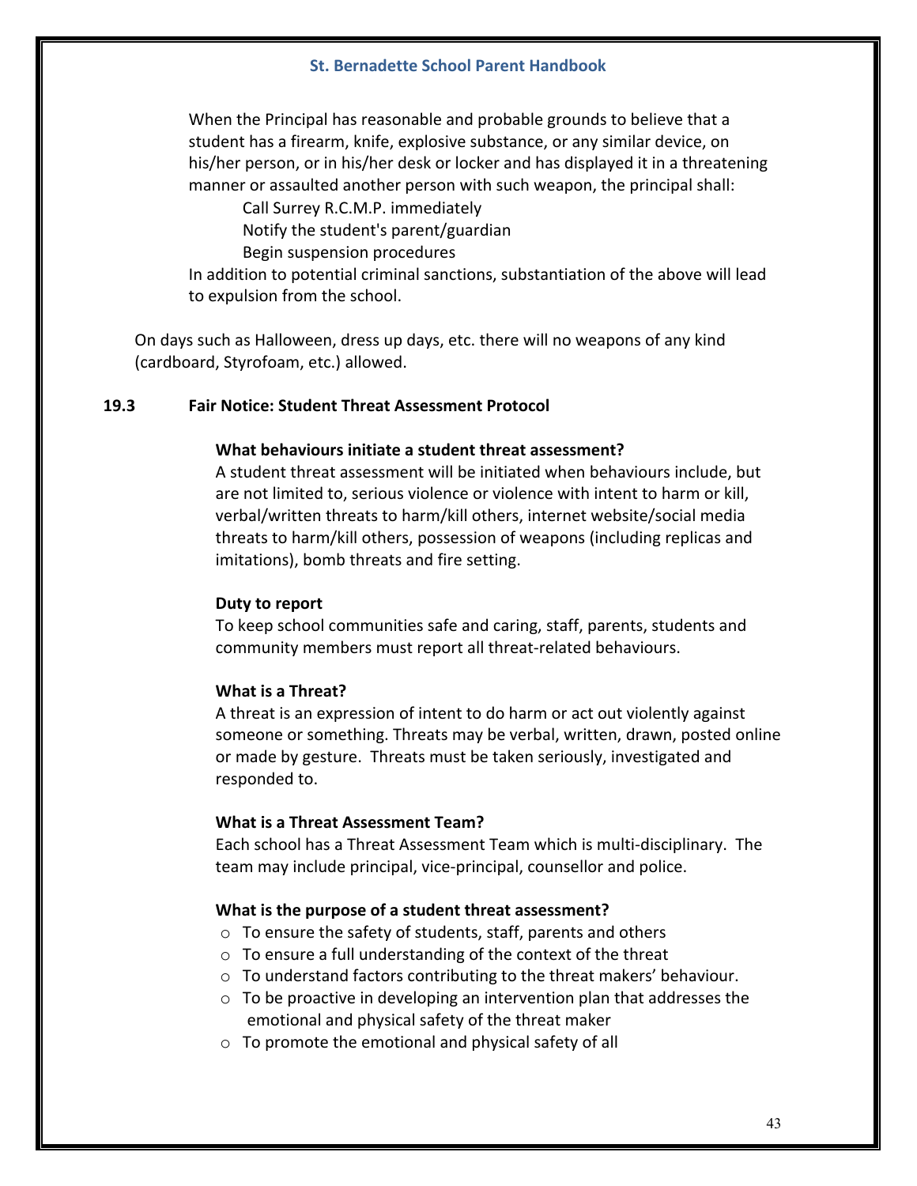When the Principal has reasonable and probable grounds to believe that a student has a firearm, knife, explosive substance, or any similar device, on his/her person, or in his/her desk or locker and has displayed it in a threatening manner or assaulted another person with such weapon, the principal shall:

- Call Surrey R.C.M.P. immediately
- Notify the student's parent/guardian
- Begin suspension procedures

In addition to potential criminal sanctions, substantiation of the above will lead to expulsion from the school.

On days such as Halloween, dress up days, etc. there will no weapons of any kind (cardboard, Styrofoam, etc.) allowed.

## 19.3 Fair Notice: Student Threat Assessment Protocol

**What behaviours initiate a student threat assessment?**

A student threat assessment will be initiated when behaviours include, but are not limited to, serious violence or violence with intent to harm or kill, verbal/written threats to harm/kill others, internet website/social media threats to harm/kill others, possession of weapons (including replicas and imitations), bomb threats and fire setting.

**Duty to report**

To keep school communities safe and caring, staff, parents, students and community members must report all threat-related behaviours.

**What is a Threat?**

A threat is an expression of intent to do harm or act out violently against someone or something. Threats may be verbal, written, drawn, posted online or made by gesture. Threats must be taken seriously, investigated and responded to.

**What is a Threat Assessment Team?**

Each school has a Threat Assessment Team which is multi-disciplinary. The team may include principal, vice-principal, counsellor and police.

**What is the purpose of a student threat assessment?**

- To ensure the safety of students, staff, parents and others
- To ensure a full understanding of the context of the threat
- To understand factors contributing to the threat makers' behaviour.
- To be proactive in developing an intervention plan that addresses the emotional and physical safety of the threat maker
- To promote the emotional and physical safety of all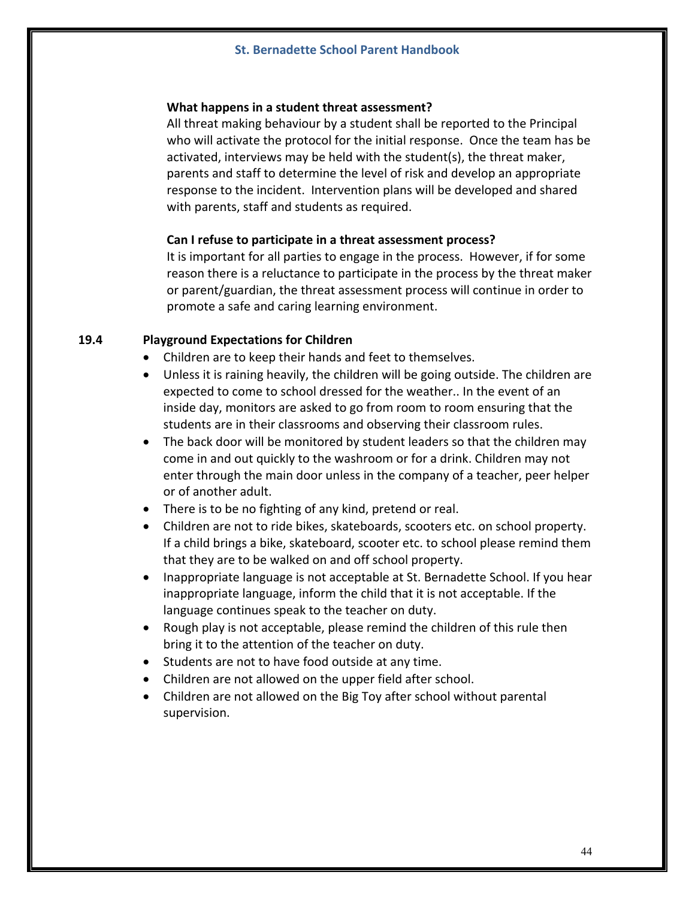**What happens in a student threat assessment?**

All threat making behaviour by a student shall be reported to the Principal who will activate the protocol for the initial response. Once the team has be activated, interviews may be held with the student(s), the threat maker, parents and staff to determine the level of risk and develop an appropriate response to the incident. Intervention plans will be developed and shared with parents, staff and students as required.

**Can I refuse to participate in a threat assessment process?**

It is important for all parties to engage in the process. However, if for some reason there is a reluctance to participate in the process by the threat maker or parent/guardian, the threat assessment process will continue in order to promote a safe and caring learning environment.

### 19.4 Playground Expectations for Children

- Children are to keep their hands and feet to themselves.
- Unless it is raining heavily, the children will be going outside. The children are expected to come to school dressed for the weather.. In the event of an inside day, monitors are asked to go from room to room ensuring that the students are in their classrooms and observing their classroom rules.
- The back door will be monitored by student leaders so that the children may come in and out quickly to the washroom or for a drink. Children may not enter through the main door unless in the company of a teacher, peer helper or of another adult.
- There is to be no fighting of any kind, pretend or real.
- Children are not to ride bikes, skateboards, scooters etc. on school property. If a child brings a bike, skateboard, scooter etc. to school please remind them that they are to be walked on and off school property.
- Inappropriate language is not acceptable at St. Bernadette School. If you hear inappropriate language, inform the child that it is not acceptable. If the language continues speak to the teacher on duty.
- Rough play is not acceptable, please remind the children of this rule then bring it to the attention of the teacher on duty.
- Students are not to have food outside at any time.
- Children are not allowed on the upper field after school.
- Children are not allowed on the Big Toy after school without parental supervision.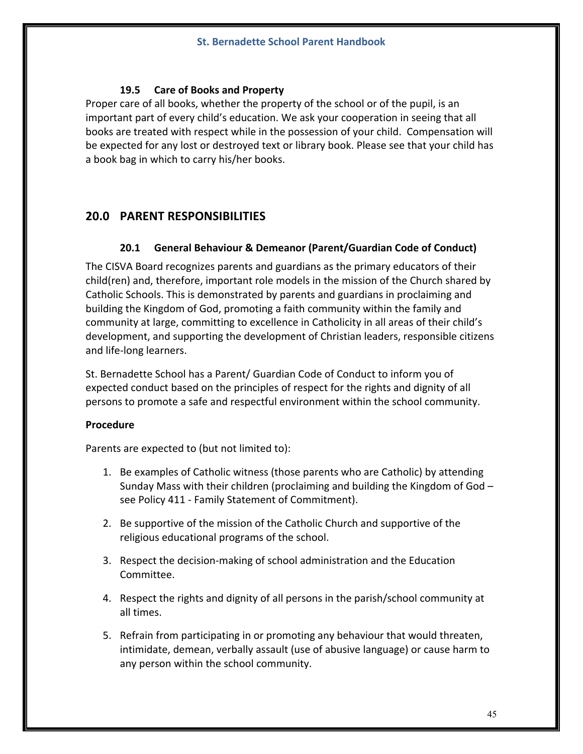### 19.5 Care of Books and Property

Proper care of all books, whether the property of the school or of the pupil, is an important part of every child's education. We ask your cooperation in seeing that all books are treated with respect while in the possession of your child. Compensation will be expected for any lost or destroyed text or library book. Please see that your child has a book bag in which to carry his/her books.

## 20.0 PARENT RESPONSIBILITIES

### 20.1 General Behaviour & Demeanor (Parent/Guardian Code of Conduct)

The CISVA Board recognizes parents and guardians as the primary educators of their child(ren) and, therefore, important role models in the mission of the Church shared by Catholic Schools. This is demonstrated by parents and guardians in proclaiming and building the Kingdom of God, promoting a faith community within the family and community at large, committing to excellence in Catholicity in all areas of their child's development, and supporting the development of Christian leaders, responsible citizens and life-long learners.

St. Bernadette School has a Parent/ Guardian Code of Conduct to inform you of expected conduct based on the principles of respect for the rights and dignity of all persons to promote a safe and respectful environment within the school community.

**Procedure**

Parents are expected to (but not limited to):

1. Be examples of Catholic witness (those parents who are Catholic) by attending Sunday Mass with their children (proclaiming and building the Kingdom of God – see Policy 411 - Family Statement of Commitment).
2. Be supportive of the mission of the Catholic Church and supportive of the religious educational programs of the school.
3. Respect the decision-making of school administration and the Education Committee.
4. Respect the rights and dignity of all persons in the parish/school community at all times.
5. Refrain from participating in or promoting any behaviour that would threaten, intimidate, demean, verbally assault (use of abusive language) or cause harm to any person within the school community.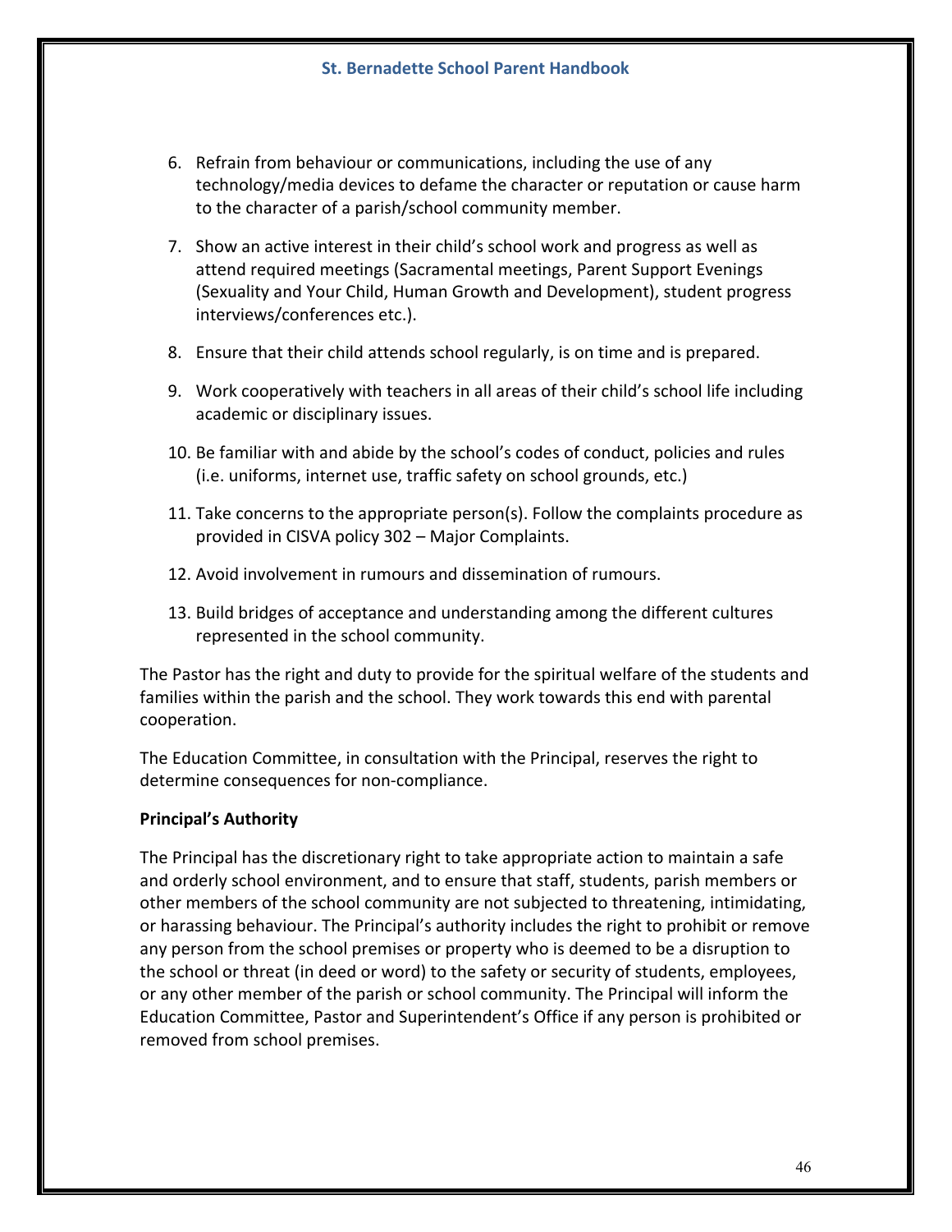6. Refrain from behaviour or communications, including the use of any technology/media devices to defame the character or reputation or cause harm to the character of a parish/school community member.

7. Show an active interest in their child's school work and progress as well as attend required meetings (Sacramental meetings, Parent Support Evenings (Sexuality and Your Child, Human Growth and Development), student progress interviews/conferences etc.).

8. Ensure that their child attends school regularly, is on time and is prepared.

9. Work cooperatively with teachers in all areas of their child's school life including academic or disciplinary issues.

10. Be familiar with and abide by the school's codes of conduct, policies and rules (i.e. uniforms, internet use, traffic safety on school grounds, etc.)

11. Take concerns to the appropriate person(s). Follow the complaints procedure as provided in CISVA policy 302 – Major Complaints.

12. Avoid involvement in rumours and dissemination of rumours.

13. Build bridges of acceptance and understanding among the different cultures represented in the school community.

The Pastor has the right and duty to provide for the spiritual welfare of the students and families within the parish and the school. They work towards this end with parental cooperation.

The Education Committee, in consultation with the Principal, reserves the right to determine consequences for non-compliance.

**Principal's Authority**

The Principal has the discretionary right to take appropriate action to maintain a safe and orderly school environment, and to ensure that staff, students, parish members or other members of the school community are not subjected to threatening, intimidating, or harassing behaviour. The Principal's authority includes the right to prohibit or remove any person from the school premises or property who is deemed to be a disruption to the school or threat (in deed or word) to the safety or security of students, employees, or any other member of the parish or school community. The Principal will inform the Education Committee, Pastor and Superintendent's Office if any person is prohibited or removed from school premises.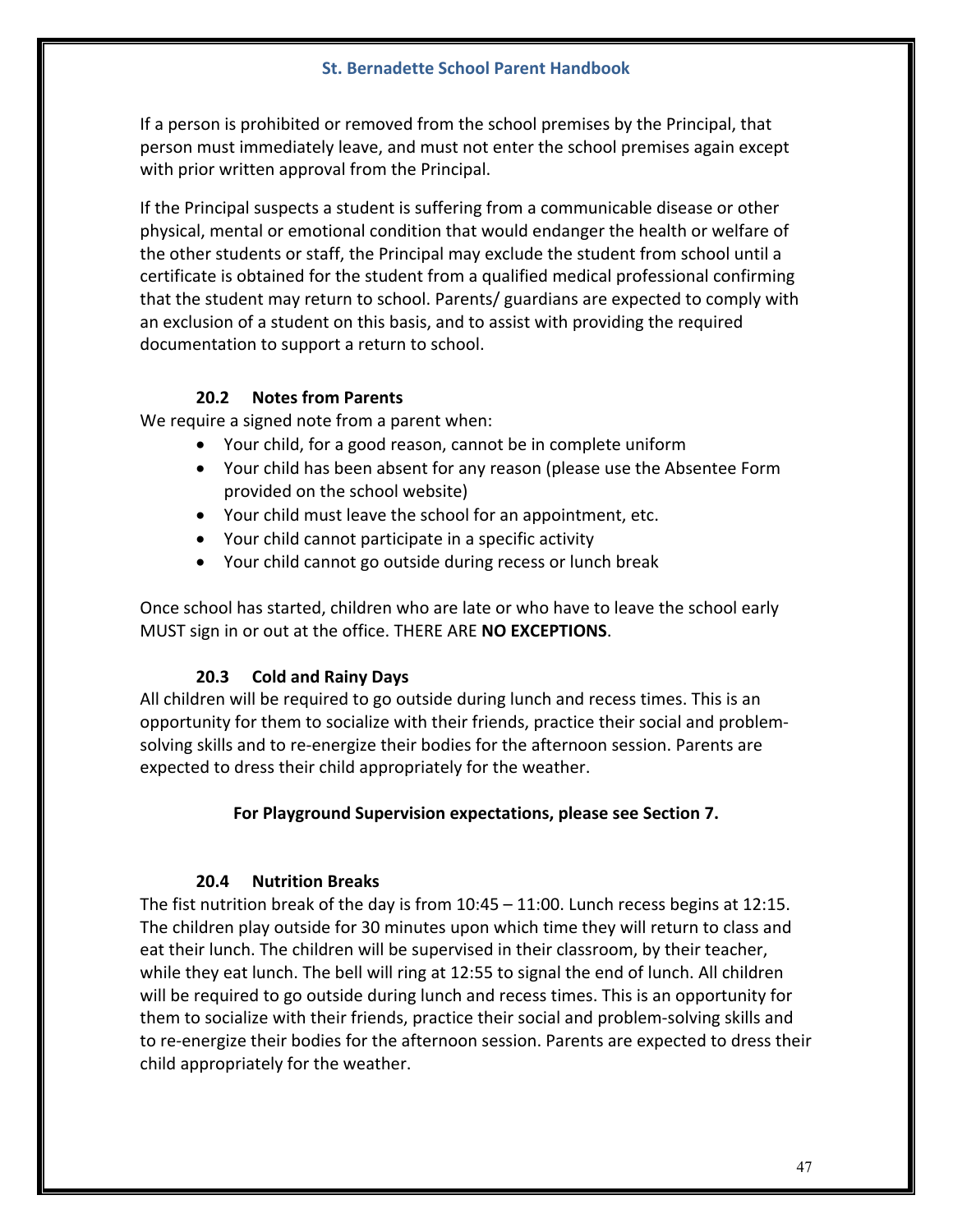If a person is prohibited or removed from the school premises by the Principal, that person must immediately leave, and must not enter the school premises again except with prior written approval from the Principal.

If the Principal suspects a student is suffering from a communicable disease or other physical, mental or emotional condition that would endanger the health or welfare of the other students or staff, the Principal may exclude the student from school until a certificate is obtained for the student from a qualified medical professional confirming that the student may return to school. Parents/ guardians are expected to comply with an exclusion of a student on this basis, and to assist with providing the required documentation to support a return to school.

### 20.2 Notes from Parents

We require a signed note from a parent when:

- Your child, for a good reason, cannot be in complete uniform
- Your child has been absent for any reason (please use the Absentee Form provided on the school website)
- Your child must leave the school for an appointment, etc.
- Your child cannot participate in a specific activity
- Your child cannot go outside during recess or lunch break

Once school has started, children who are late or who have to leave the school early MUST sign in or out at the office. THERE ARE **NO EXCEPTIONS**.

### 20.3 Cold and Rainy Days

All children will be required to go outside during lunch and recess times. This is an opportunity for them to socialize with their friends, practice their social and problem-solving skills and to re-energize their bodies for the afternoon session. Parents are expected to dress their child appropriately for the weather.

**For Playground Supervision expectations, please see Section 7.**

### 20.4 Nutrition Breaks

The fist nutrition break of the day is from 10:45 – 11:00. Lunch recess begins at 12:15. The children play outside for 30 minutes upon which time they will return to class and eat their lunch. The children will be supervised in their classroom, by their teacher, while they eat lunch. The bell will ring at 12:55 to signal the end of lunch. All children will be required to go outside during lunch and recess times. This is an opportunity for them to socialize with their friends, practice their social and problem-solving skills and to re-energize their bodies for the afternoon session. Parents are expected to dress their child appropriately for the weather.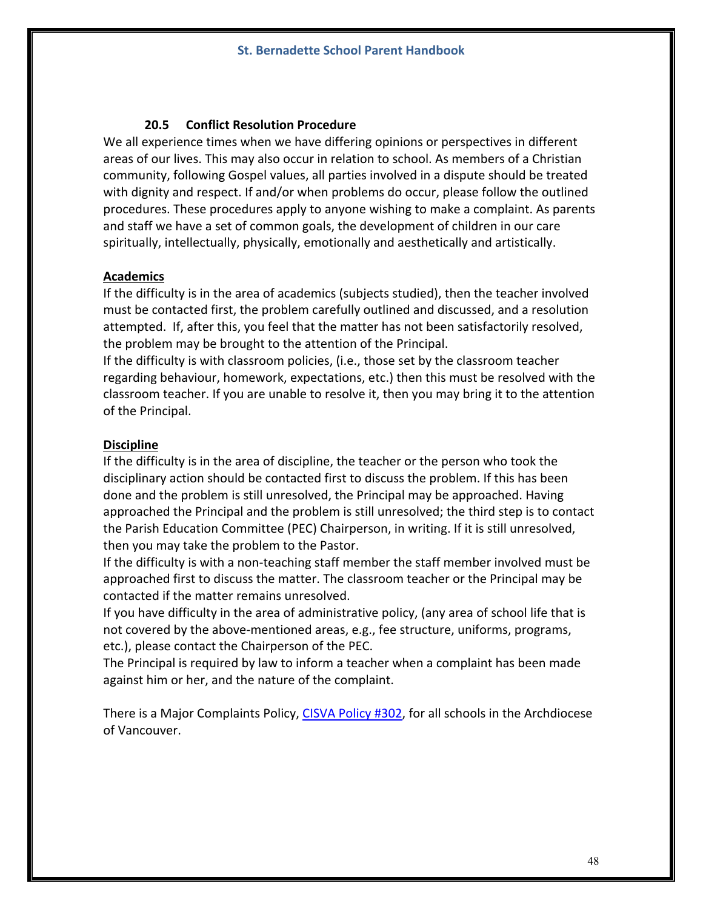### 20.5 Conflict Resolution Procedure

We all experience times when we have differing opinions or perspectives in different areas of our lives. This may also occur in relation to school. As members of a Christian community, following Gospel values, all parties involved in a dispute should be treated with dignity and respect. If and/or when problems do occur, please follow the outlined procedures. These procedures apply to anyone wishing to make a complaint. As parents and staff we have a set of common goals, the development of children in our care spiritually, intellectually, physically, emotionally and aesthetically and artistically.

**Academics**

If the difficulty is in the area of academics (subjects studied), then the teacher involved must be contacted first, the problem carefully outlined and discussed, and a resolution attempted. If, after this, you feel that the matter has not been satisfactorily resolved, the problem may be brought to the attention of the Principal.

If the difficulty is with classroom policies, (i.e., those set by the classroom teacher regarding behaviour, homework, expectations, etc.) then this must be resolved with the classroom teacher. If you are unable to resolve it, then you may bring it to the attention of the Principal.

**Discipline**

If the difficulty is in the area of discipline, the teacher or the person who took the disciplinary action should be contacted first to discuss the problem. If this has been done and the problem is still unresolved, the Principal may be approached. Having approached the Principal and the problem is still unresolved; the third step is to contact the Parish Education Committee (PEC) Chairperson, in writing. If it is still unresolved, then you may take the problem to the Pastor.

If the difficulty is with a non-teaching staff member the staff member involved must be approached first to discuss the matter. The classroom teacher or the Principal may be contacted if the matter remains unresolved.

If you have difficulty in the area of administrative policy, (any area of school life that is not covered by the above-mentioned areas, e.g., fee structure, uniforms, programs, etc.), please contact the Chairperson of the PEC.

The Principal is required by law to inform a teacher when a complaint has been made against him or her, and the nature of the complaint.

There is a Major Complaints Policy, CISVA Policy #302, for all schools in the Archdiocese of Vancouver.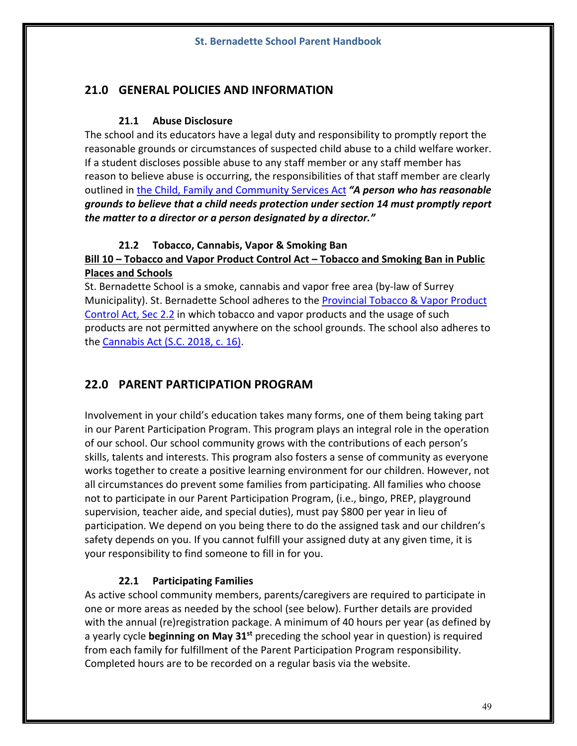## 21.0 GENERAL POLICIES AND INFORMATION

### 21.1 Abuse Disclosure

The school and its educators have a legal duty and responsibility to promptly report the reasonable grounds or circumstances of suspected child abuse to a child welfare worker. If a student discloses possible abuse to any staff member or any staff member has reason to believe abuse is occurring, the responsibilities of that staff member are clearly outlined in the Child, Family and Community Services Act ***"A person who has reasonable grounds to believe that a child needs protection under section 14 must promptly report the matter to a director or a person designated by a director."***

### 21.2 Tobacco, Cannabis, Vapor & Smoking Ban

**Bill 10 – Tobacco and Vapor Product Control Act – Tobacco and Smoking Ban in Public Places and Schools**

St. Bernadette School is a smoke, cannabis and vapor free area (by-law of Surrey Municipality). St. Bernadette School adheres to the Provincial Tobacco & Vapor Product Control Act, Sec 2.2 in which tobacco and vapor products and the usage of such products are not permitted anywhere on the school grounds. The school also adheres to the Cannabis Act (S.C. 2018, c. 16).

## 22.0 PARENT PARTICIPATION PROGRAM

Involvement in your child's education takes many forms, one of them being taking part in our Parent Participation Program. This program plays an integral role in the operation of our school. Our school community grows with the contributions of each person's skills, talents and interests. This program also fosters a sense of community as everyone works together to create a positive learning environment for our children. However, not all circumstances do prevent some families from participating. All families who choose not to participate in our Parent Participation Program, (i.e., bingo, PREP, playground supervision, teacher aide, and special duties), must pay $800 per year in lieu of participation. We depend on you being there to do the assigned task and our children's safety depends on you. If you cannot fulfill your assigned duty at any given time, it is your responsibility to find someone to fill in for you.

### 22.1 Participating Families

As active school community members, parents/caregivers are required to participate in one or more areas as needed by the school (see below). Further details are provided with the annual (re)registration package. A minimum of 40 hours per year (as defined by a yearly cycle **beginning on May 31st** preceding the school year in question) is required from each family for fulfillment of the Parent Participation Program responsibility. Completed hours are to be recorded on a regular basis via the website.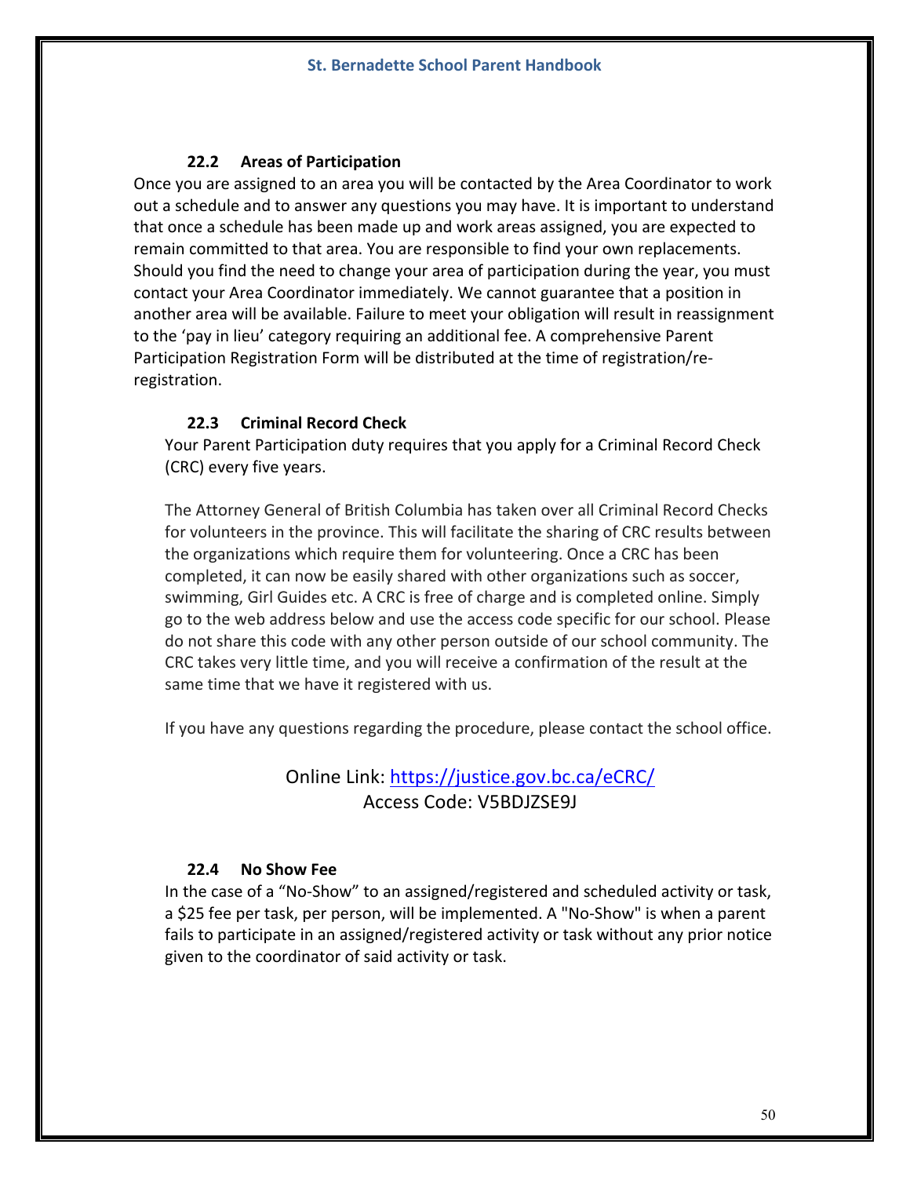### 22.2 Areas of Participation

Once you are assigned to an area you will be contacted by the Area Coordinator to work out a schedule and to answer any questions you may have. It is important to understand that once a schedule has been made up and work areas assigned, you are expected to remain committed to that area. You are responsible to find your own replacements. Should you find the need to change your area of participation during the year, you must contact your Area Coordinator immediately. We cannot guarantee that a position in another area will be available. Failure to meet your obligation will result in reassignment to the 'pay in lieu' category requiring an additional fee. A comprehensive Parent Participation Registration Form will be distributed at the time of registration/re-registration.

### 22.3 Criminal Record Check

Your Parent Participation duty requires that you apply for a Criminal Record Check (CRC) every five years.

The Attorney General of British Columbia has taken over all Criminal Record Checks for volunteers in the province. This will facilitate the sharing of CRC results between the organizations which require them for volunteering. Once a CRC has been completed, it can now be easily shared with other organizations such as soccer, swimming, Girl Guides etc. A CRC is free of charge and is completed online. Simply go to the web address below and use the access code specific for our school. Please do not share this code with any other person outside of our school community. The CRC takes very little time, and you will receive a confirmation of the result at the same time that we have it registered with us.

If you have any questions regarding the procedure, please contact the school office.

Online Link: [https://justice.gov.bc.ca/eCRC/](https://justice.gov.bc.ca/eCRC/)
Access Code: V5BDJZSE9J

### 22.4 No Show Fee

In the case of a "No-Show" to an assigned/registered and scheduled activity or task, a $25 fee per task, per person, will be implemented. A "No-Show" is when a parent fails to participate in an assigned/registered activity or task without any prior notice given to the coordinator of said activity or task.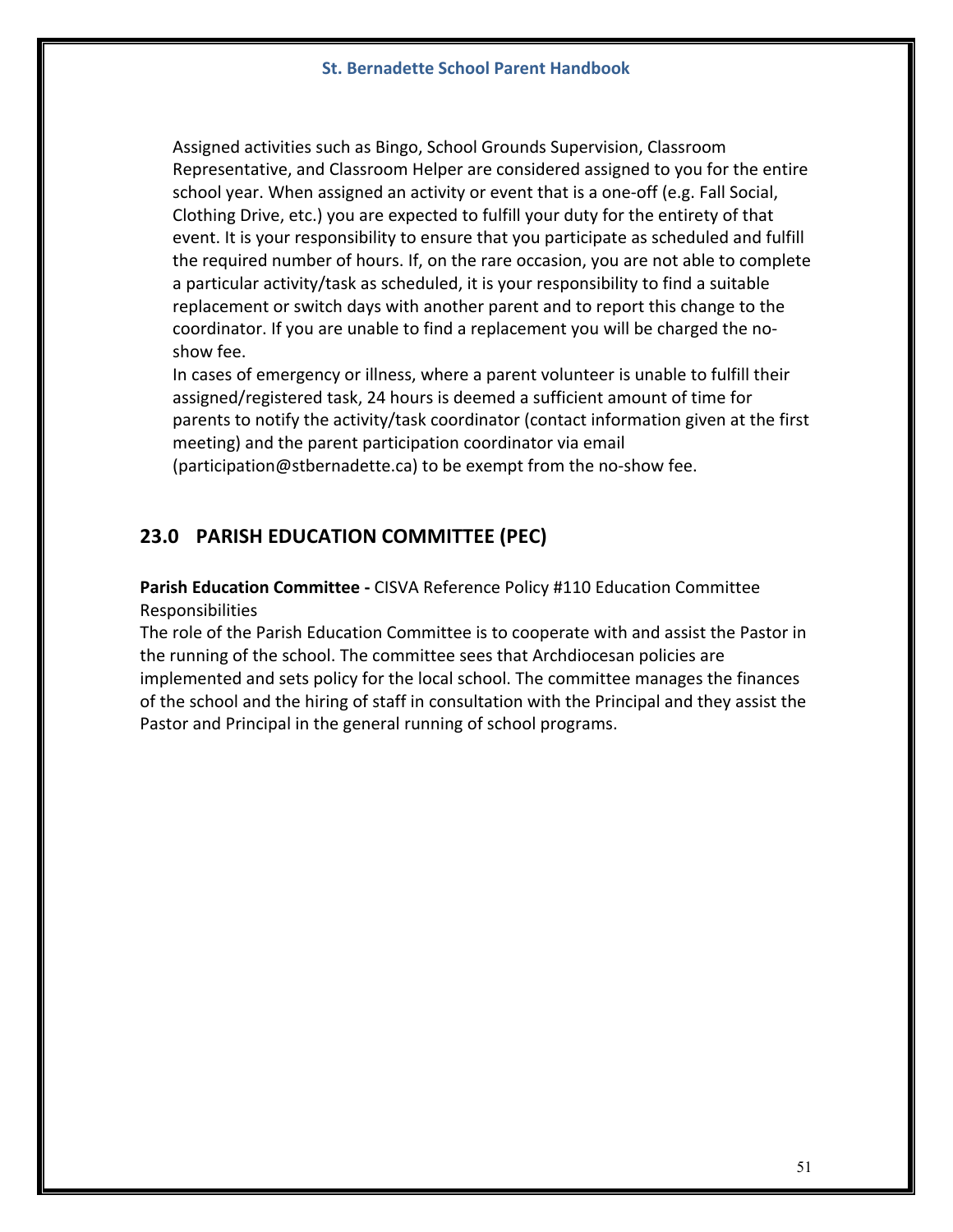Assigned activities such as Bingo, School Grounds Supervision, Classroom Representative, and Classroom Helper are considered assigned to you for the entire school year. When assigned an activity or event that is a one-off (e.g. Fall Social, Clothing Drive, etc.) you are expected to fulfill your duty for the entirety of that event. It is your responsibility to ensure that you participate as scheduled and fulfill the required number of hours. If, on the rare occasion, you are not able to complete a particular activity/task as scheduled, it is your responsibility to find a suitable replacement or switch days with another parent and to report this change to the coordinator. If you are unable to find a replacement you will be charged the no-show fee.

In cases of emergency or illness, where a parent volunteer is unable to fulfill their assigned/registered task, 24 hours is deemed a sufficient amount of time for parents to notify the activity/task coordinator (contact information given at the first meeting) and the parent participation coordinator via email (participation@stbernadette.ca) to be exempt from the no-show fee.

## 23.0 PARISH EDUCATION COMMITTEE (PEC)

**Parish Education Committee -** CISVA Reference Policy #110 Education Committee Responsibilities

The role of the Parish Education Committee is to cooperate with and assist the Pastor in the running of the school. The committee sees that Archdiocesan policies are implemented and sets policy for the local school. The committee manages the finances of the school and the hiring of staff in consultation with the Principal and they assist the Pastor and Principal in the general running of school programs.